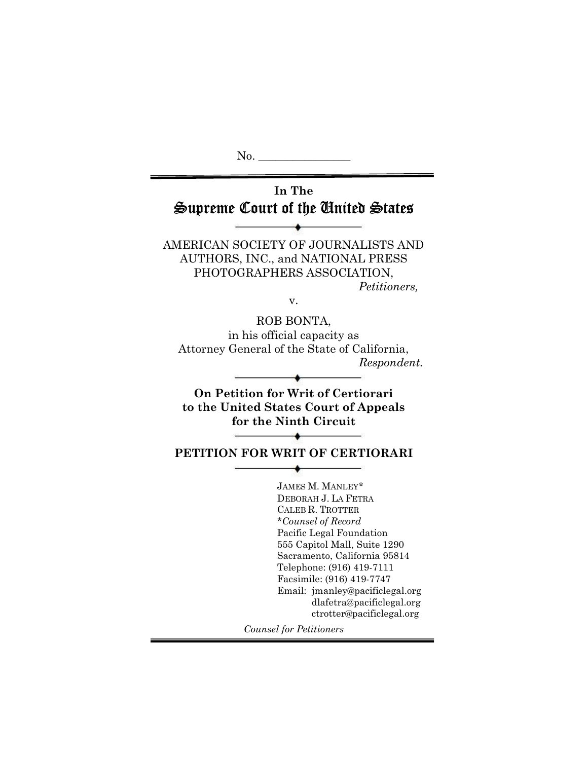No. _______________

**In The**

# Supreme Court of the United States

AMERICAN SOCIETY OF JOURNALISTS AND AUTHORS, INC., and NATIONAL PRESS PHOTOGRAPHERS ASSOCIATION,

*Petitioners,*

v.

ROB BONTA,
in his official capacity as
Attorney General of the State of California,

*Respondent.*

**On Petition for Writ of Certiorari to the United States Court of Appeals for the Ninth Circuit**

## PETITION FOR WRIT OF CERTIORARI

JAMES M. MANLEY*
DEBORAH J. LA FETRA
CALEB R. TROTTER
*\*Counsel of Record*
Pacific Legal Foundation
555 Capitol Mall, Suite 1290
Sacramento, California 95814
Telephone: (916) 419-7111
Facsimile: (916) 419-7747
Email: jmanley@pacificlegal.org
dlafetra@pacificlegal.org
ctrotter@pacificlegal.org

*Counsel for Petitioners*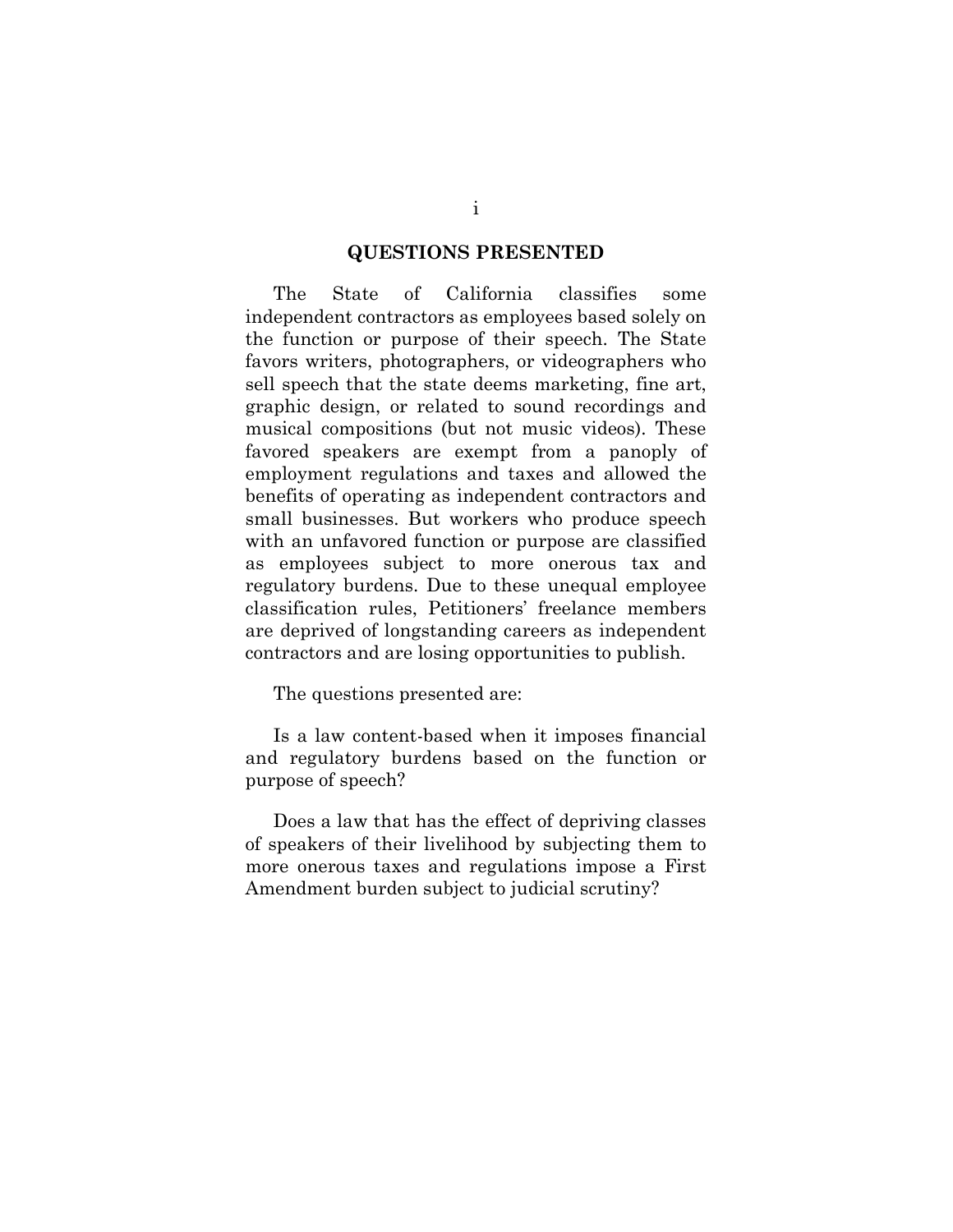## QUESTIONS PRESENTED

The State of California classifies some independent contractors as employees based solely on the function or purpose of their speech. The State favors writers, photographers, or videographers who sell speech that the state deems marketing, fine art, graphic design, or related to sound recordings and musical compositions (but not music videos). These favored speakers are exempt from a panoply of employment regulations and taxes and allowed the benefits of operating as independent contractors and small businesses. But workers who produce speech with an unfavored function or purpose are classified as employees subject to more onerous tax and regulatory burdens. Due to these unequal employee classification rules, Petitioners' freelance members are deprived of longstanding careers as independent contractors and are losing opportunities to publish.

The questions presented are:

Is a law content-based when it imposes financial and regulatory burdens based on the function or purpose of speech?

Does a law that has the effect of depriving classes of speakers of their livelihood by subjecting them to more onerous taxes and regulations impose a First Amendment burden subject to judicial scrutiny?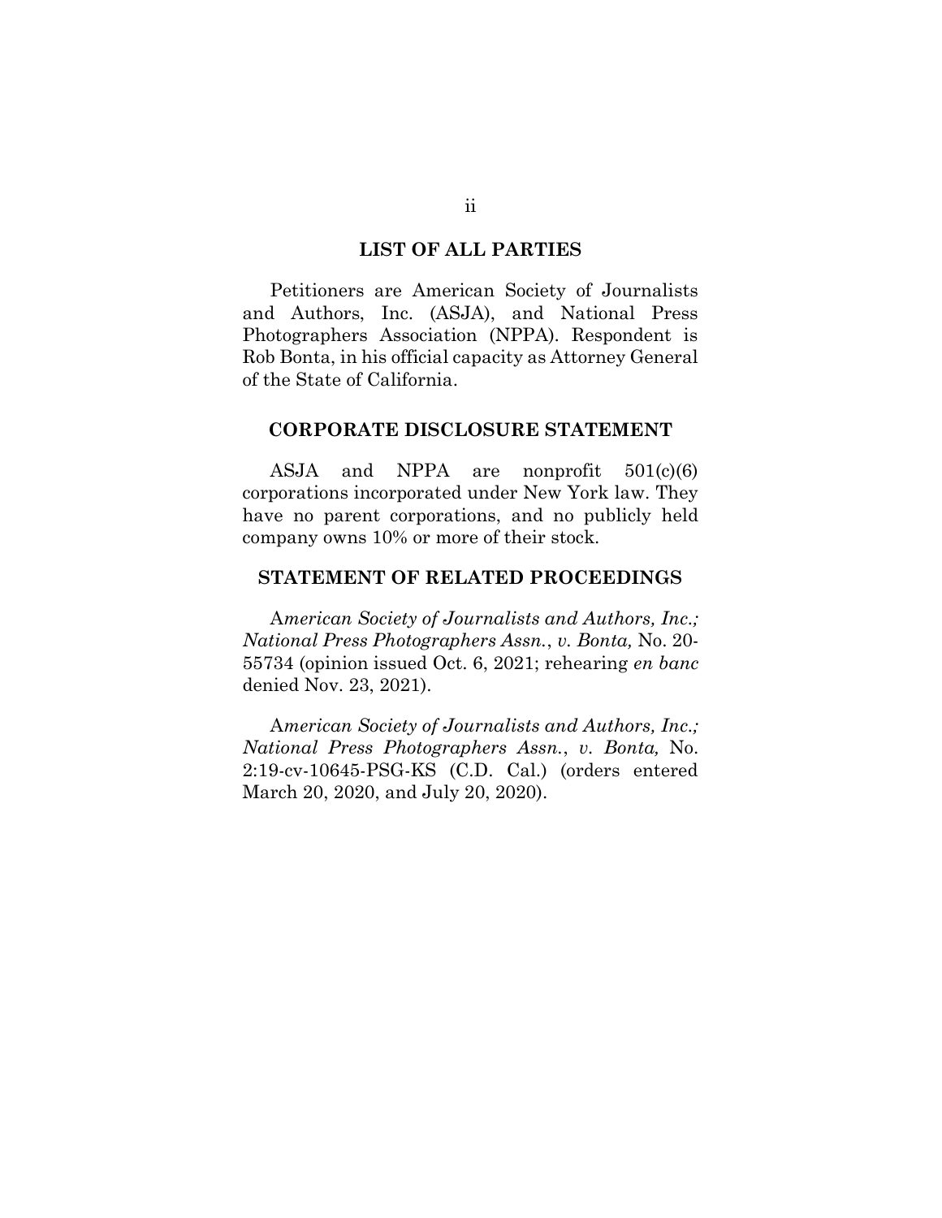## LIST OF ALL PARTIES

Petitioners are American Society of Journalists and Authors, Inc. (ASJA), and National Press Photographers Association (NPPA). Respondent is Rob Bonta, in his official capacity as Attorney General of the State of California.

## CORPORATE DISCLOSURE STATEMENT

ASJA and NPPA are nonprofit 501(c)(6) corporations incorporated under New York law. They have no parent corporations, and no publicly held company owns 10% or more of their stock.

## STATEMENT OF RELATED PROCEEDINGS

*American Society of Journalists and Authors, Inc.; National Press Photographers Assn.*, *v. Bonta,* No. 20-55734 (opinion issued Oct. 6, 2021; rehearing *en banc* denied Nov. 23, 2021).

*American Society of Journalists and Authors, Inc.; National Press Photographers Assn.*, *v. Bonta,* No. 2:19-cv-10645-PSG-KS (C.D. Cal.) (orders entered March 20, 2020, and July 20, 2020).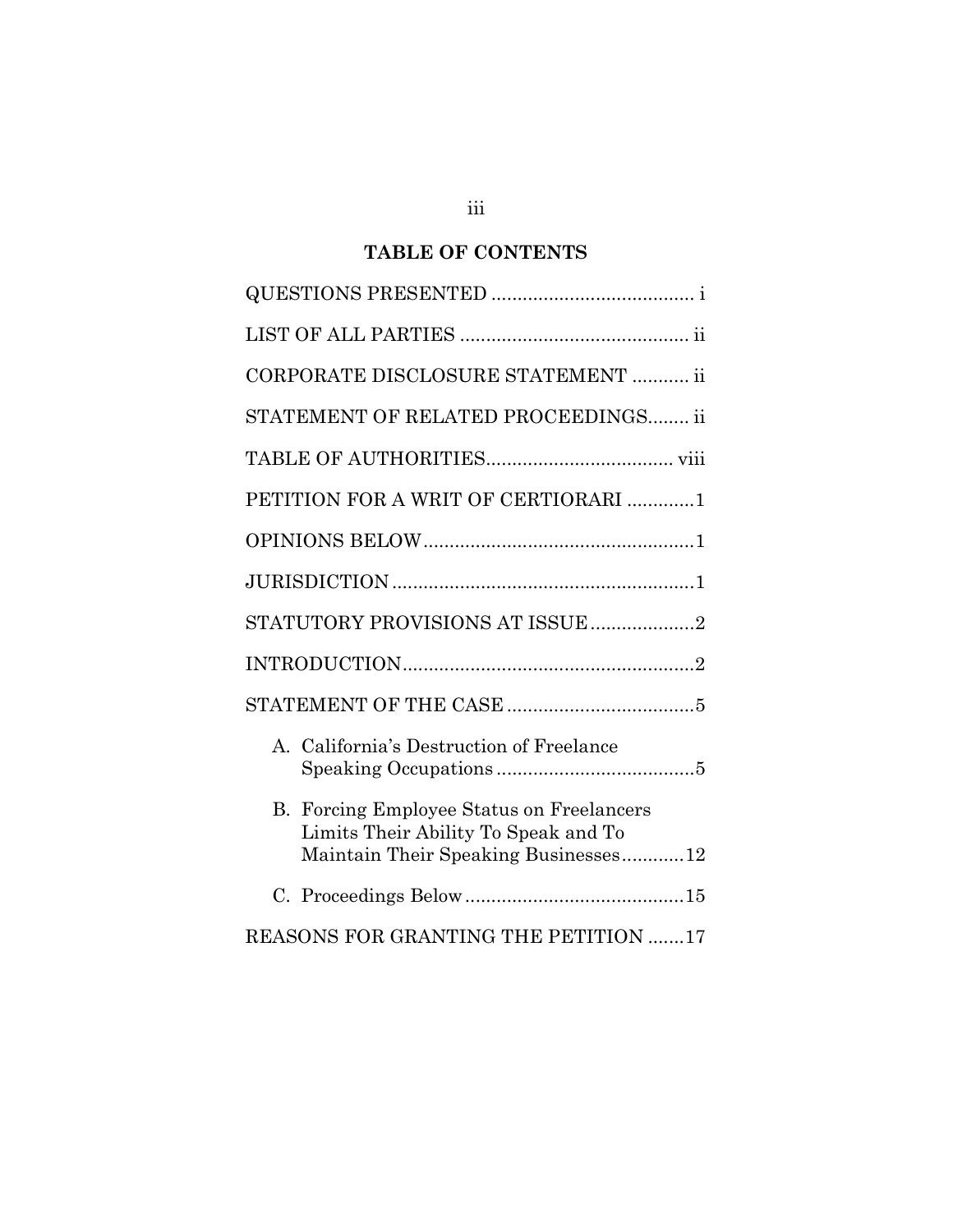# TABLE OF CONTENTS

QUESTIONS PRESENTED ....................................... i

LIST OF ALL PARTIES ........................................... ii

CORPORATE DISCLOSURE STATEMENT ........... ii

STATEMENT OF RELATED PROCEEDINGS........ ii

TABLE OF AUTHORITIES.................................... viii

PETITION FOR A WRIT OF CERTIORARI .............1

OPINIONS BELOW....................................................1

JURISDICTION..........................................................1

STATUTORY PROVISIONS AT ISSUE....................2

INTRODUCTION........................................................2

STATEMENT OF THE CASE ....................................5

A. California's Destruction of Freelance Speaking Occupations ......................................5

B. Forcing Employee Status on Freelancers Limits Their Ability To Speak and To Maintain Their Speaking Businesses............12

C. Proceedings Below..........................................15

REASONS FOR GRANTING THE PETITION .......17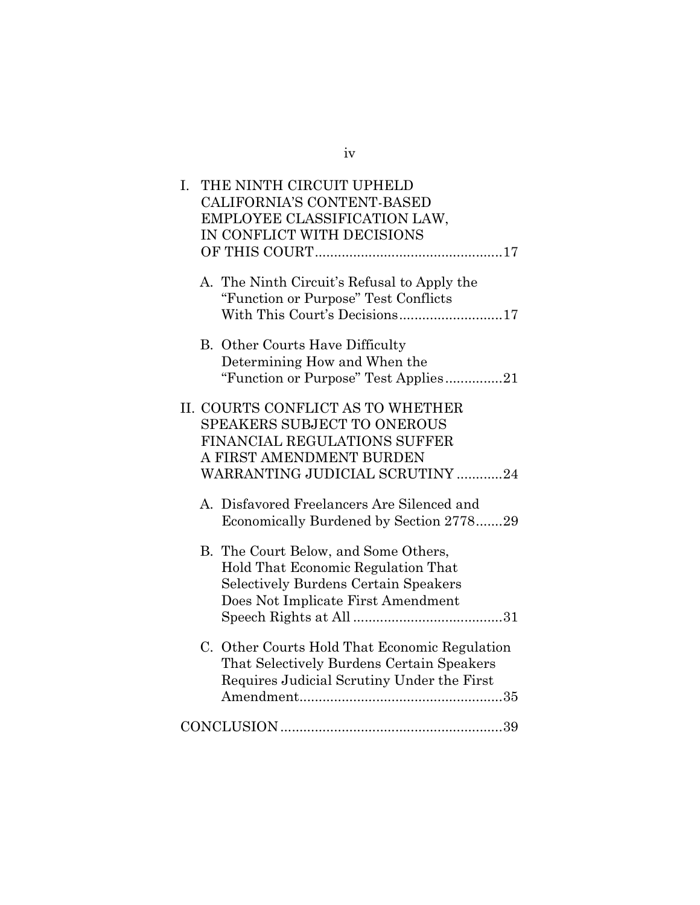I. THE NINTH CIRCUIT UPHELD CALIFORNIA'S CONTENT-BASED EMPLOYEE CLASSIFICATION LAW, IN CONFLICT WITH DECISIONS OF THIS COURT....................................................17

  A. The Ninth Circuit's Refusal to Apply the "Function or Purpose" Test Conflicts With This Court's Decisions...........................17

  B. Other Courts Have Difficulty Determining How and When the "Function or Purpose" Test Applies...............21

II. COURTS CONFLICT AS TO WHETHER SPEAKERS SUBJECT TO ONEROUS FINANCIAL REGULATIONS SUFFER A FIRST AMENDMENT BURDEN WARRANTING JUDICIAL SCRUTINY ............24

  A. Disfavored Freelancers Are Silenced and Economically Burdened by Section 2778.......29

  B. The Court Below, and Some Others, Hold That Economic Regulation That Selectively Burdens Certain Speakers Does Not Implicate First Amendment Speech Rights at All .......................................31

  C. Other Courts Hold That Economic Regulation That Selectively Burdens Certain Speakers Requires Judicial Scrutiny Under the First Amendment.....................................................35

CONCLUSION ..........................................................39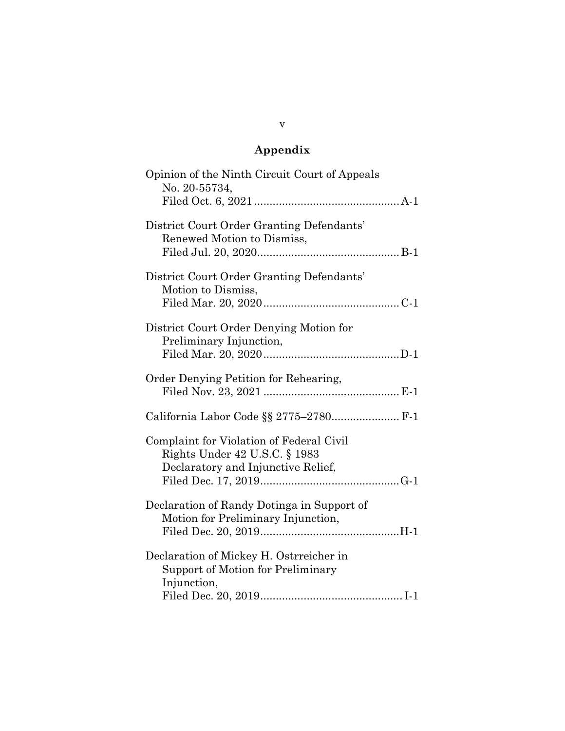## Appendix

Opinion of the Ninth Circuit Court of Appeals
No. 20-55734,
Filed Oct. 6, 2021 .............................................. A-1

District Court Order Granting Defendants' Renewed Motion to Dismiss,
Filed Jul. 20, 2020 .............................................. B-1

District Court Order Granting Defendants' Motion to Dismiss,
Filed Mar. 20, 2020 ............................................ C-1

District Court Order Denying Motion for Preliminary Injunction,
Filed Mar. 20, 2020 ............................................ D-1

Order Denying Petition for Rehearing,
Filed Nov. 23, 2021 ............................................ E-1

California Labor Code §§ 2775–2780 ...................... F-1

Complaint for Violation of Federal Civil Rights Under 42 U.S.C. § 1983 Declaratory and Injunctive Relief,
Filed Dec. 17, 2019 ............................................ G-1

Declaration of Randy Dotinga in Support of Motion for Preliminary Injunction,
Filed Dec. 20, 2019 ............................................ H-1

Declaration of Mickey H. Ostrreicher in Support of Motion for Preliminary Injunction,
Filed Dec. 20, 2019 ............................................. I-1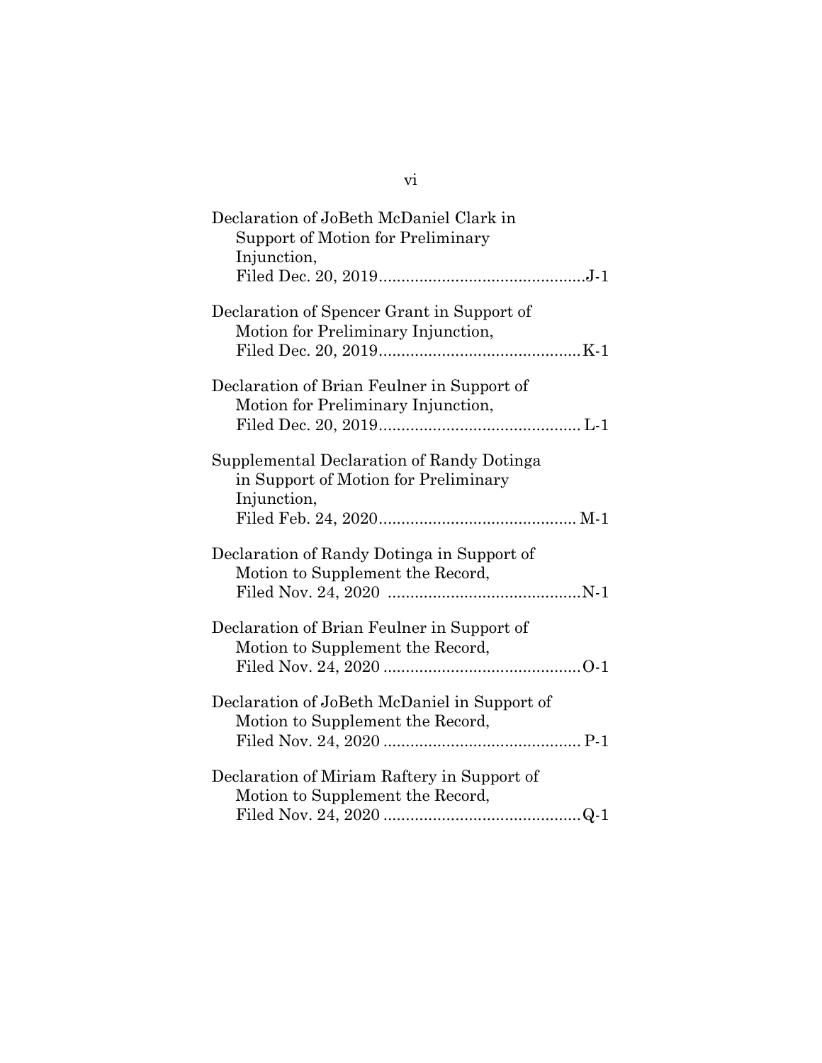Declaration of JoBeth McDaniel Clark in Support of Motion for Preliminary Injunction, Filed Dec. 20, 2019 .............................................J-1

Declaration of Spencer Grant in Support of Motion for Preliminary Injunction, Filed Dec. 20, 2019 ............................................K-1

Declaration of Brian Feulner in Support of Motion for Preliminary Injunction, Filed Dec. 20, 2019 ............................................ L-1

Supplemental Declaration of Randy Dotinga in Support of Motion for Preliminary Injunction, Filed Feb. 24, 2020 ........................................... M-1

Declaration of Randy Dotinga in Support of Motion to Supplement the Record, Filed Nov. 24, 2020 ...........................................N-1

Declaration of Brian Feulner in Support of Motion to Supplement the Record, Filed Nov. 24, 2020 ............................................O-1

Declaration of JoBeth McDaniel in Support of Motion to Supplement the Record, Filed Nov. 24, 2020 ............................................ P-1

Declaration of Miriam Raftery in Support of Motion to Supplement the Record, Filed Nov. 24, 2020 ............................................Q-1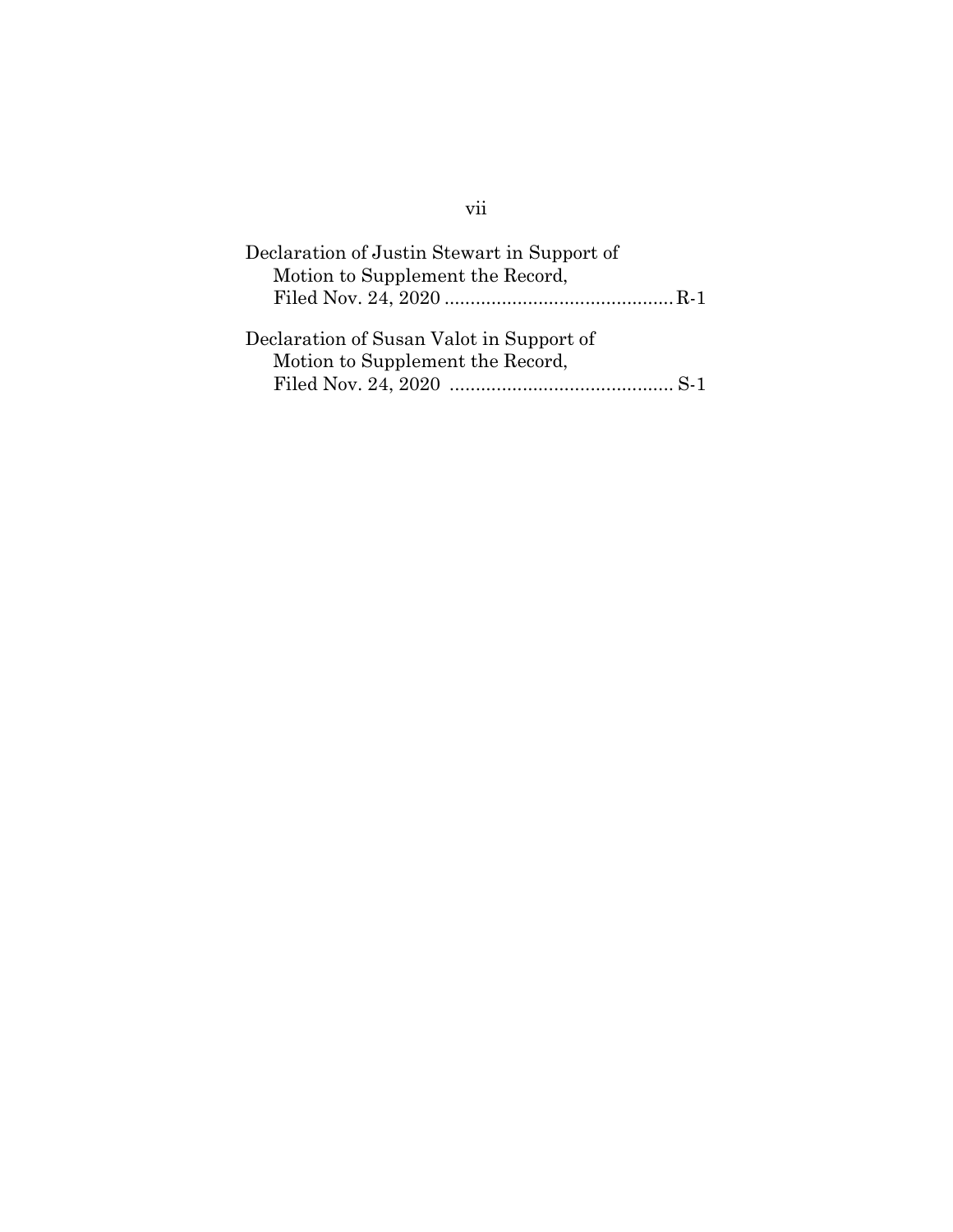Declaration of Justin Stewart in Support of Motion to Supplement the Record, Filed Nov. 24, 2020 .......................................... R-1

Declaration of Susan Valot in Support of Motion to Supplement the Record, Filed Nov. 24, 2020 .......................................... S-1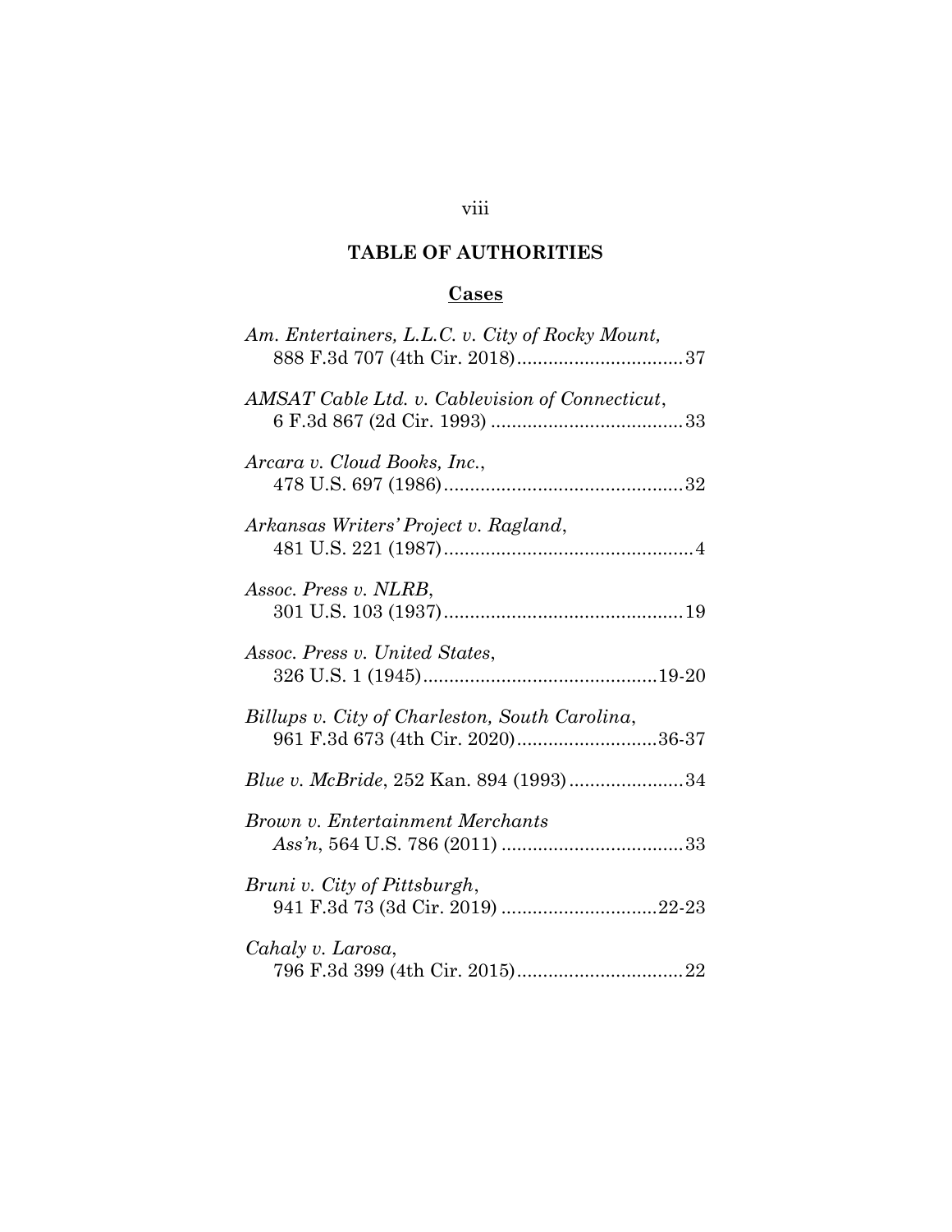## TABLE OF AUTHORITIES

### Cases

*Am. Entertainers, L.L.C. v. City of Rocky Mount*, 888 F.3d 707 (4th Cir. 2018)................................37

*AMSAT Cable Ltd. v. Cablevision of Connecticut*, 6 F.3d 867 (2d Cir. 1993) .....................................33

*Arcara v. Cloud Books, Inc.*, 478 U.S. 697 (1986)..............................................32

*Arkansas Writers' Project v. Ragland*, 481 U.S. 221 (1987)................................................4

*Assoc. Press v. NLRB*, 301 U.S. 103 (1937)..............................................19

*Assoc. Press v. United States*, 326 U.S. 1 (1945).............................................19-20

*Billups v. City of Charleston, South Carolina*, 961 F.3d 673 (4th Cir. 2020)...........................36-37

*Blue v. McBride*, 252 Kan. 894 (1993)......................34

*Brown v. Entertainment Merchants Ass'n*, 564 U.S. 786 (2011) ...................................33

*Bruni v. City of Pittsburgh*, 941 F.3d 73 (3d Cir. 2019) ..............................22-23

*Cahaly v. Larosa*, 796 F.3d 399 (4th Cir. 2015)................................22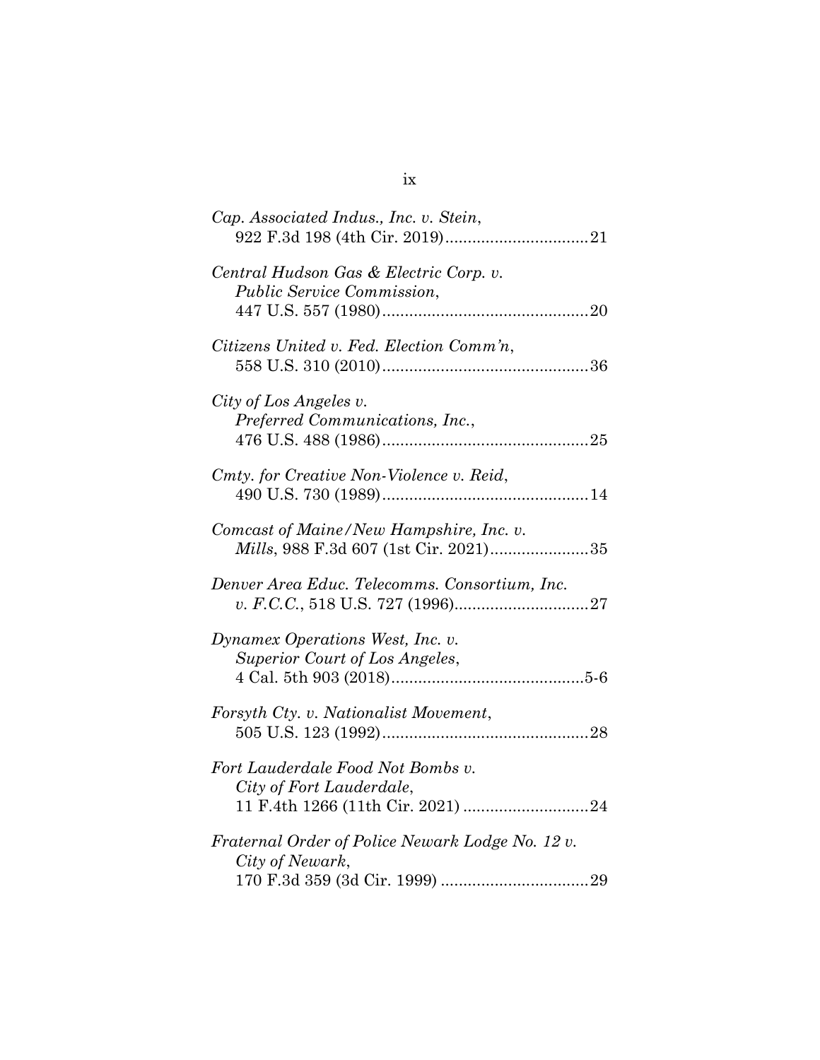*Cap. Associated Indus., Inc. v. Stein*,
922 F.3d 198 (4th Cir. 2019)................................21

*Central Hudson Gas & Electric Corp. v. Public Service Commission*,
447 U.S. 557 (1980)..............................................20

*Citizens United v. Fed. Election Comm'n*,
558 U.S. 310 (2010)..............................................36

*City of Los Angeles v. Preferred Communications, Inc.*,
476 U.S. 488 (1986)..............................................25

*Cmty. for Creative Non-Violence v. Reid*,
490 U.S. 730 (1989)..............................................14

*Comcast of Maine/New Hampshire, Inc. v. Mills*, 988 F.3d 607 (1st Cir. 2021)......................35

*Denver Area Educ. Telecomms. Consortium, Inc. v. F.C.C.*, 518 U.S. 727 (1996)..............................27

*Dynamex Operations West, Inc. v. Superior Court of Los Angeles*,
4 Cal. 5th 903 (2018)...........................................5-6

*Forsyth Cty. v. Nationalist Movement*,
505 U.S. 123 (1992)..............................................28

*Fort Lauderdale Food Not Bombs v. City of Fort Lauderdale*,
11 F.4th 1266 (11th Cir. 2021) ............................24

*Fraternal Order of Police Newark Lodge No. 12 v. City of Newark*,
170 F.3d 359 (3d Cir. 1999) .................................29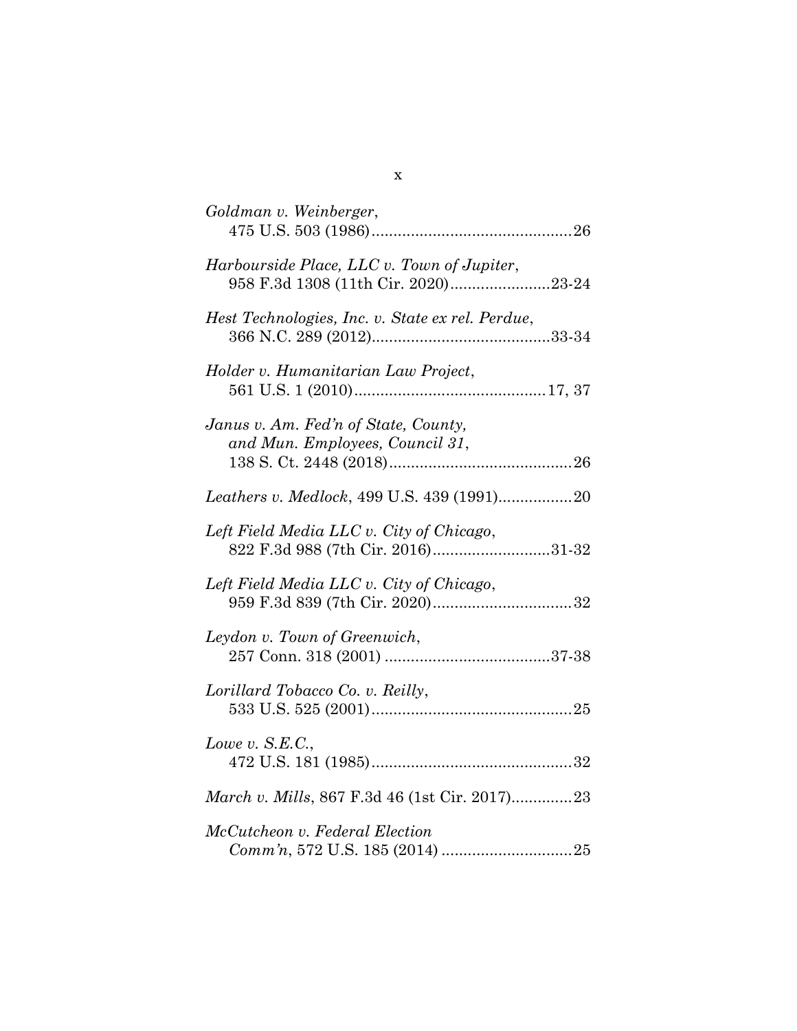*Goldman v. Weinberger*,
475 U.S. 503 (1986)..............................................26

*Harbourside Place, LLC v. Town of Jupiter*,
958 F.3d 1308 (11th Cir. 2020).......................23-24

*Hest Technologies, Inc. v. State ex rel. Perdue*,
366 N.C. 289 (2012).........................................33-34

*Holder v. Humanitarian Law Project*,
561 U.S. 1 (2010)............................................17, 37

*Janus v. Am. Fed'n of State, County, and Mun. Employees, Council 31*,
138 S. Ct. 2448 (2018)..........................................26

*Leathers v. Medlock*, 499 U.S. 439 (1991).................20

*Left Field Media LLC v. City of Chicago*,
822 F.3d 988 (7th Cir. 2016)...........................31-32

*Left Field Media LLC v. City of Chicago*,
959 F.3d 839 (7th Cir. 2020)................................32

*Leydon v. Town of Greenwich*,
257 Conn. 318 (2001) ......................................37-38

*Lorillard Tobacco Co. v. Reilly*,
533 U.S. 525 (2001)..............................................25

*Lowe v. S.E.C.*,
472 U.S. 181 (1985)..............................................32

*March v. Mills*, 867 F.3d 46 (1st Cir. 2017)..............23

*McCutcheon v. Federal Election Comm'n*, 572 U.S. 185 (2014) ..............................25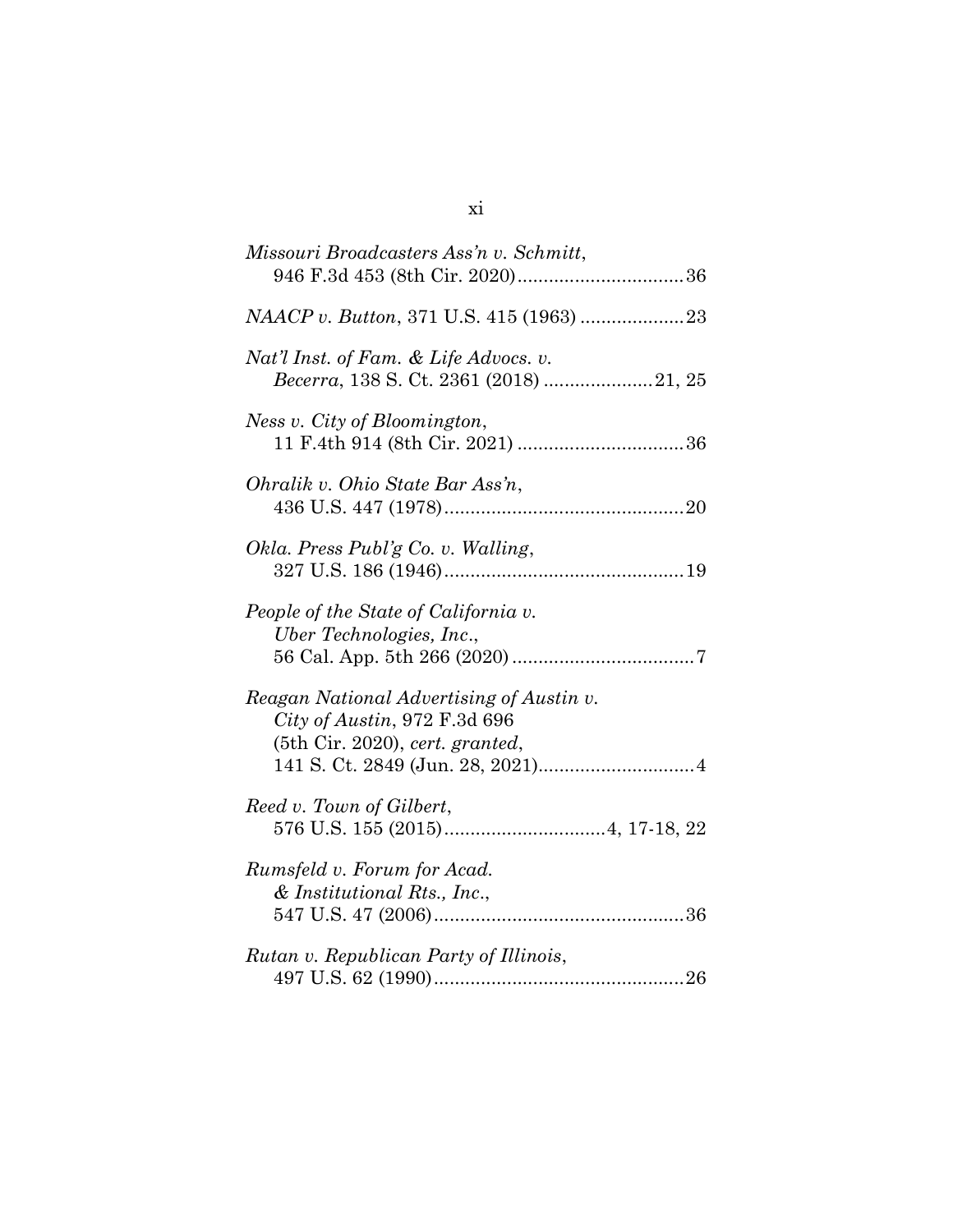*Missouri Broadcasters Ass'n v. Schmitt*,
946 F.3d 453 (8th Cir. 2020)................................36

*NAACP v. Button*, 371 U.S. 415 (1963) ....................23

*Nat'l Inst. of Fam. & Life Advocs. v. Becerra*, 138 S. Ct. 2361 (2018) .....................21, 25

*Ness v. City of Bloomington*,
11 F.4th 914 (8th Cir. 2021) ................................36

*Ohralik v. Ohio State Bar Ass'n*,
436 U.S. 447 (1978)..............................................20

*Okla. Press Publ'g Co. v. Walling*,
327 U.S. 186 (1946)..............................................19

*People of the State of California v. Uber Technologies, Inc.*,
56 Cal. App. 5th 266 (2020) ...................................7

*Reagan National Advertising of Austin v. City of Austin*, 972 F.3d 696 (5th Cir. 2020), *cert. granted*,
141 S. Ct. 2849 (Jun. 28, 2021)..............................4

*Reed v. Town of Gilbert*,
576 U.S. 155 (2015)...............................4, 17-18, 22

*Rumsfeld v. Forum for Acad. & Institutional Rts., Inc.*,
547 U.S. 47 (2006)................................................36

*Rutan v. Republican Party of Illinois*,
497 U.S. 62 (1990)................................................26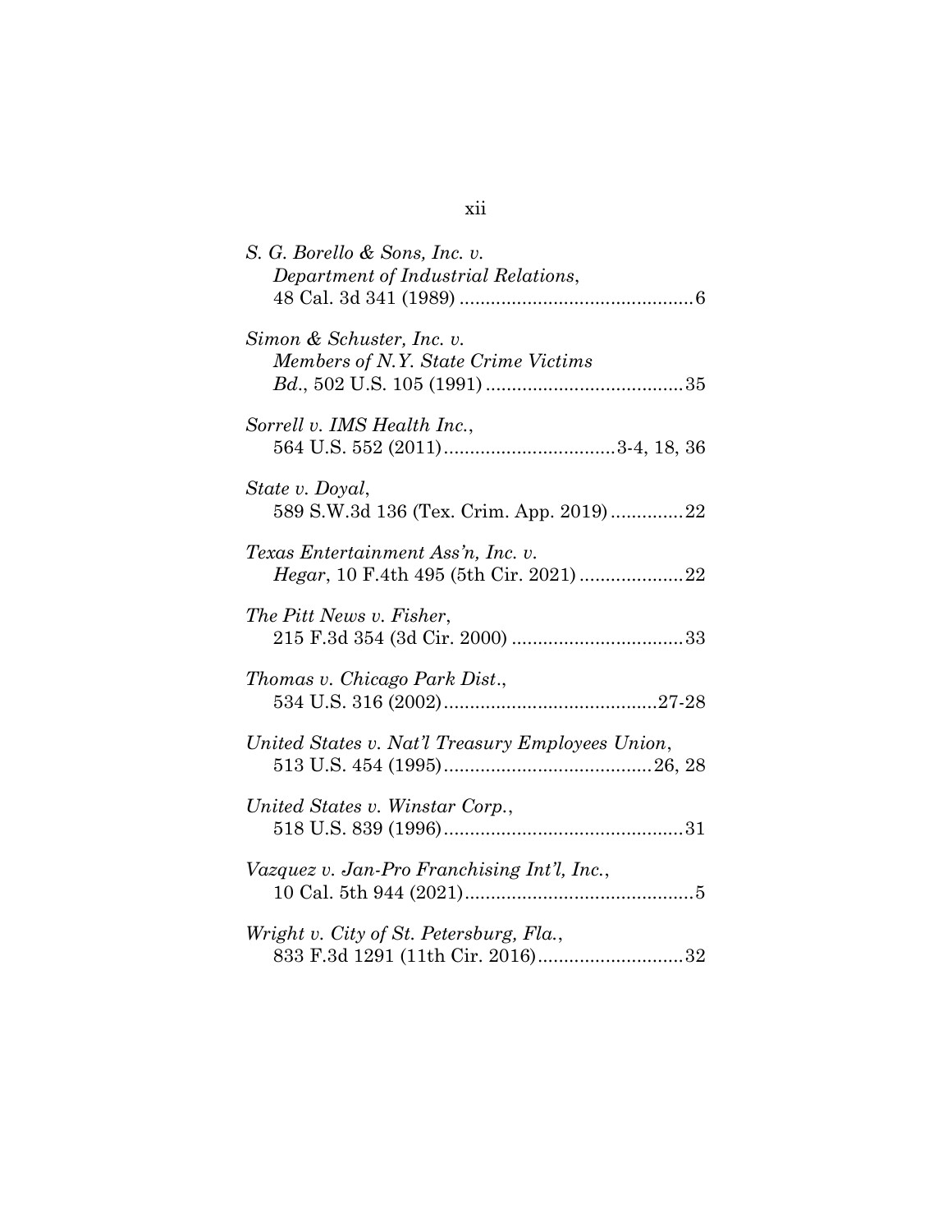*S. G. Borello & Sons, Inc. v. Department of Industrial Relations*, 48 Cal. 3d 341 (1989) .............................................6

*Simon & Schuster, Inc. v. Members of N.Y. State Crime Victims Bd.*, 502 U.S. 105 (1991) .....................................35

*Sorrell v. IMS Health Inc.*, 564 U.S. 552 (2011).................................3-4, 18, 36

*State v. Doyal*, 589 S.W.3d 136 (Tex. Crim. App. 2019).............22

*Texas Entertainment Ass'n, Inc. v. Hegar*, 10 F.4th 495 (5th Cir. 2021) ....................22

*The Pitt News v. Fisher*, 215 F.3d 354 (3d Cir. 2000) .................................33

*Thomas v. Chicago Park Dist.*, 534 U.S. 316 (2002).........................................27-28

*United States v. Nat'l Treasury Employees Union*, 513 U.S. 454 (1995)........................................26, 28

*United States v. Winstar Corp.*, 518 U.S. 839 (1996)..............................................31

*Vazquez v. Jan-Pro Franchising Int'l, Inc.*, 10 Cal. 5th 944 (2021)............................................5

*Wright v. City of St. Petersburg, Fla.*, 833 F.3d 1291 (11th Cir. 2016)...........................32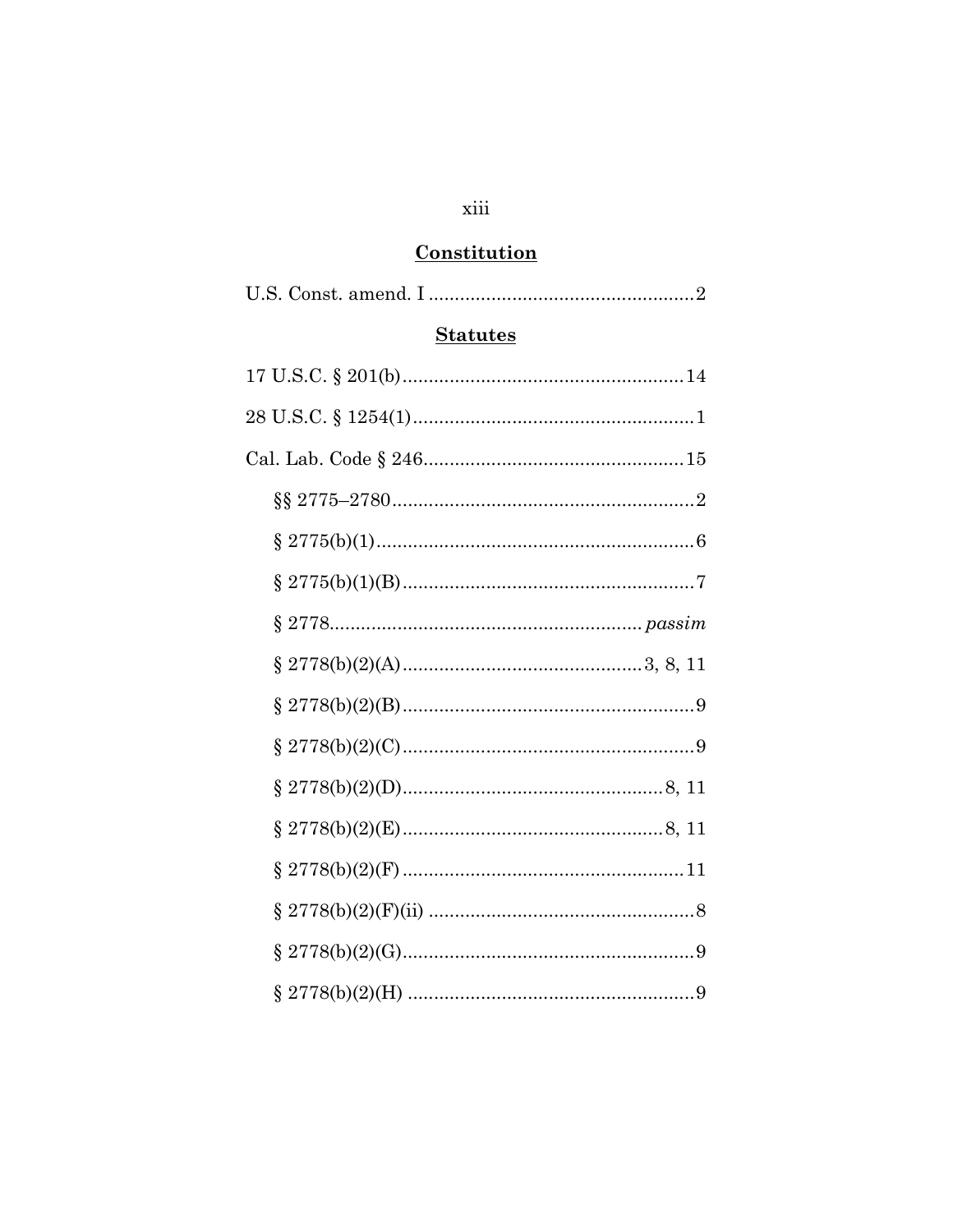## Constitution

U.S. Const. amend. I ..................................................2

## Statutes

17 U.S.C. § 201(b)......................................................14

28 U.S.C. § 1254(1)......................................................1

Cal. Lab. Code § 246..................................................15

  §§ 2775–2780..........................................................2

  § 2775(b)(1)............................................................6

  § 2775(b)(1)(B)........................................................7

  § 2778.......................................................... *passim*

  § 2778(b)(2)(A)..............................................3, 8, 11

  § 2778(b)(2)(B)........................................................9

  § 2778(b)(2)(C)........................................................9

  § 2778(b)(2)(D)..................................................8, 11

  § 2778(b)(2)(E)..................................................8, 11

  § 2778(b)(2)(F)......................................................11

  § 2778(b)(2)(F)(ii) ...................................................8

  § 2778(b)(2)(G)........................................................9

  § 2778(b)(2)(H) .......................................................9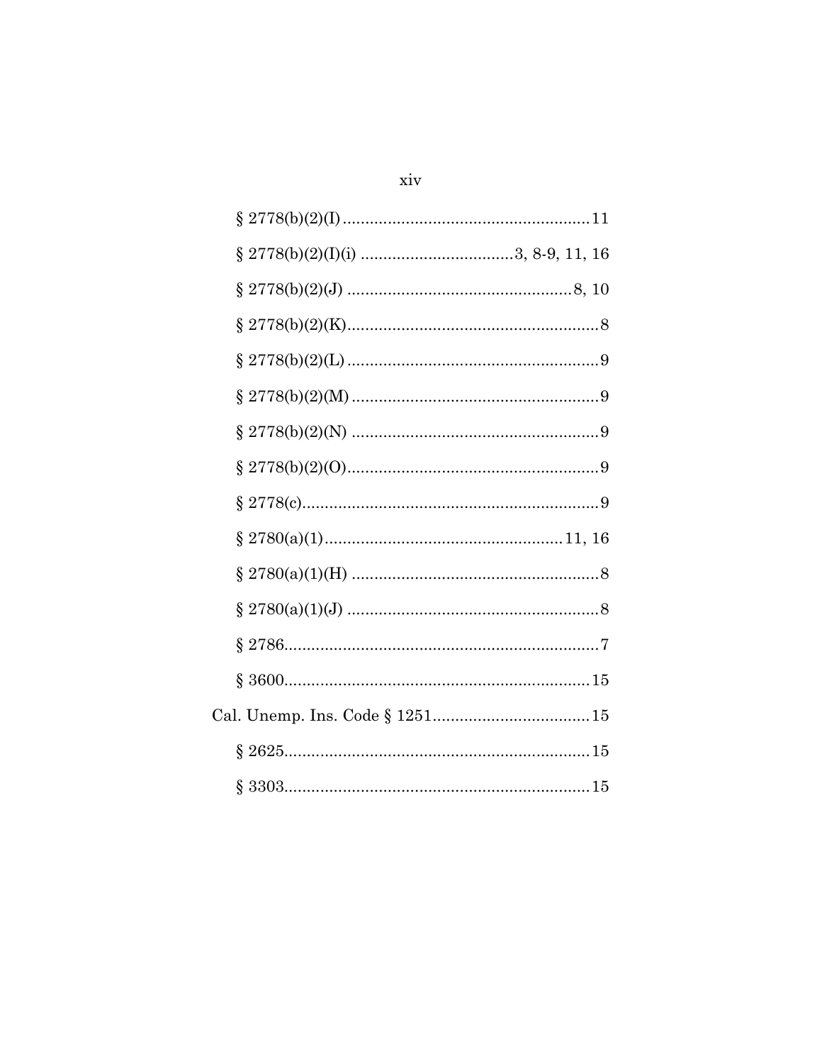§ 2778(b)(2)(I) ........................................................ 11

§ 2778(b)(2)(I)(i) .................................. 3, 8-9, 11, 16

§ 2778(b)(2)(J) ................................................. 8, 10

§ 2778(b)(2)(K) ........................................................ 8

§ 2778(b)(2)(L) ........................................................ 9

§ 2778(b)(2)(M) ....................................................... 9

§ 2778(b)(2)(N) ....................................................... 9

§ 2778(b)(2)(O) ........................................................ 9

§ 2778(c) ................................................................... 9

§ 2780(a)(1) ..................................................... 11, 16

§ 2780(a)(1)(H) ....................................................... 8

§ 2780(a)(1)(J) ........................................................ 8

§ 2786 ...................................................................... 7

§ 3600 .................................................................... 15

Cal. Unemp. Ins. Code § 1251 .................................. 15

§ 2625 .................................................................... 15

§ 3303 .................................................................... 15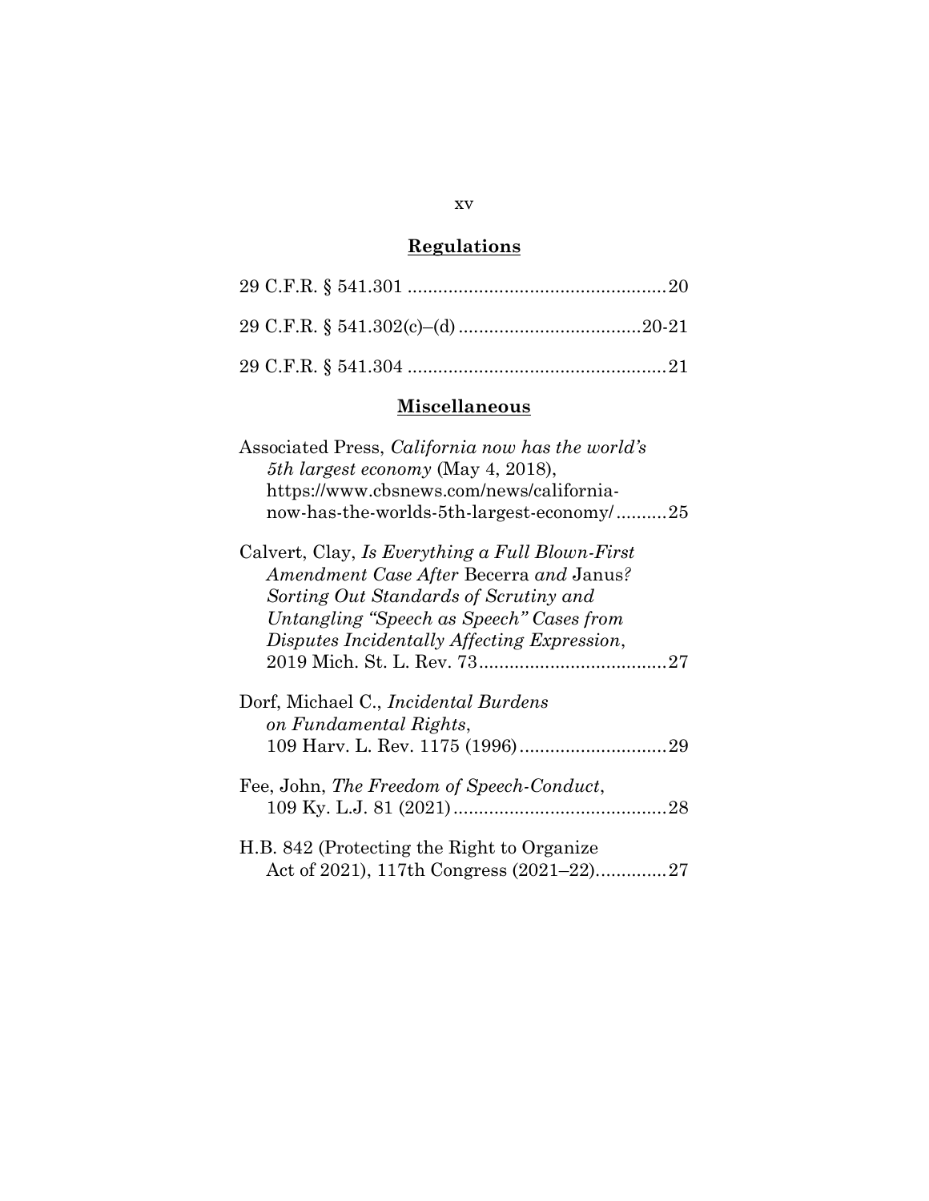## **Regulations**

29 C.F.R. § 541.301 ....................................................20

29 C.F.R. § 541.302(c)–(d) ....................................20-21

29 C.F.R. § 541.304 ....................................................21

## **Miscellaneous**

Associated Press, *California now has the world's 5th largest economy* (May 4, 2018), https://www.cbsnews.com/news/california-now-has-the-worlds-5th-largest-economy/..........25

Calvert, Clay, *Is Everything a Full Blown-First Amendment Case After* Becerra *and* Janus*? Sorting Out Standards of Scrutiny and Untangling "Speech as Speech" Cases from Disputes Incidentally Affecting Expression*, 2019 Mich. St. L. Rev. 73.....................................27

Dorf, Michael C., *Incidental Burdens on Fundamental Rights*, 109 Harv. L. Rev. 1175 (1996).............................29

Fee, John, *The Freedom of Speech-Conduct*, 109 Ky. L.J. 81 (2021)..........................................28

H.B. 842 (Protecting the Right to Organize Act of 2021), 117th Congress (2021–22)..............27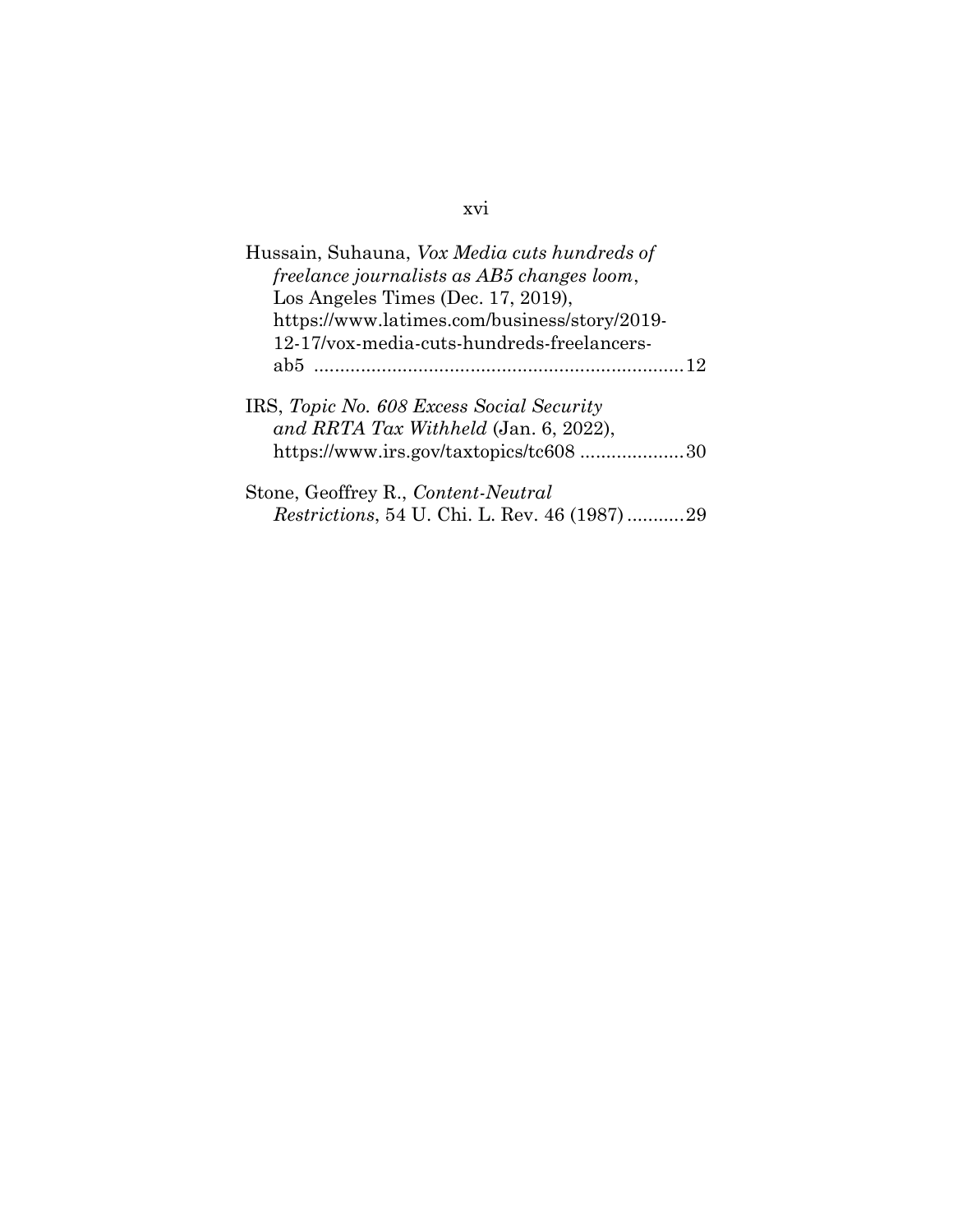Hussain, Suhauna, *Vox Media cuts hundreds of freelance journalists as AB5 changes loom*, Los Angeles Times (Dec. 17, 2019), https://www.latimes.com/business/story/2019-12-17/vox-media-cuts-hundreds-freelancers-ab5 ....................................................................12

IRS, *Topic No. 608 Excess Social Security and RRTA Tax Withheld* (Jan. 6, 2022), https://www.irs.gov/taxtopics/tc608 ....................30

Stone, Geoffrey R., *Content-Neutral Restrictions*, 54 U. Chi. L. Rev. 46 (1987)...........29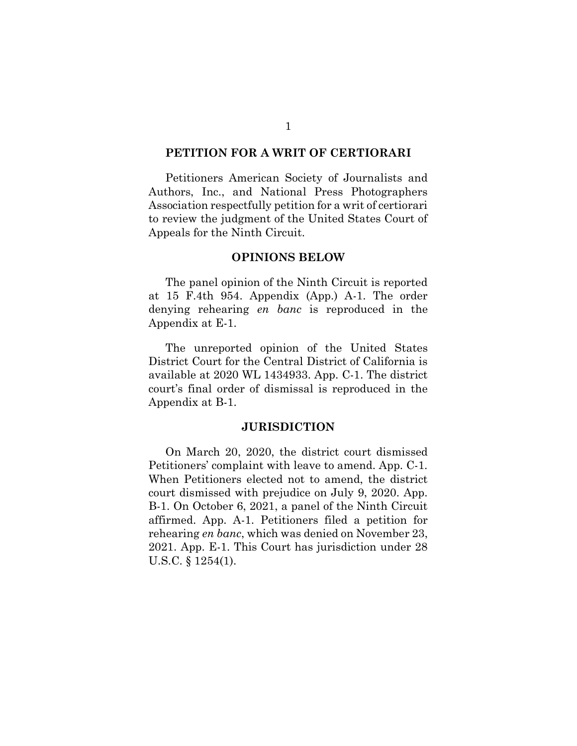## PETITION FOR A WRIT OF CERTIORARI

Petitioners American Society of Journalists and Authors, Inc., and National Press Photographers Association respectfully petition for a writ of certiorari to review the judgment of the United States Court of Appeals for the Ninth Circuit.

## OPINIONS BELOW

The panel opinion of the Ninth Circuit is reported at 15 F.4th 954. Appendix (App.) A-1. The order denying rehearing *en banc* is reproduced in the Appendix at E-1.

The unreported opinion of the United States District Court for the Central District of California is available at 2020 WL 1434933. App. C-1. The district court's final order of dismissal is reproduced in the Appendix at B-1.

## JURISDICTION

On March 20, 2020, the district court dismissed Petitioners' complaint with leave to amend. App. C-1. When Petitioners elected not to amend, the district court dismissed with prejudice on July 9, 2020. App. B-1. On October 6, 2021, a panel of the Ninth Circuit affirmed. App. A-1. Petitioners filed a petition for rehearing *en banc*, which was denied on November 23, 2021. App. E-1. This Court has jurisdiction under 28 U.S.C. § 1254(1).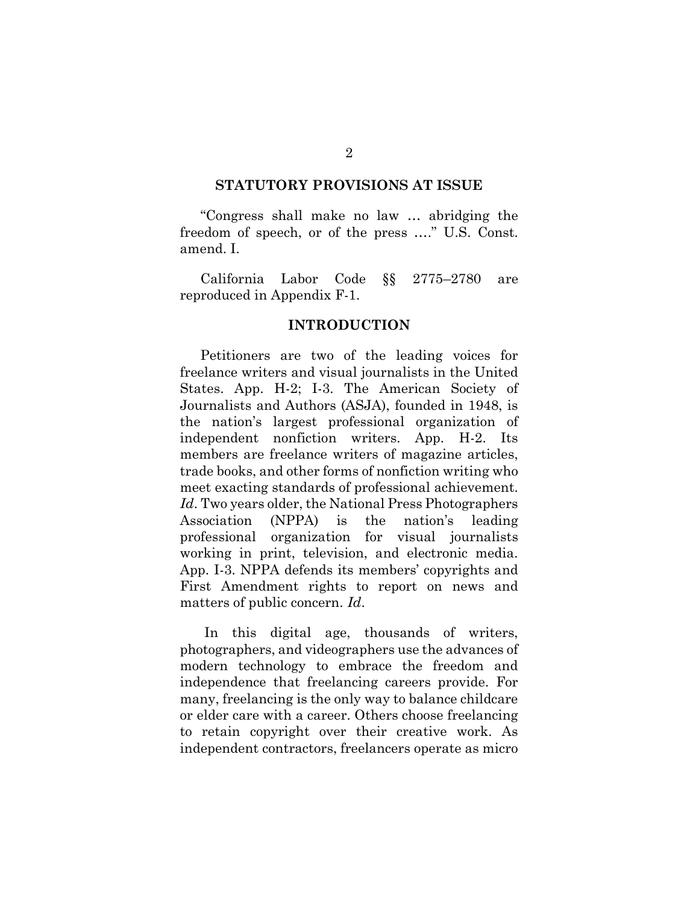## STATUTORY PROVISIONS AT ISSUE

"Congress shall make no law … abridging the freedom of speech, or of the press …." U.S. Const. amend. I.

California Labor Code §§ 2775–2780 are reproduced in Appendix F-1.

## INTRODUCTION

Petitioners are two of the leading voices for freelance writers and visual journalists in the United States. App. H-2; I-3. The American Society of Journalists and Authors (ASJA), founded in 1948, is the nation's largest professional organization of independent nonfiction writers. App. H-2. Its members are freelance writers of magazine articles, trade books, and other forms of nonfiction writing who meet exacting standards of professional achievement. *Id*. Two years older, the National Press Photographers Association (NPPA) is the nation's leading professional organization for visual journalists working in print, television, and electronic media. App. I-3. NPPA defends its members' copyrights and First Amendment rights to report on news and matters of public concern. *Id*.

In this digital age, thousands of writers, photographers, and videographers use the advances of modern technology to embrace the freedom and independence that freelancing careers provide. For many, freelancing is the only way to balance childcare or elder care with a career. Others choose freelancing to retain copyright over their creative work. As independent contractors, freelancers operate as micro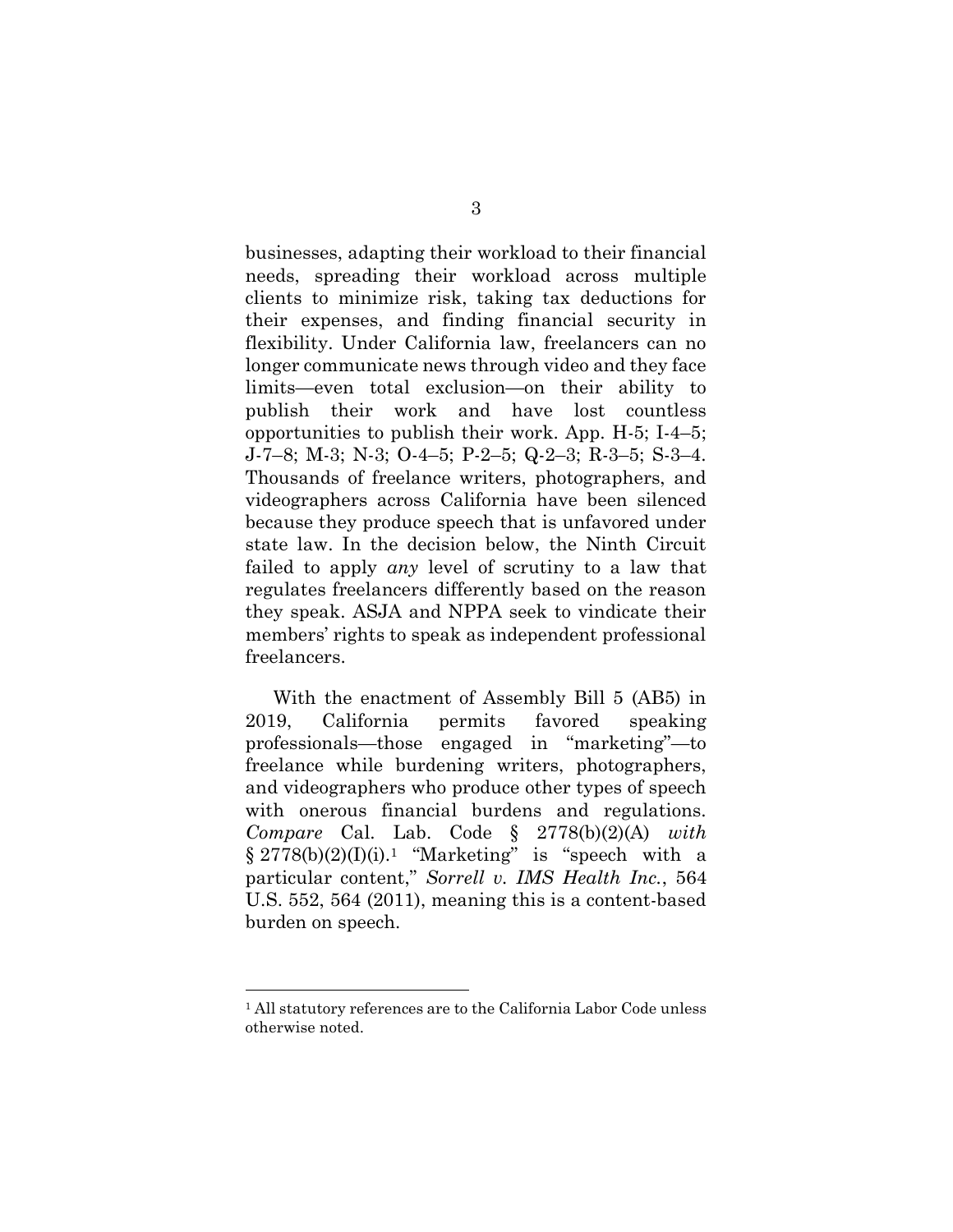businesses, adapting their workload to their financial needs, spreading their workload across multiple clients to minimize risk, taking tax deductions for their expenses, and finding financial security in flexibility. Under California law, freelancers can no longer communicate news through video and they face limits—even total exclusion—on their ability to publish their work and have lost countless opportunities to publish their work. App. H-5; I-4–5; J-7–8; M-3; N-3; O-4–5; P-2–5; Q-2–3; R-3–5; S-3–4. Thousands of freelance writers, photographers, and videographers across California have been silenced because they produce speech that is unfavored under state law. In the decision below, the Ninth Circuit failed to apply *any* level of scrutiny to a law that regulates freelancers differently based on the reason they speak. ASJA and NPPA seek to vindicate their members' rights to speak as independent professional freelancers.

With the enactment of Assembly Bill 5 (AB5) in 2019, California permits favored speaking professionals—those engaged in "marketing"—to freelance while burdening writers, photographers, and videographers who produce other types of speech with onerous financial burdens and regulations. *Compare* Cal. Lab. Code § 2778(b)(2)(A) *with* § 2778(b)(2)(I)(i).[1] "Marketing" is "speech with a particular content," *Sorrell v. IMS Health Inc.*, 564 U.S. 552, 564 (2011), meaning this is a content-based burden on speech.

---

[1] All statutory references are to the California Labor Code unless otherwise noted.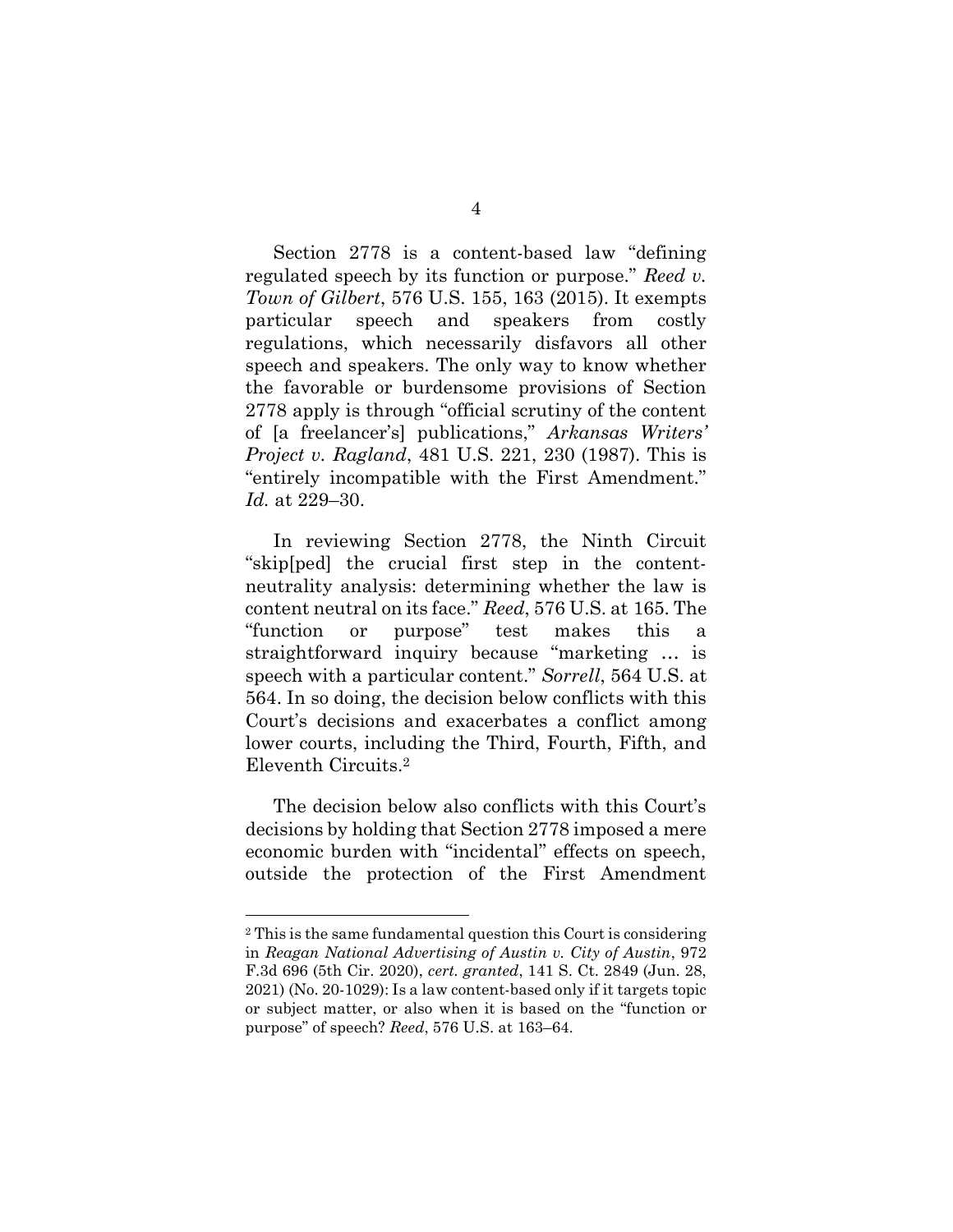Section 2778 is a content-based law "defining regulated speech by its function or purpose." *Reed v. Town of Gilbert*, 576 U.S. 155, 163 (2015). It exempts particular speech and speakers from costly regulations, which necessarily disfavors all other speech and speakers. The only way to know whether the favorable or burdensome provisions of Section 2778 apply is through "official scrutiny of the content of [a freelancer's] publications," *Arkansas Writers' Project v. Ragland*, 481 U.S. 221, 230 (1987). This is "entirely incompatible with the First Amendment." *Id.* at 229–30.

In reviewing Section 2778, the Ninth Circuit "skip[ped] the crucial first step in the content-neutrality analysis: determining whether the law is content neutral on its face." *Reed*, 576 U.S. at 165. The "function or purpose" test makes this a straightforward inquiry because "marketing … is speech with a particular content." *Sorrell*, 564 U.S. at 564. In so doing, the decision below conflicts with this Court's decisions and exacerbates a conflict among lower courts, including the Third, Fourth, Fifth, and Eleventh Circuits.[2]

The decision below also conflicts with this Court's decisions by holding that Section 2778 imposed a mere economic burden with "incidental" effects on speech, outside the protection of the First Amendment

---

[2] This is the same fundamental question this Court is considering in *Reagan National Advertising of Austin v. City of Austin*, 972 F.3d 696 (5th Cir. 2020), *cert. granted*, 141 S. Ct. 2849 (Jun. 28, 2021) (No. 20-1029): Is a law content-based only if it targets topic or subject matter, or also when it is based on the "function or purpose" of speech? *Reed*, 576 U.S. at 163–64.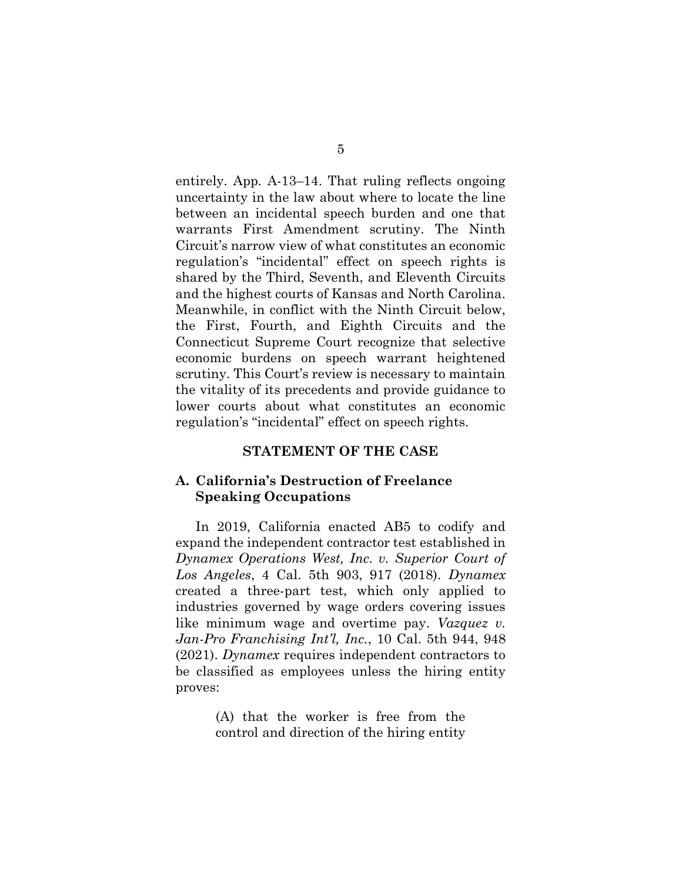entirely. App. A-13–14. That ruling reflects ongoing uncertainty in the law about where to locate the line between an incidental speech burden and one that warrants First Amendment scrutiny. The Ninth Circuit's narrow view of what constitutes an economic regulation's "incidental" effect on speech rights is shared by the Third, Seventh, and Eleventh Circuits and the highest courts of Kansas and North Carolina. Meanwhile, in conflict with the Ninth Circuit below, the First, Fourth, and Eighth Circuits and the Connecticut Supreme Court recognize that selective economic burdens on speech warrant heightened scrutiny. This Court's review is necessary to maintain the vitality of its precedents and provide guidance to lower courts about what constitutes an economic regulation's "incidental" effect on speech rights.

## STATEMENT OF THE CASE

### A. California's Destruction of Freelance Speaking Occupations

In 2019, California enacted AB5 to codify and expand the independent contractor test established in *Dynamex Operations West, Inc. v. Superior Court of Los Angeles*, 4 Cal. 5th 903, 917 (2018). *Dynamex* created a three-part test, which only applied to industries governed by wage orders covering issues like minimum wage and overtime pay. *Vazquez v. Jan-Pro Franchising Int'l, Inc.*, 10 Cal. 5th 944, 948 (2021). *Dynamex* requires independent contractors to be classified as employees unless the hiring entity proves:

> (A) that the worker is free from the control and direction of the hiring entity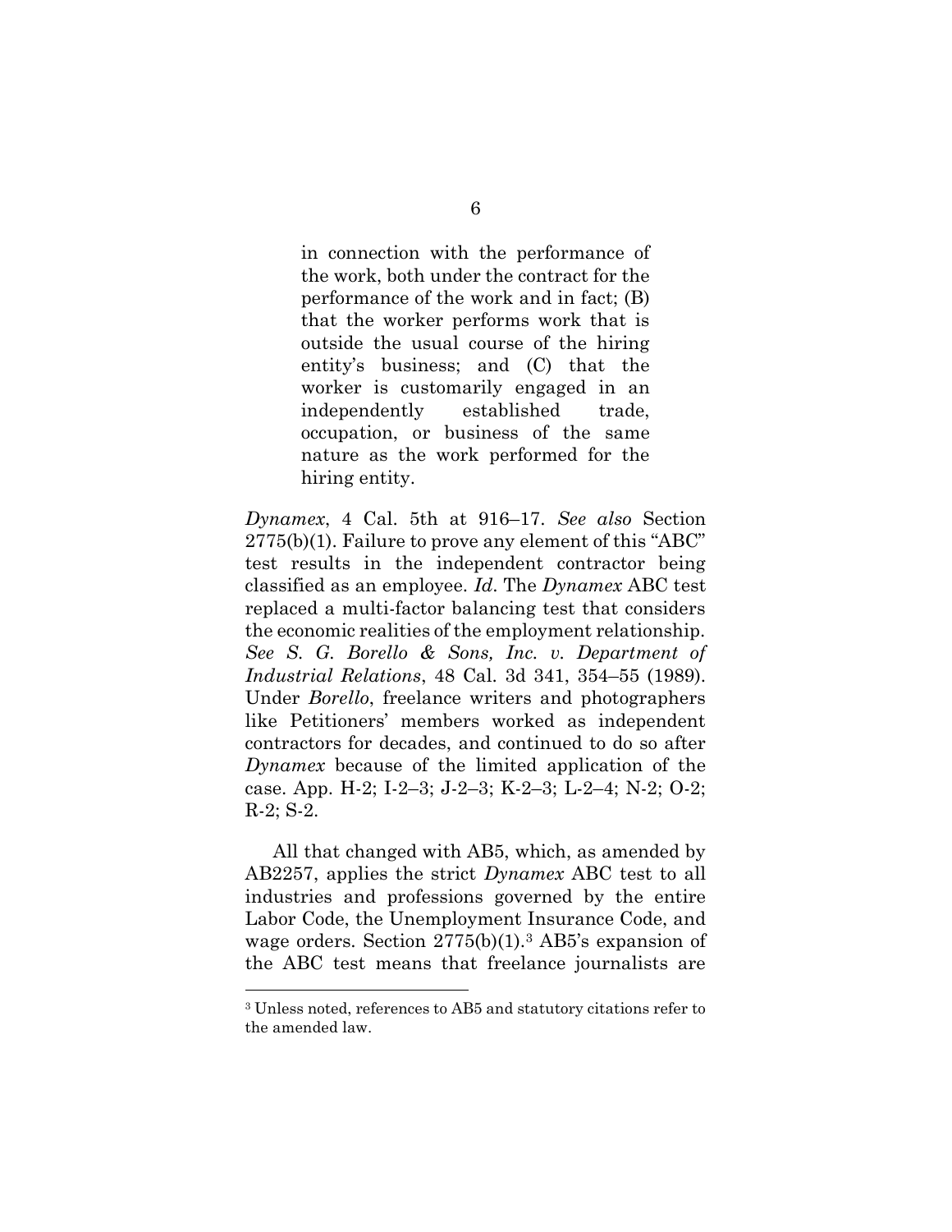> in connection with the performance of the work, both under the contract for the performance of the work and in fact; (B) that the worker performs work that is outside the usual course of the hiring entity's business; and (C) that the worker is customarily engaged in an independently established trade, occupation, or business of the same nature as the work performed for the hiring entity.

*Dynamex*, 4 Cal. 5th at 916–17. *See also* Section 2775(b)(1). Failure to prove any element of this "ABC" test results in the independent contractor being classified as an employee. *Id*. The *Dynamex* ABC test replaced a multi-factor balancing test that considers the economic realities of the employment relationship. *See S. G. Borello & Sons, Inc. v. Department of Industrial Relations*, 48 Cal. 3d 341, 354–55 (1989). Under *Borello*, freelance writers and photographers like Petitioners' members worked as independent contractors for decades, and continued to do so after *Dynamex* because of the limited application of the case. App. H-2; I-2–3; J-2–3; K-2–3; L-2–4; N-2; O-2; R-2; S-2.

All that changed with AB5, which, as amended by AB2257, applies the strict *Dynamex* ABC test to all industries and professions governed by the entire Labor Code, the Unemployment Insurance Code, and wage orders. Section 2775(b)(1).[3] AB5's expansion of the ABC test means that freelance journalists are

[3] Unless noted, references to AB5 and statutory citations refer to the amended law.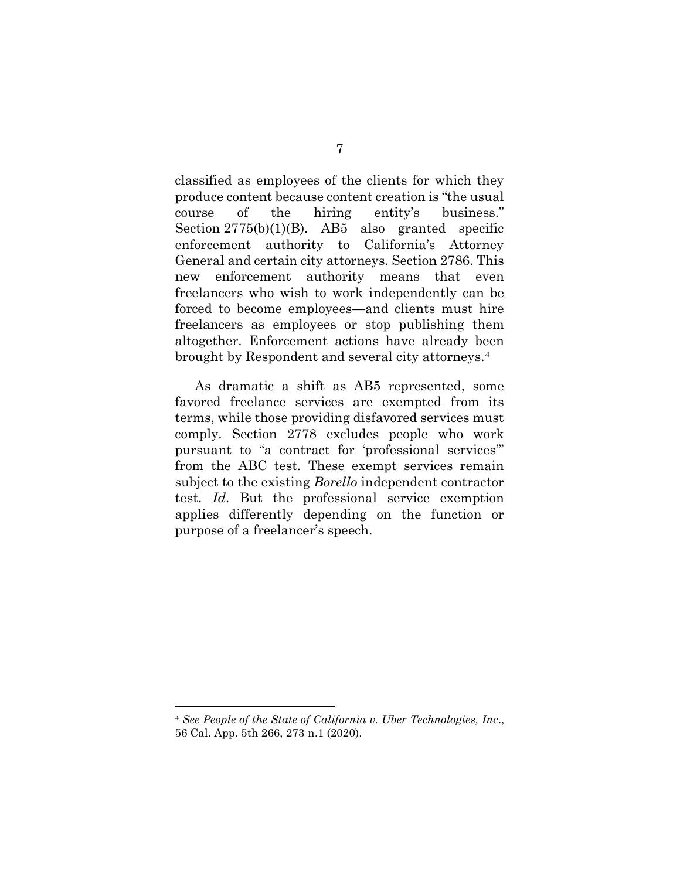classified as employees of the clients for which they produce content because content creation is "the usual course of the hiring entity's business." Section 2775(b)(1)(B). AB5 also granted specific enforcement authority to California's Attorney General and certain city attorneys. Section 2786. This new enforcement authority means that even freelancers who wish to work independently can be forced to become employees—and clients must hire freelancers as employees or stop publishing them altogether. Enforcement actions have already been brought by Respondent and several city attorneys.[4]

As dramatic a shift as AB5 represented, some favored freelance services are exempted from its terms, while those providing disfavored services must comply. Section 2778 excludes people who work pursuant to "a contract for 'professional services'" from the ABC test. These exempt services remain subject to the existing *Borello* independent contractor test. *Id*. But the professional service exemption applies differently depending on the function or purpose of a freelancer's speech.

---

[4] *See People of the State of California v. Uber Technologies, Inc*., 56 Cal. App. 5th 266, 273 n.1 (2020).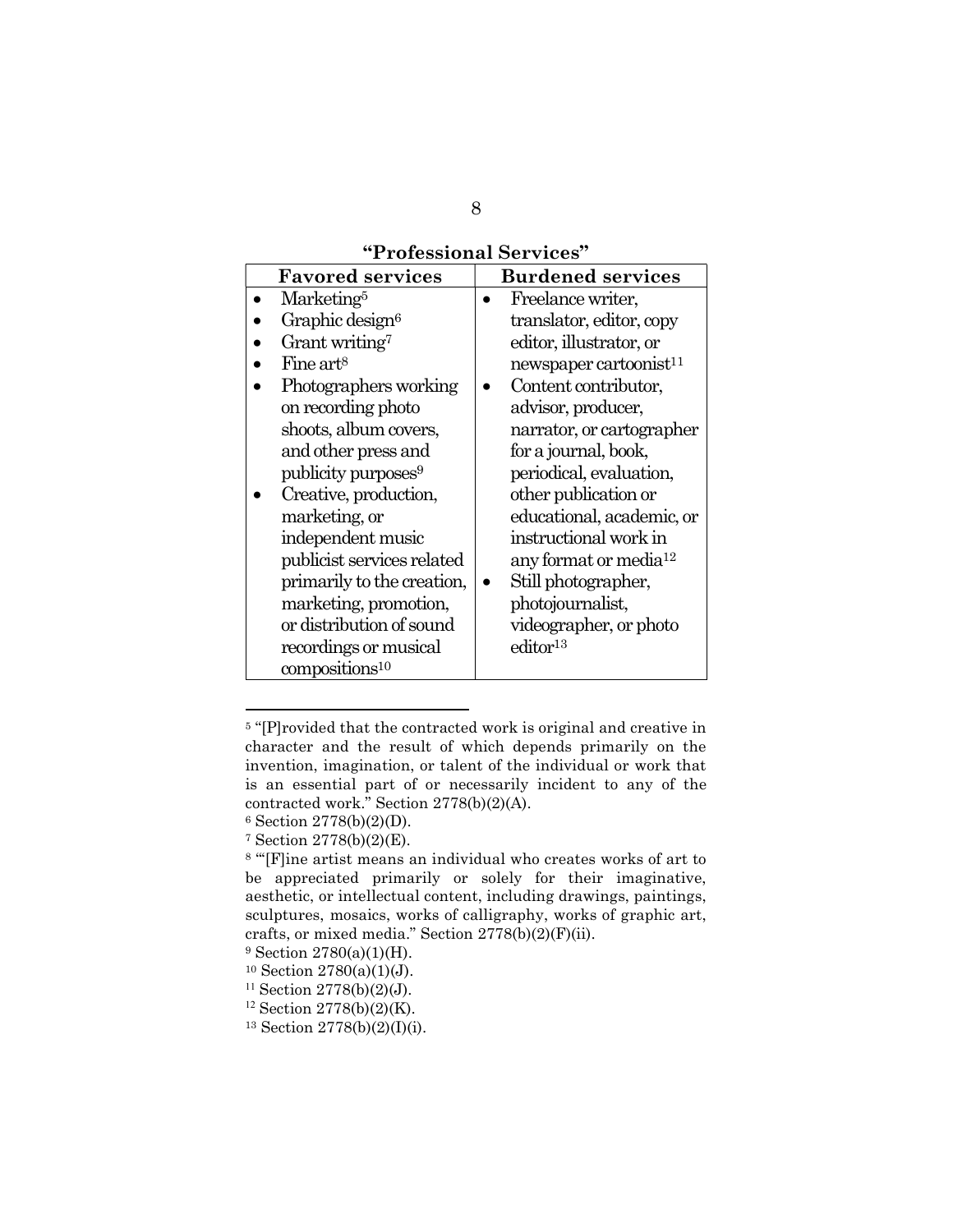**"Professional Services"**

| Favored services | Burdened services |
| --- | --- |
| • Marketing[5]<br>• Graphic design[6]<br>• Grant writing[7]<br>• Fine art[8]<br>• Photographers working on recording photo shoots, album covers, and other press and publicity purposes[9]<br>• Creative, production, marketing, or independent music publicist services related primarily to the creation, marketing, promotion, or distribution of sound recordings or musical compositions[10] | • Freelance writer, translator, editor, copy editor, illustrator, or newspaper cartoonist[11]<br>• Content contributor, advisor, producer, narrator, or cartographer for a journal, book, periodical, evaluation, other publication or educational, academic, or instructional work in any format or media[12]<br>• Still photographer, photojournalist, videographer, or photo editor[13] |

---

[5] "[P]rovided that the contracted work is original and creative in character and the result of which depends primarily on the invention, imagination, or talent of the individual or work that is an essential part of or necessarily incident to any of the contracted work." Section 2778(b)(2)(A).

[6] Section 2778(b)(2)(D).

[7] Section 2778(b)(2)(E).

[8] "'[F]ine artist means an individual who creates works of art to be appreciated primarily or solely for their imaginative, aesthetic, or intellectual content, including drawings, paintings, sculptures, mosaics, works of calligraphy, works of graphic art, crafts, or mixed media." Section 2778(b)(2)(F)(ii).

[9] Section 2780(a)(1)(H).

[10] Section 2780(a)(1)(J).

[11] Section 2778(b)(2)(J).

[12] Section 2778(b)(2)(K).

[13] Section 2778(b)(2)(I)(i).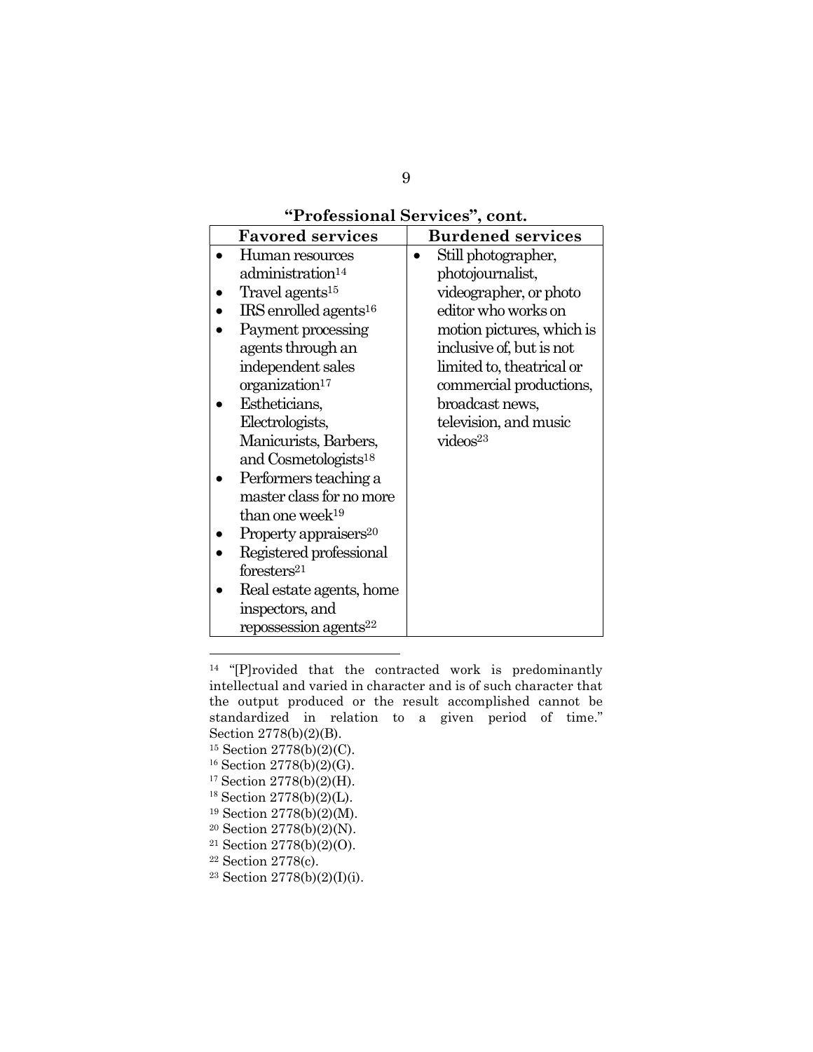**"Professional Services", cont.**

| Favored services | Burdened services |
|---|---|
| • Human resources administration[14]<br>• Travel agents[15]<br>• IRS enrolled agents[16]<br>• Payment processing agents through an independent sales organization[17]<br>• Estheticians, Electrologists, Manicurists, Barbers, and Cosmetologists[18]<br>• Performers teaching a master class for no more than one week[19]<br>• Property appraisers[20]<br>• Registered professional foresters[21]<br>• Real estate agents, home inspectors, and repossession agents[22] | • Still photographer, photojournalist, videographer, or photo editor who works on motion pictures, which is inclusive of, but is not limited to, theatrical or commercial productions, broadcast news, television, and music videos[23] |

---

[14] "[P]rovided that the contracted work is predominantly intellectual and varied in character and is of such character that the output produced or the result accomplished cannot be standardized in relation to a given period of time." Section 2778(b)(2)(B).

[15] Section 2778(b)(2)(C).

[16] Section 2778(b)(2)(G).

[17] Section 2778(b)(2)(H).

[18] Section 2778(b)(2)(L).

[19] Section 2778(b)(2)(M).

[20] Section 2778(b)(2)(N).

[21] Section 2778(b)(2)(O).

[22] Section 2778(c).

[23] Section 2778(b)(2)(I)(i).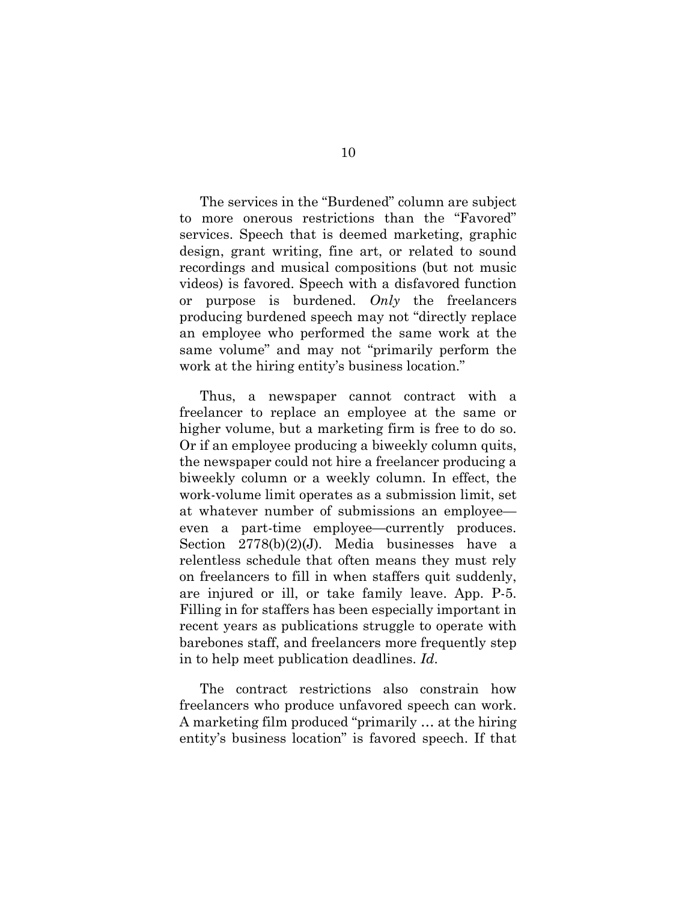The services in the "Burdened" column are subject to more onerous restrictions than the "Favored" services. Speech that is deemed marketing, graphic design, grant writing, fine art, or related to sound recordings and musical compositions (but not music videos) is favored. Speech with a disfavored function or purpose is burdened. *Only* the freelancers producing burdened speech may not "directly replace an employee who performed the same work at the same volume" and may not "primarily perform the work at the hiring entity's business location."

Thus, a newspaper cannot contract with a freelancer to replace an employee at the same or higher volume, but a marketing firm is free to do so. Or if an employee producing a biweekly column quits, the newspaper could not hire a freelancer producing a biweekly column or a weekly column. In effect, the work-volume limit operates as a submission limit, set at whatever number of submissions an employee—even a part-time employee—currently produces. Section 2778(b)(2)(J). Media businesses have a relentless schedule that often means they must rely on freelancers to fill in when staffers quit suddenly, are injured or ill, or take family leave. App. P-5. Filling in for staffers has been especially important in recent years as publications struggle to operate with barebones staff, and freelancers more frequently step in to help meet publication deadlines. *Id.*

The contract restrictions also constrain how freelancers who produce unfavored speech can work. A marketing film produced "primarily … at the hiring entity's business location" is favored speech. If that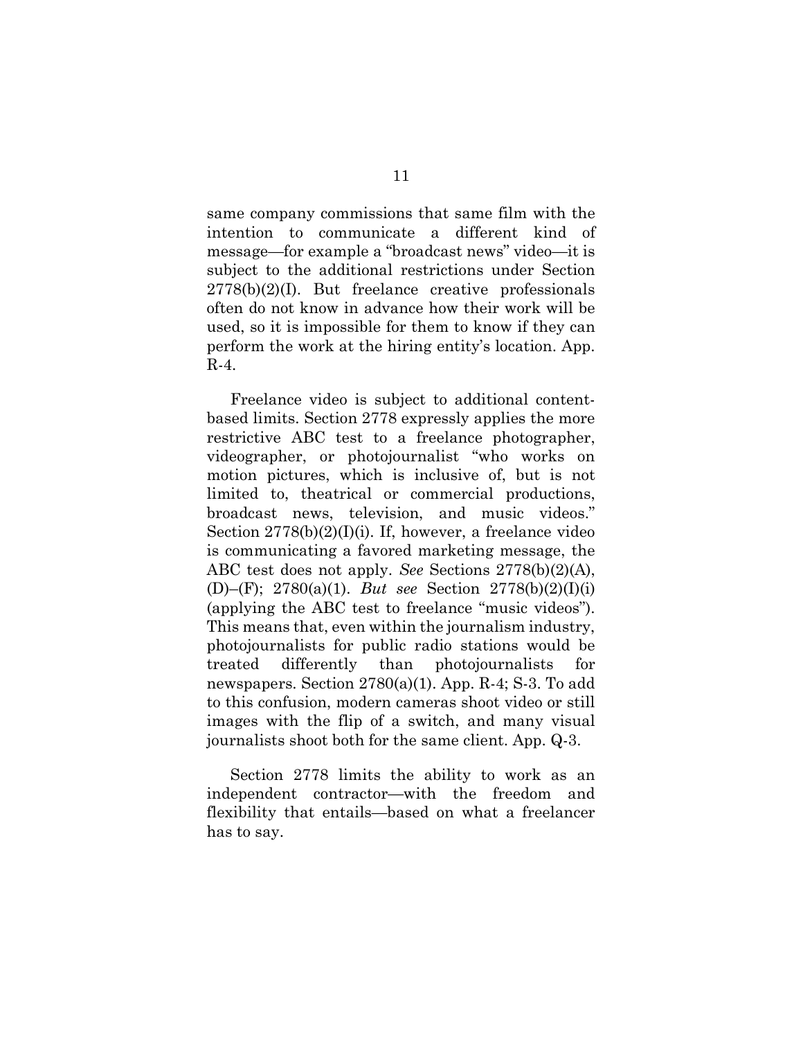same company commissions that same film with the intention to communicate a different kind of message—for example a "broadcast news" video—it is subject to the additional restrictions under Section 2778(b)(2)(I). But freelance creative professionals often do not know in advance how their work will be used, so it is impossible for them to know if they can perform the work at the hiring entity's location. App. R-4.

Freelance video is subject to additional content-based limits. Section 2778 expressly applies the more restrictive ABC test to a freelance photographer, videographer, or photojournalist "who works on motion pictures, which is inclusive of, but is not limited to, theatrical or commercial productions, broadcast news, television, and music videos." Section 2778(b)(2)(I)(i). If, however, a freelance video is communicating a favored marketing message, the ABC test does not apply. *See* Sections 2778(b)(2)(A), (D)–(F); 2780(a)(1). *But see* Section 2778(b)(2)(I)(i) (applying the ABC test to freelance "music videos"). This means that, even within the journalism industry, photojournalists for public radio stations would be treated differently than photojournalists for newspapers. Section 2780(a)(1). App. R-4; S-3. To add to this confusion, modern cameras shoot video or still images with the flip of a switch, and many visual journalists shoot both for the same client. App. Q-3.

Section 2778 limits the ability to work as an independent contractor—with the freedom and flexibility that entails—based on what a freelancer has to say.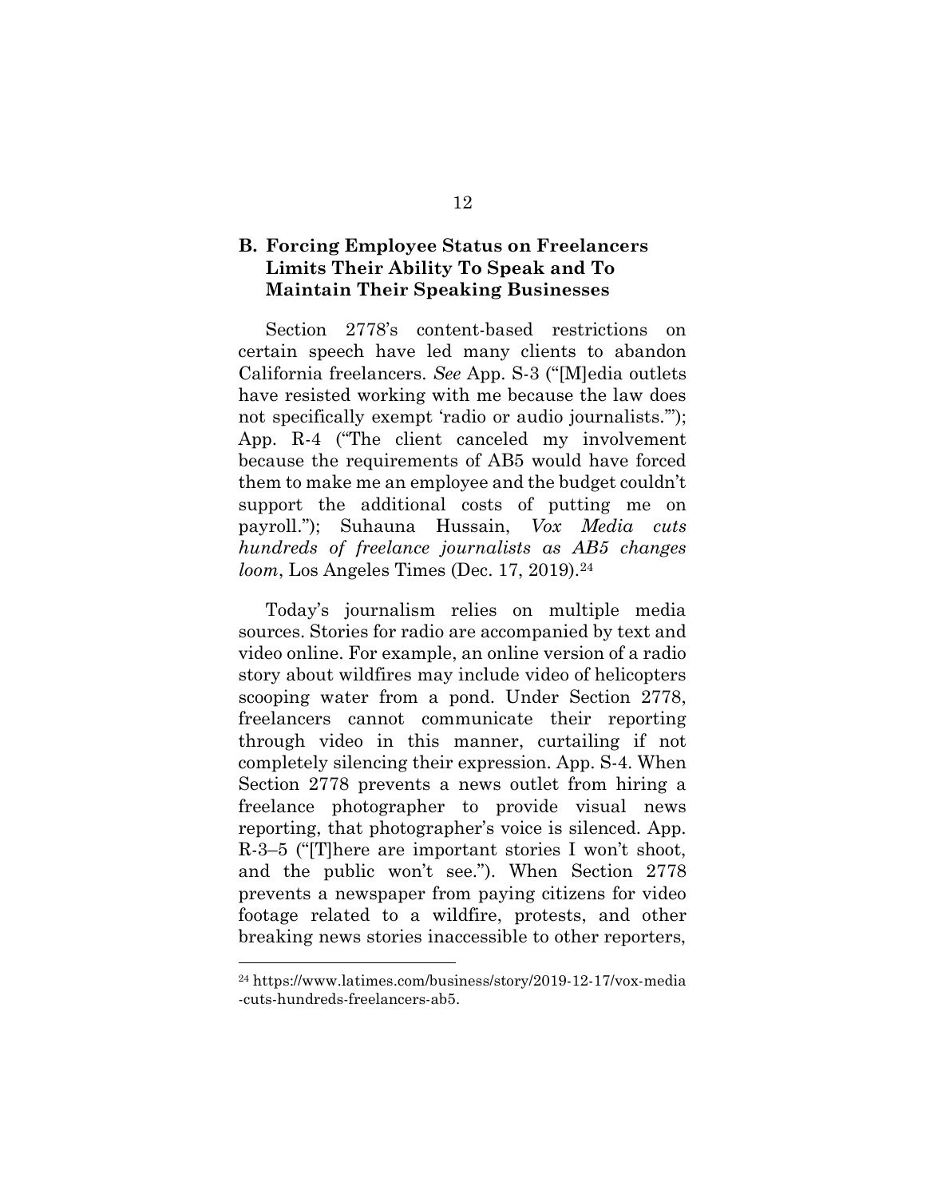### B. Forcing Employee Status on Freelancers Limits Their Ability To Speak and To Maintain Their Speaking Businesses

Section 2778's content-based restrictions on certain speech have led many clients to abandon California freelancers. *See* App. S-3 ("[M]edia outlets have resisted working with me because the law does not specifically exempt 'radio or audio journalists.'"); App. R-4 ("The client canceled my involvement because the requirements of AB5 would have forced them to make me an employee and the budget couldn't support the additional costs of putting me on payroll."); Suhauna Hussain, *Vox Media cuts hundreds of freelance journalists as AB5 changes loom*, Los Angeles Times (Dec. 17, 2019).[24]

Today's journalism relies on multiple media sources. Stories for radio are accompanied by text and video online. For example, an online version of a radio story about wildfires may include video of helicopters scooping water from a pond. Under Section 2778, freelancers cannot communicate their reporting through video in this manner, curtailing if not completely silencing their expression. App. S-4. When Section 2778 prevents a news outlet from hiring a freelance photographer to provide visual news reporting, that photographer's voice is silenced. App. R-3–5 ("[T]here are important stories I won't shoot, and the public won't see."). When Section 2778 prevents a newspaper from paying citizens for video footage related to a wildfire, protests, and other breaking news stories inaccessible to other reporters,

---

[24] https://www.latimes.com/business/story/2019-12-17/vox-media-cuts-hundreds-freelancers-ab5.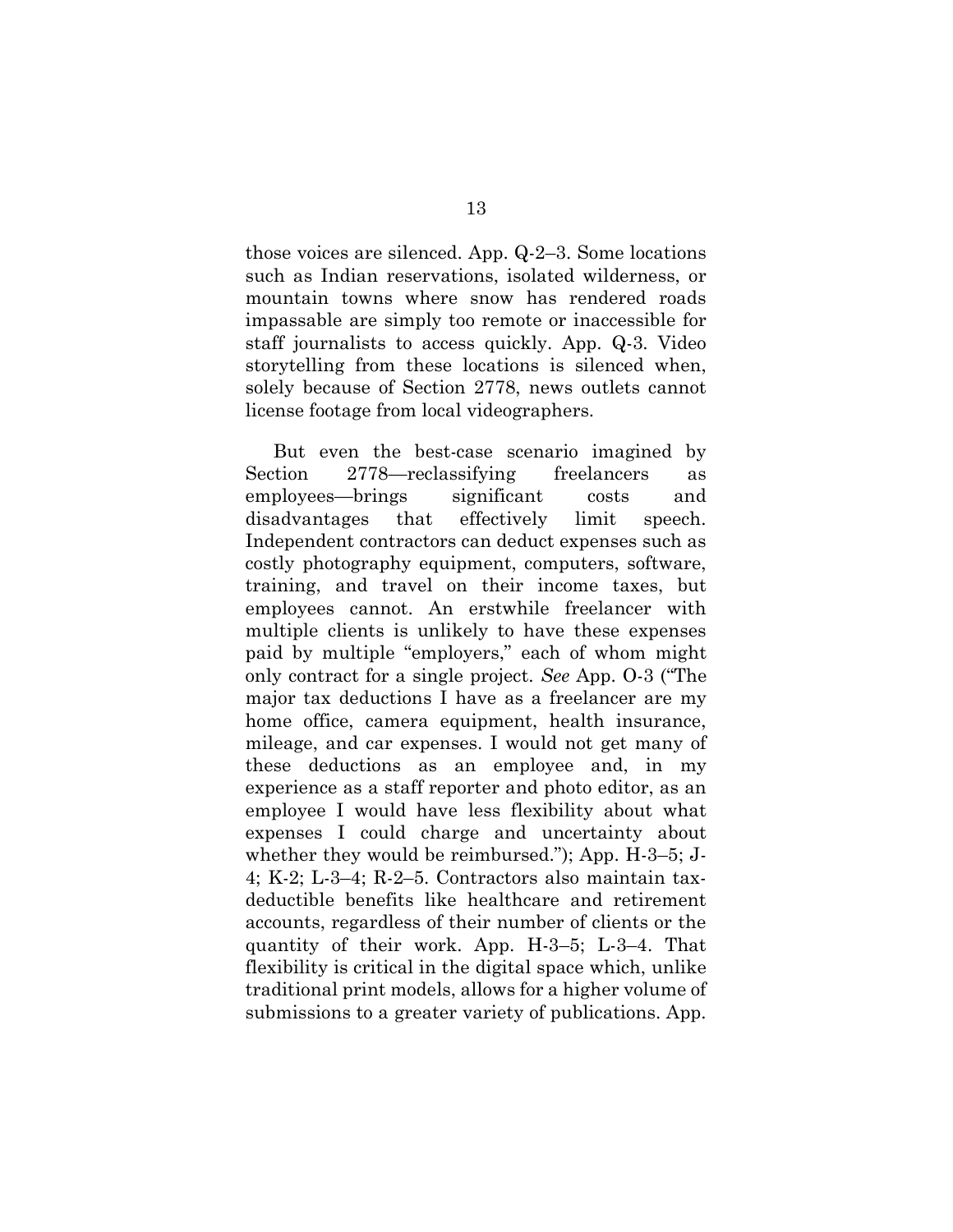those voices are silenced. App. Q-2–3. Some locations such as Indian reservations, isolated wilderness, or mountain towns where snow has rendered roads impassable are simply too remote or inaccessible for staff journalists to access quickly. App. Q-3. Video storytelling from these locations is silenced when, solely because of Section 2778, news outlets cannot license footage from local videographers.

But even the best-case scenario imagined by Section 2778—reclassifying freelancers as employees—brings significant costs and disadvantages that effectively limit speech. Independent contractors can deduct expenses such as costly photography equipment, computers, software, training, and travel on their income taxes, but employees cannot. An erstwhile freelancer with multiple clients is unlikely to have these expenses paid by multiple "employers," each of whom might only contract for a single project. *See* App. O-3 ("The major tax deductions I have as a freelancer are my home office, camera equipment, health insurance, mileage, and car expenses. I would not get many of these deductions as an employee and, in my experience as a staff reporter and photo editor, as an employee I would have less flexibility about what expenses I could charge and uncertainty about whether they would be reimbursed."); App. H-3–5; J-4; K-2; L-3–4; R-2–5. Contractors also maintain tax-deductible benefits like healthcare and retirement accounts, regardless of their number of clients or the quantity of their work. App. H-3–5; L-3–4. That flexibility is critical in the digital space which, unlike traditional print models, allows for a higher volume of submissions to a greater variety of publications. App.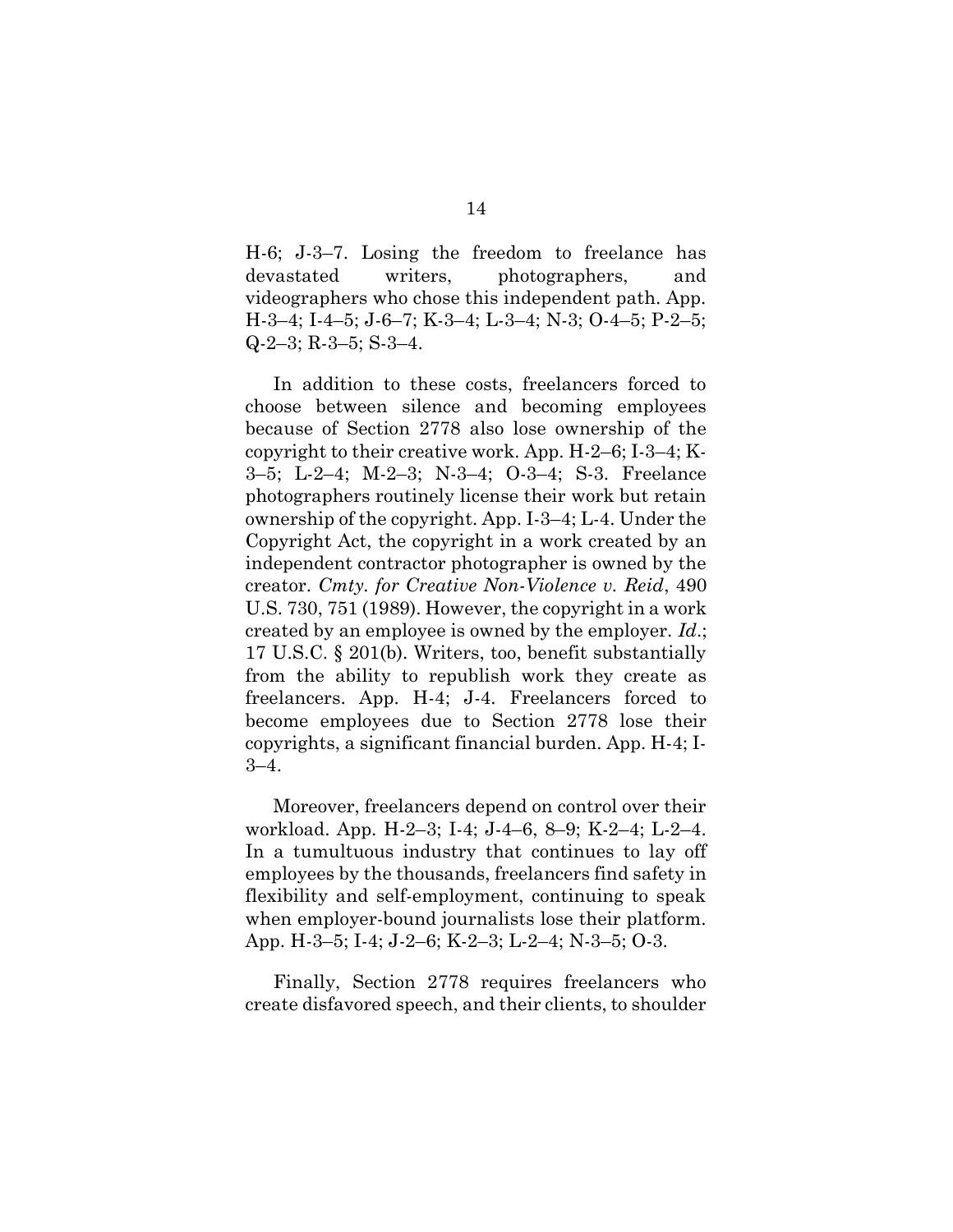H-6; J-3–7. Losing the freedom to freelance has devastated writers, photographers, and videographers who chose this independent path. App. H-3–4; I-4–5; J-6–7; K-3–4; L-3–4; N-3; O-4–5; P-2–5; Q-2–3; R-3–5; S-3–4.

In addition to these costs, freelancers forced to choose between silence and becoming employees because of Section 2778 also lose ownership of the copyright to their creative work. App. H-2–6; I-3–4; K-3–5; L-2–4; M-2–3; N-3–4; O-3–4; S-3. Freelance photographers routinely license their work but retain ownership of the copyright. App. I-3–4; L-4. Under the Copyright Act, the copyright in a work created by an independent contractor photographer is owned by the creator. *Cmty. for Creative Non-Violence v. Reid*, 490 U.S. 730, 751 (1989). However, the copyright in a work created by an employee is owned by the employer. *Id*.; 17 U.S.C. § 201(b). Writers, too, benefit substantially from the ability to republish work they create as freelancers. App. H-4; J-4. Freelancers forced to become employees due to Section 2778 lose their copyrights, a significant financial burden. App. H-4; I-3–4.

Moreover, freelancers depend on control over their workload. App. H-2–3; I-4; J-4–6, 8–9; K-2–4; L-2–4. In a tumultuous industry that continues to lay off employees by the thousands, freelancers find safety in flexibility and self-employment, continuing to speak when employer-bound journalists lose their platform. App. H-3–5; I-4; J-2–6; K-2–3; L-2–4; N-3–5; O-3.

Finally, Section 2778 requires freelancers who create disfavored speech, and their clients, to shoulder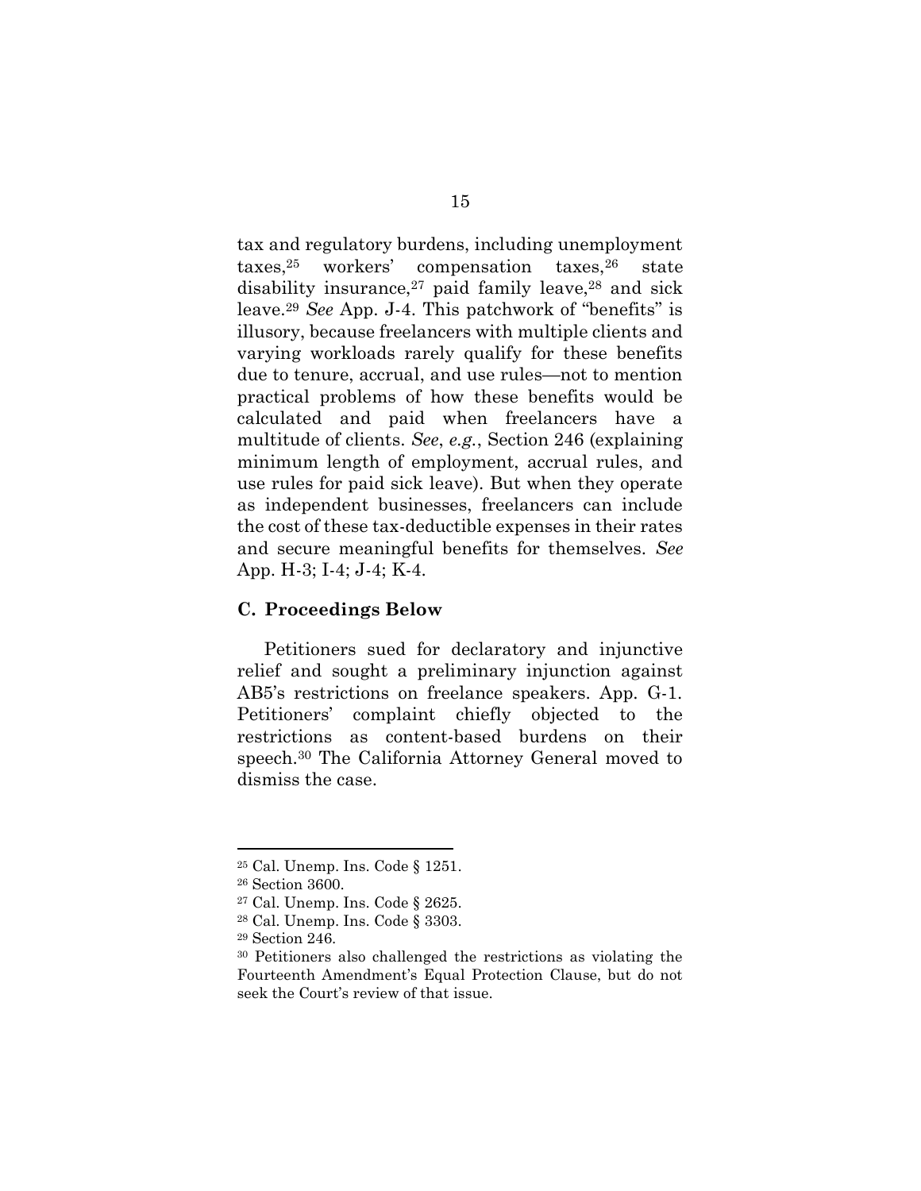tax and regulatory burdens, including unemployment taxes,[25] workers' compensation taxes,[26] state disability insurance,[27] paid family leave,[28] and sick leave.[29] *See* App. J-4. This patchwork of "benefits" is illusory, because freelancers with multiple clients and varying workloads rarely qualify for these benefits due to tenure, accrual, and use rules—not to mention practical problems of how these benefits would be calculated and paid when freelancers have a multitude of clients. *See*, *e.g.*, Section 246 (explaining minimum length of employment, accrual rules, and use rules for paid sick leave). But when they operate as independent businesses, freelancers can include the cost of these tax-deductible expenses in their rates and secure meaningful benefits for themselves. *See* App. H-3; I-4; J-4; K-4.

### C. Proceedings Below

Petitioners sued for declaratory and injunctive relief and sought a preliminary injunction against AB5's restrictions on freelance speakers. App. G-1. Petitioners' complaint chiefly objected to the restrictions as content-based burdens on their speech.[30] The California Attorney General moved to dismiss the case.

---

[25] Cal. Unemp. Ins. Code § 1251.

[26] Section 3600.

[27] Cal. Unemp. Ins. Code § 2625.

[28] Cal. Unemp. Ins. Code § 3303.

[29] Section 246.

[30] Petitioners also challenged the restrictions as violating the Fourteenth Amendment's Equal Protection Clause, but do not seek the Court's review of that issue.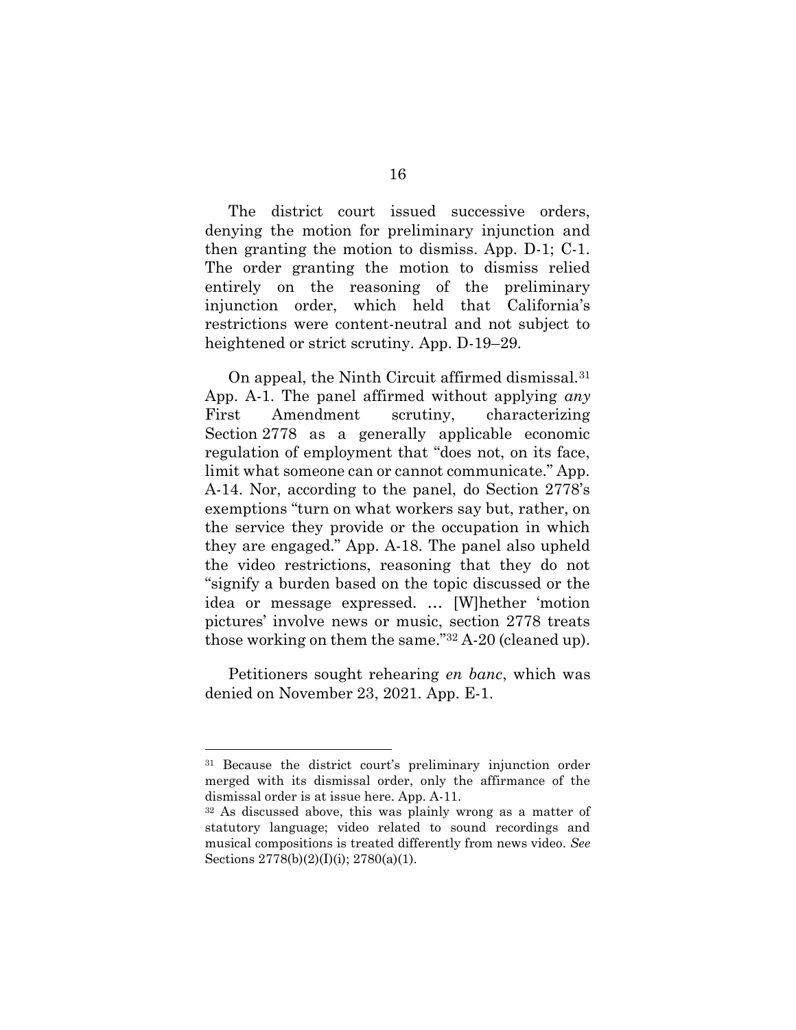The district court issued successive orders, denying the motion for preliminary injunction and then granting the motion to dismiss. App. D-1; C-1. The order granting the motion to dismiss relied entirely on the reasoning of the preliminary injunction order, which held that California's restrictions were content-neutral and not subject to heightened or strict scrutiny. App. D-19–29.

On appeal, the Ninth Circuit affirmed dismissal.[31] App. A-1. The panel affirmed without applying *any* First Amendment scrutiny, characterizing Section 2778 as a generally applicable economic regulation of employment that "does not, on its face, limit what someone can or cannot communicate." App. A-14. Nor, according to the panel, do Section 2778's exemptions "turn on what workers say but, rather, on the service they provide or the occupation in which they are engaged." App. A-18. The panel also upheld the video restrictions, reasoning that they do not "signify a burden based on the topic discussed or the idea or message expressed. … [W]hether 'motion pictures' involve news or music, section 2778 treats those working on them the same."[32] A-20 (cleaned up).

Petitioners sought rehearing *en banc*, which was denied on November 23, 2021. App. E-1.

---

[31] Because the district court's preliminary injunction order merged with its dismissal order, only the affirmance of the dismissal order is at issue here. App. A-11.

[32] As discussed above, this was plainly wrong as a matter of statutory language; video related to sound recordings and musical compositions is treated differently from news video. *See* Sections 2778(b)(2)(I)(i); 2780(a)(1).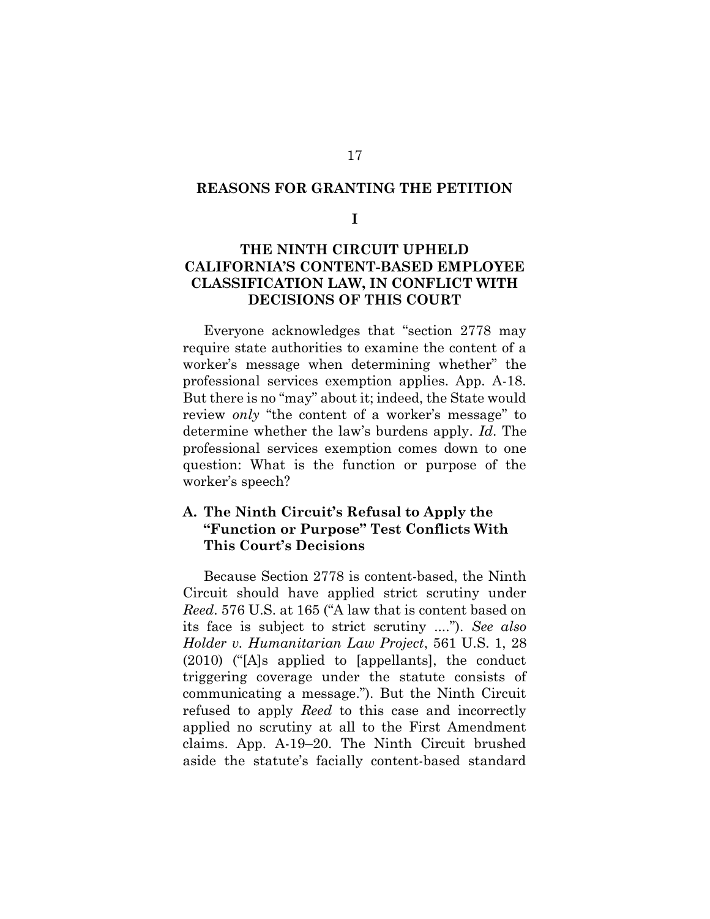## REASONS FOR GRANTING THE PETITION

### I

### THE NINTH CIRCUIT UPHELD CALIFORNIA'S CONTENT-BASED EMPLOYEE CLASSIFICATION LAW, IN CONFLICT WITH DECISIONS OF THIS COURT

Everyone acknowledges that "section 2778 may require state authorities to examine the content of a worker's message when determining whether" the professional services exemption applies. App. A-18. But there is no "may" about it; indeed, the State would review *only* "the content of a worker's message" to determine whether the law's burdens apply. *Id*. The professional services exemption comes down to one question: What is the function or purpose of the worker's speech?

### A. The Ninth Circuit's Refusal to Apply the "Function or Purpose" Test Conflicts With This Court's Decisions

Because Section 2778 is content-based, the Ninth Circuit should have applied strict scrutiny under *Reed*. 576 U.S. at 165 ("A law that is content based on its face is subject to strict scrutiny ...."). *See also Holder v. Humanitarian Law Project*, 561 U.S. 1, 28 (2010) ("[A]s applied to [appellants], the conduct triggering coverage under the statute consists of communicating a message."). But the Ninth Circuit refused to apply *Reed* to this case and incorrectly applied no scrutiny at all to the First Amendment claims. App. A-19–20. The Ninth Circuit brushed aside the statute's facially content-based standard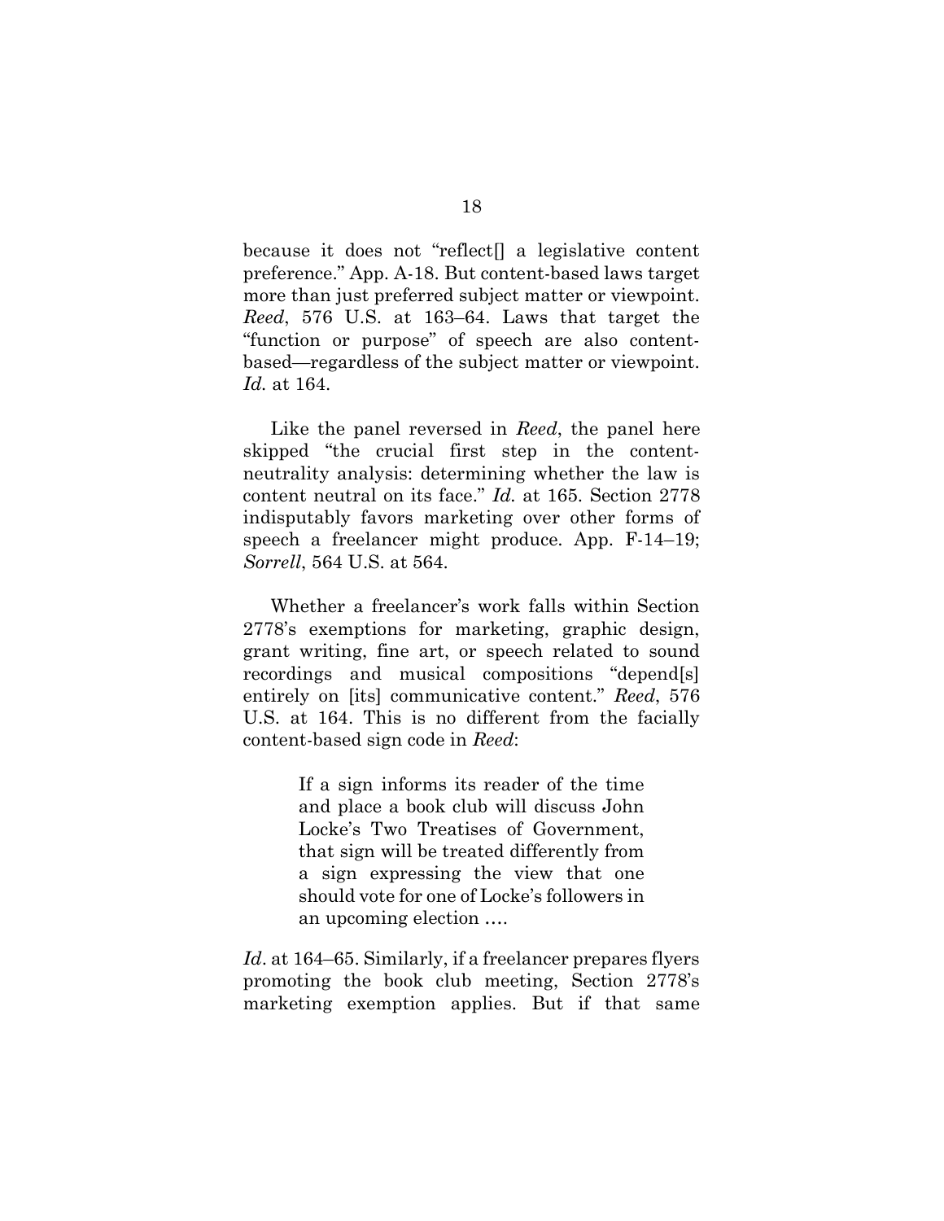because it does not "reflect[] a legislative content preference." App. A-18. But content-based laws target more than just preferred subject matter or viewpoint. *Reed*, 576 U.S. at 163–64. Laws that target the "function or purpose" of speech are also content-based—regardless of the subject matter or viewpoint. *Id.* at 164.

Like the panel reversed in *Reed*, the panel here skipped "the crucial first step in the content-neutrality analysis: determining whether the law is content neutral on its face." *Id.* at 165. Section 2778 indisputably favors marketing over other forms of speech a freelancer might produce. App. F-14–19; *Sorrell*, 564 U.S. at 564.

Whether a freelancer's work falls within Section 2778's exemptions for marketing, graphic design, grant writing, fine art, or speech related to sound recordings and musical compositions "depend[s] entirely on [its] communicative content." *Reed*, 576 U.S. at 164. This is no different from the facially content-based sign code in *Reed*:

> If a sign informs its reader of the time and place a book club will discuss John Locke's Two Treatises of Government, that sign will be treated differently from a sign expressing the view that one should vote for one of Locke's followers in an upcoming election ....

*Id*. at 164–65. Similarly, if a freelancer prepares flyers promoting the book club meeting, Section 2778's marketing exemption applies. But if that same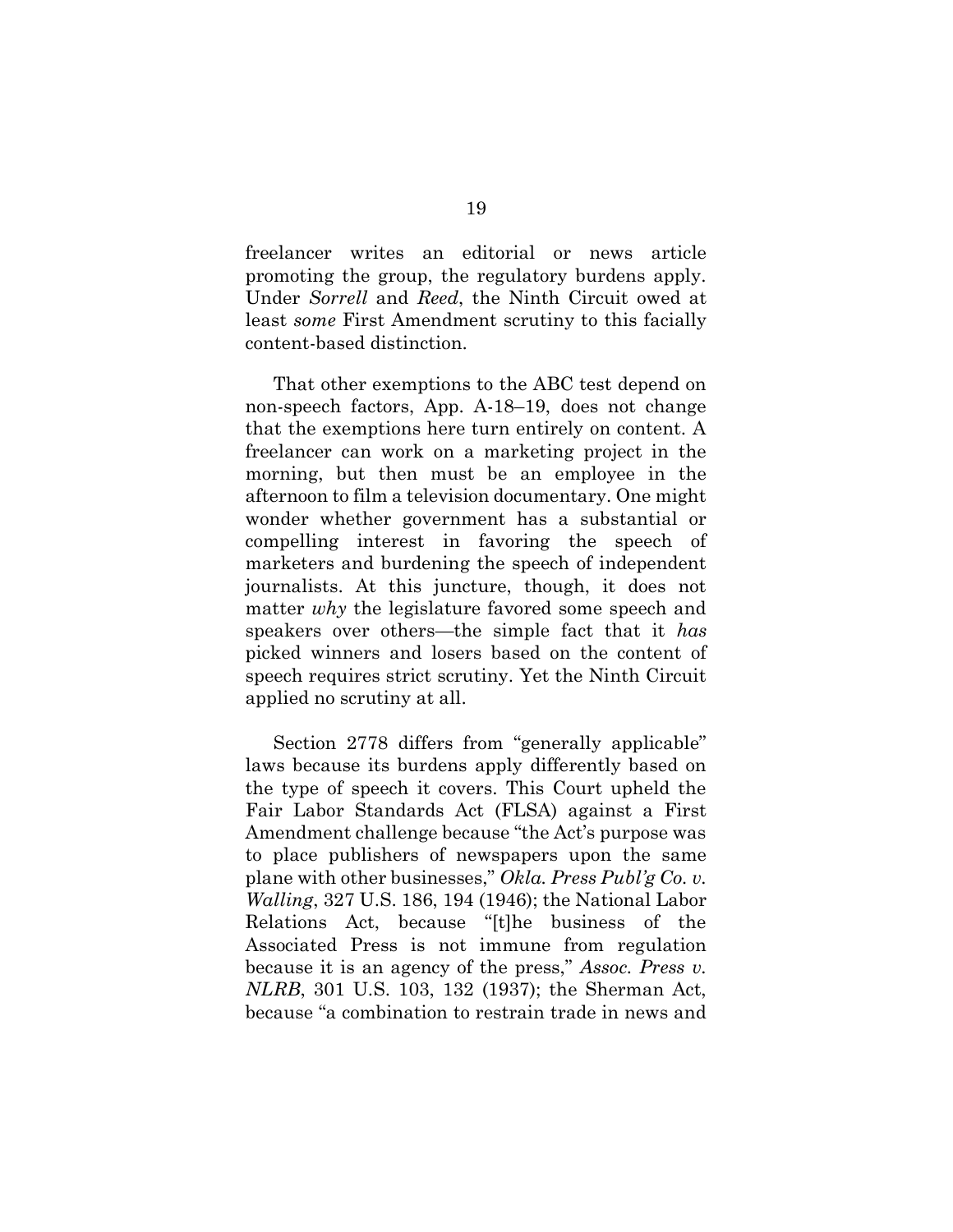freelancer writes an editorial or news article promoting the group, the regulatory burdens apply. Under *Sorrell* and *Reed*, the Ninth Circuit owed at least *some* First Amendment scrutiny to this facially content-based distinction.

That other exemptions to the ABC test depend on non-speech factors, App. A-18–19, does not change that the exemptions here turn entirely on content. A freelancer can work on a marketing project in the morning, but then must be an employee in the afternoon to film a television documentary. One might wonder whether government has a substantial or compelling interest in favoring the speech of marketers and burdening the speech of independent journalists. At this juncture, though, it does not matter *why* the legislature favored some speech and speakers over others—the simple fact that it *has* picked winners and losers based on the content of speech requires strict scrutiny. Yet the Ninth Circuit applied no scrutiny at all.

Section 2778 differs from "generally applicable" laws because its burdens apply differently based on the type of speech it covers. This Court upheld the Fair Labor Standards Act (FLSA) against a First Amendment challenge because "the Act's purpose was to place publishers of newspapers upon the same plane with other businesses," *Okla. Press Publ'g Co. v. Walling*, 327 U.S. 186, 194 (1946); the National Labor Relations Act, because "[t]he business of the Associated Press is not immune from regulation because it is an agency of the press," *Assoc. Press v. NLRB*, 301 U.S. 103, 132 (1937); the Sherman Act, because "a combination to restrain trade in news and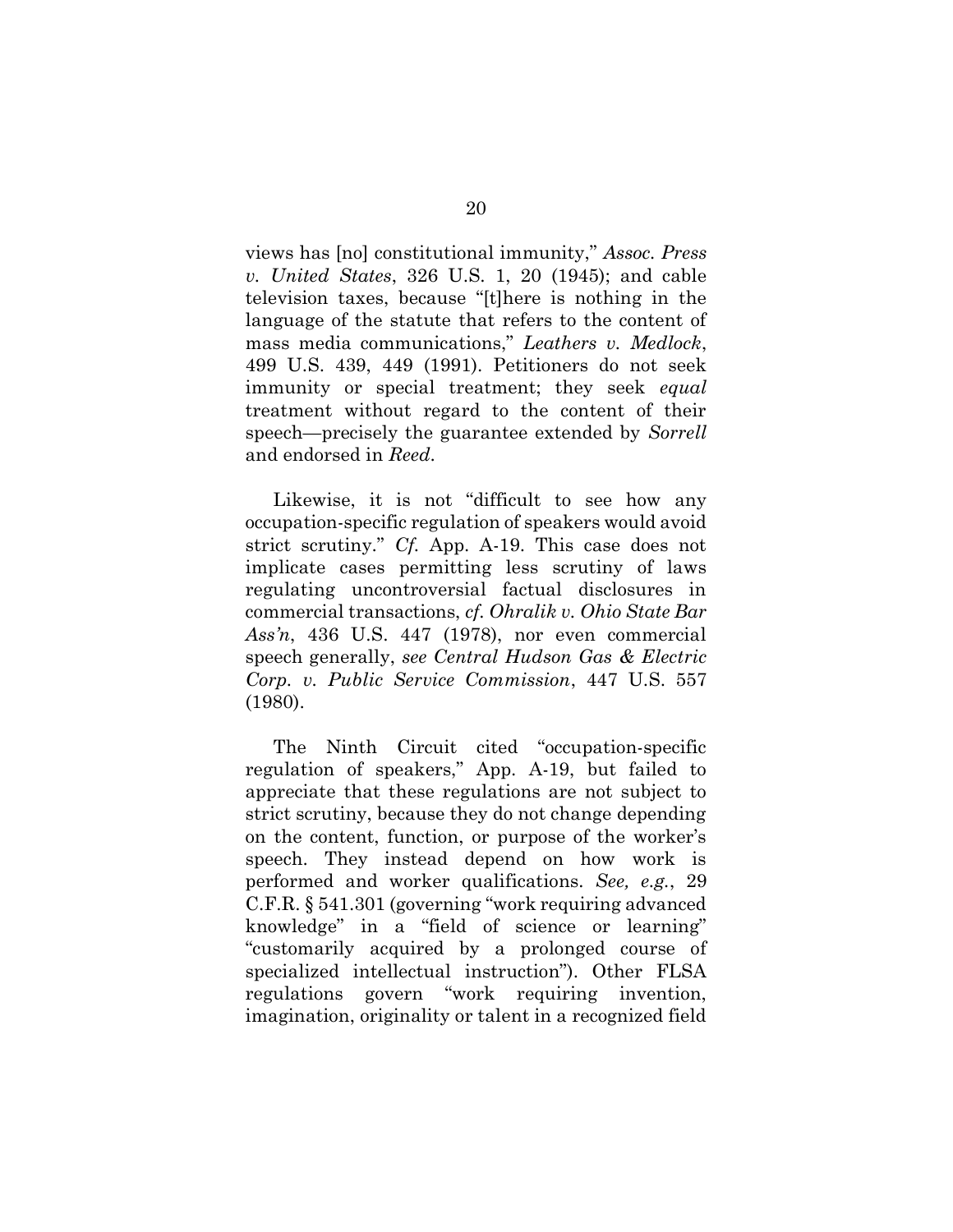views has [no] constitutional immunity," *Assoc. Press v. United States*, 326 U.S. 1, 20 (1945); and cable television taxes, because "[t]here is nothing in the language of the statute that refers to the content of mass media communications," *Leathers v. Medlock*, 499 U.S. 439, 449 (1991). Petitioners do not seek immunity or special treatment; they seek *equal* treatment without regard to the content of their speech—precisely the guarantee extended by *Sorrell* and endorsed in *Reed*.

Likewise, it is not "difficult to see how any occupation-specific regulation of speakers would avoid strict scrutiny." *Cf.* App. A-19. This case does not implicate cases permitting less scrutiny of laws regulating uncontroversial factual disclosures in commercial transactions, *cf. Ohralik v. Ohio State Bar Ass'n*, 436 U.S. 447 (1978), nor even commercial speech generally, *see Central Hudson Gas & Electric Corp. v. Public Service Commission*, 447 U.S. 557 (1980).

The Ninth Circuit cited "occupation-specific regulation of speakers," App. A-19, but failed to appreciate that these regulations are not subject to strict scrutiny, because they do not change depending on the content, function, or purpose of the worker's speech. They instead depend on how work is performed and worker qualifications. *See, e.g.*, 29 C.F.R. § 541.301 (governing "work requiring advanced knowledge" in a "field of science or learning" "customarily acquired by a prolonged course of specialized intellectual instruction"). Other FLSA regulations govern "work requiring invention, imagination, originality or talent in a recognized field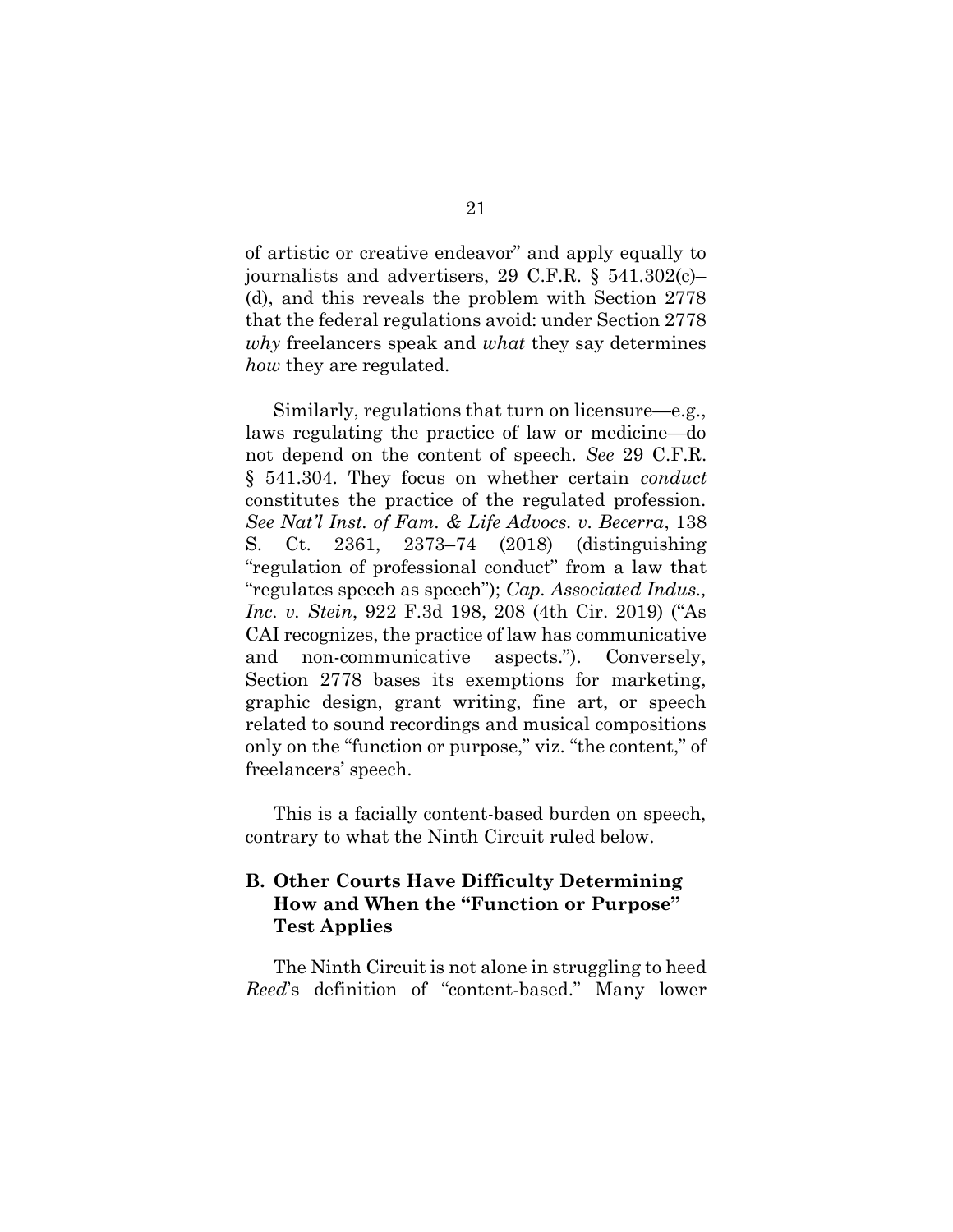of artistic or creative endeavor" and apply equally to journalists and advertisers, 29 C.F.R. § 541.302(c)–(d), and this reveals the problem with Section 2778 that the federal regulations avoid: under Section 2778 *why* freelancers speak and *what* they say determines *how* they are regulated.

Similarly, regulations that turn on licensure—e.g., laws regulating the practice of law or medicine—do not depend on the content of speech. *See* 29 C.F.R. § 541.304. They focus on whether certain *conduct* constitutes the practice of the regulated profession. *See Nat'l Inst. of Fam. & Life Advocs. v. Becerra*, 138 S. Ct. 2361, 2373–74 (2018) (distinguishing "regulation of professional conduct" from a law that "regulates speech as speech"); *Cap. Associated Indus., Inc. v. Stein*, 922 F.3d 198, 208 (4th Cir. 2019) ("As CAI recognizes, the practice of law has communicative and non-communicative aspects."). Conversely, Section 2778 bases its exemptions for marketing, graphic design, grant writing, fine art, or speech related to sound recordings and musical compositions only on the "function or purpose," viz. "the content," of freelancers' speech.

This is a facially content-based burden on speech, contrary to what the Ninth Circuit ruled below.

### B. Other Courts Have Difficulty Determining How and When the "Function or Purpose" Test Applies

The Ninth Circuit is not alone in struggling to heed *Reed*'s definition of "content-based." Many lower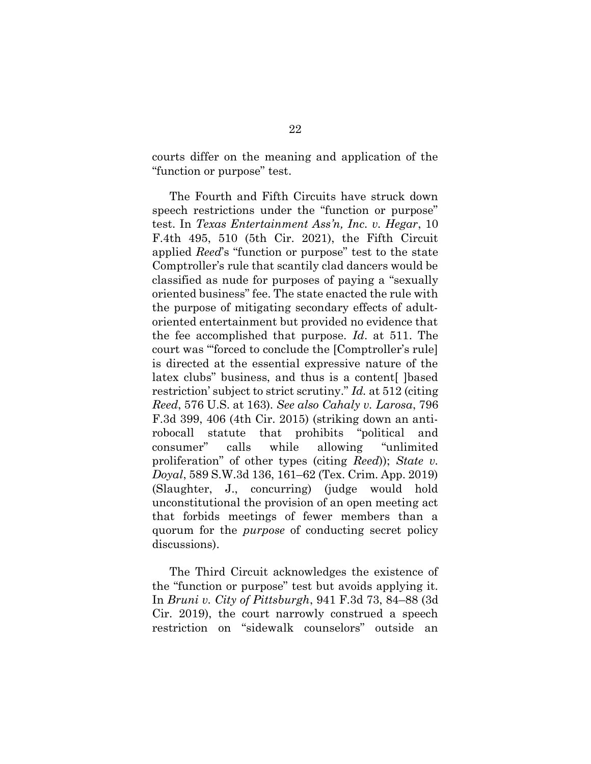courts differ on the meaning and application of the "function or purpose" test.

The Fourth and Fifth Circuits have struck down speech restrictions under the "function or purpose" test. In *Texas Entertainment Ass'n, Inc. v. Hegar*, 10 F.4th 495, 510 (5th Cir. 2021), the Fifth Circuit applied *Reed*'s "function or purpose" test to the state Comptroller's rule that scantily clad dancers would be classified as nude for purposes of paying a "sexually oriented business" fee. The state enacted the rule with the purpose of mitigating secondary effects of adult-oriented entertainment but provided no evidence that the fee accomplished that purpose. *Id*. at 511. The court was "'forced to conclude the [Comptroller's rule] is directed at the essential expressive nature of the latex clubs" business, and thus is a content[ ]based restriction' subject to strict scrutiny." *Id.* at 512 (citing *Reed*, 576 U.S. at 163). *See also Cahaly v. Larosa*, 796 F.3d 399, 406 (4th Cir. 2015) (striking down an anti-robocall statute that prohibits "political and consumer" calls while allowing "unlimited proliferation" of other types (citing *Reed*)); *State v. Doyal*, 589 S.W.3d 136, 161–62 (Tex. Crim. App. 2019) (Slaughter, J., concurring) (judge would hold unconstitutional the provision of an open meeting act that forbids meetings of fewer members than a quorum for the *purpose* of conducting secret policy discussions).

The Third Circuit acknowledges the existence of the "function or purpose" test but avoids applying it. In *Bruni v. City of Pittsburgh*, 941 F.3d 73, 84–88 (3d Cir. 2019), the court narrowly construed a speech restriction on "sidewalk counselors" outside an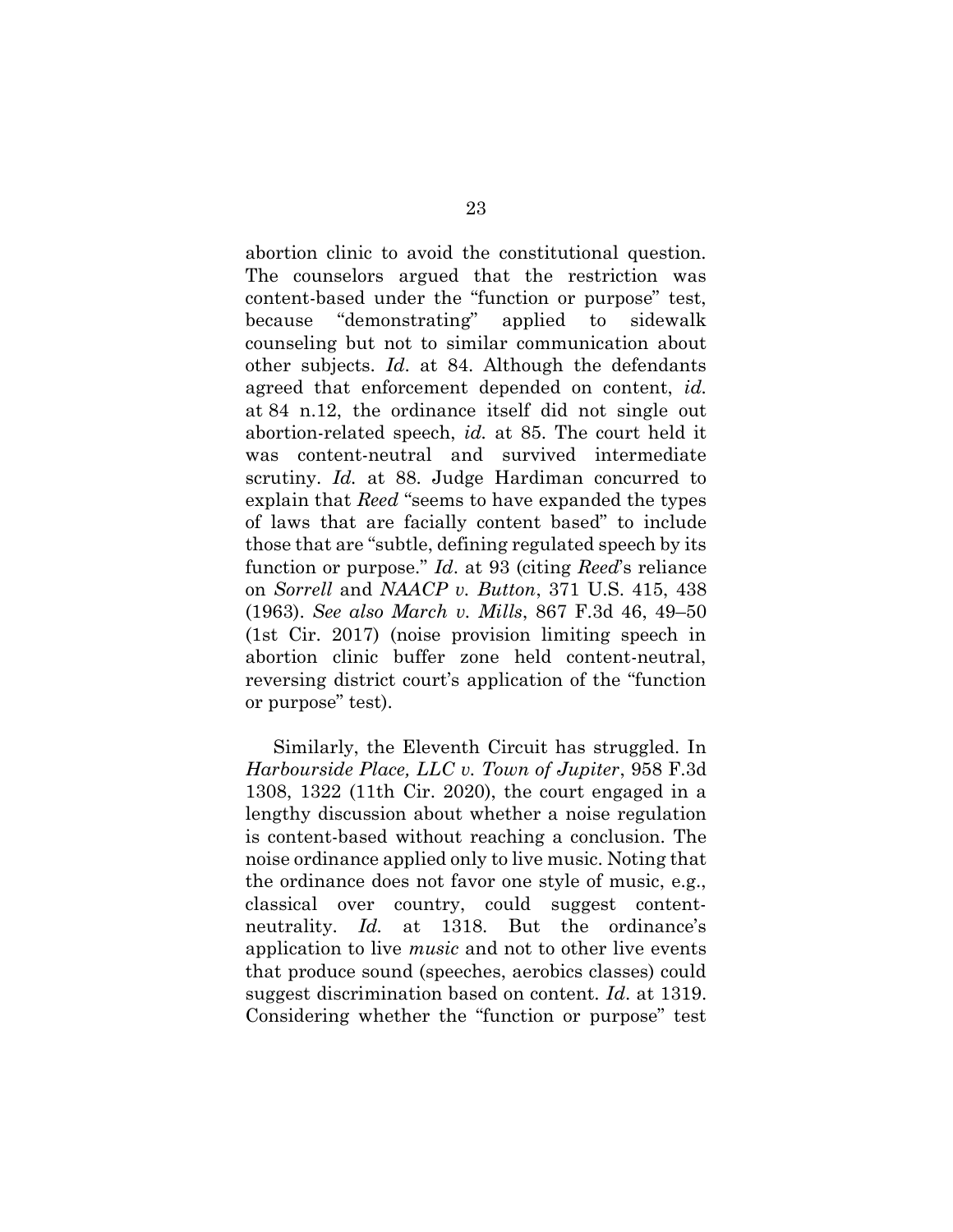abortion clinic to avoid the constitutional question. The counselors argued that the restriction was content-based under the "function or purpose" test, because "demonstrating" applied to sidewalk counseling but not to similar communication about other subjects. *Id*. at 84. Although the defendants agreed that enforcement depended on content, *id*. at 84 n.12, the ordinance itself did not single out abortion-related speech, *id*. at 85. The court held it was content-neutral and survived intermediate scrutiny. *Id*. at 88. Judge Hardiman concurred to explain that *Reed* "seems to have expanded the types of laws that are facially content based" to include those that are "subtle, defining regulated speech by its function or purpose." *Id*. at 93 (citing *Reed*'s reliance on *Sorrell* and *NAACP v. Button*, 371 U.S. 415, 438 (1963). *See also March v. Mills*, 867 F.3d 46, 49–50 (1st Cir. 2017) (noise provision limiting speech in abortion clinic buffer zone held content-neutral, reversing district court's application of the "function or purpose" test).

Similarly, the Eleventh Circuit has struggled. In *Harbourside Place, LLC v. Town of Jupiter*, 958 F.3d 1308, 1322 (11th Cir. 2020), the court engaged in a lengthy discussion about whether a noise regulation is content-based without reaching a conclusion. The noise ordinance applied only to live music. Noting that the ordinance does not favor one style of music, e.g., classical over country, could suggest content-neutrality. *Id*. at 1318. But the ordinance's application to live *music* and not to other live events that produce sound (speeches, aerobics classes) could suggest discrimination based on content. *Id*. at 1319. Considering whether the "function or purpose" test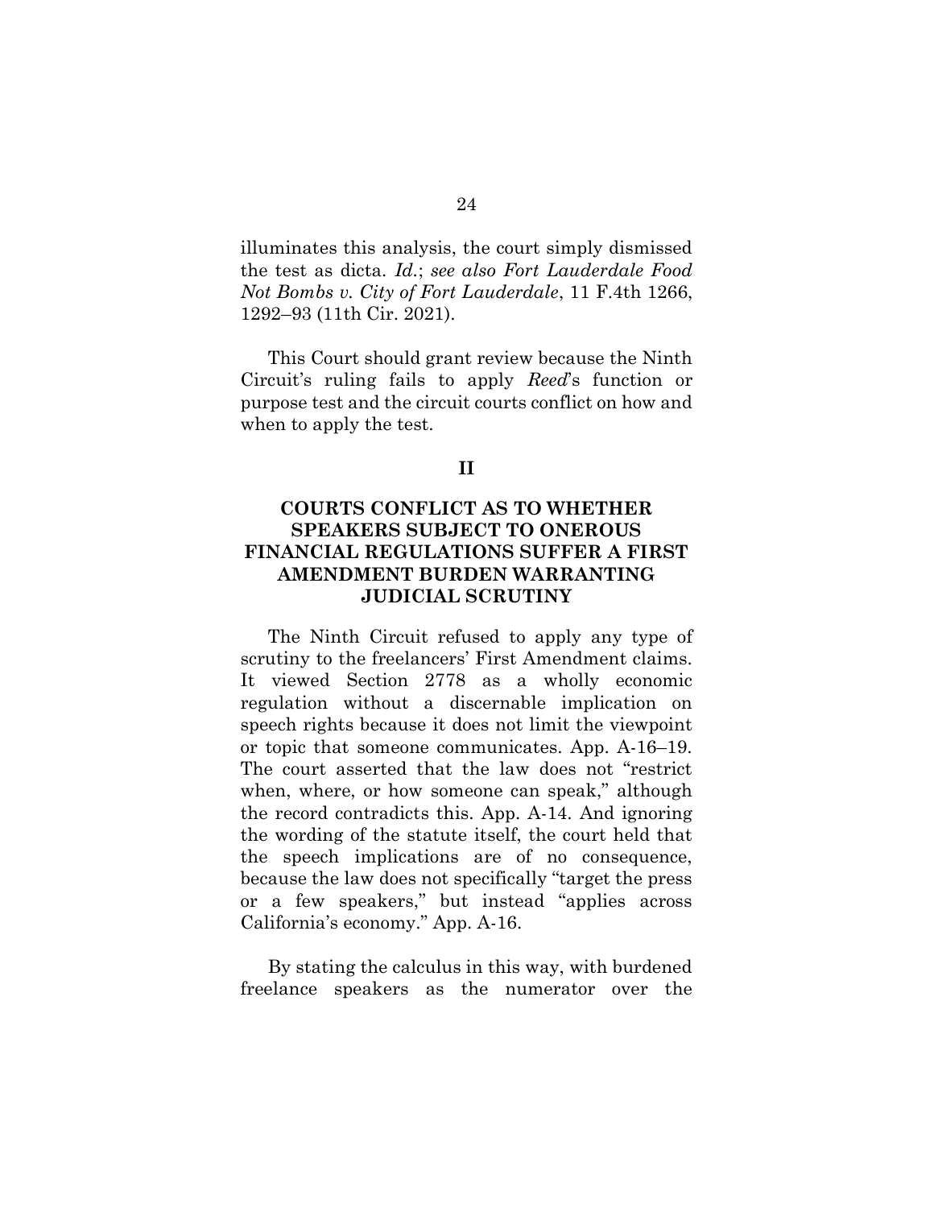illuminates this analysis, the court simply dismissed the test as dicta. *Id.*; *see also Fort Lauderdale Food Not Bombs v. City of Fort Lauderdale*, 11 F.4th 1266, 1292–93 (11th Cir. 2021).

This Court should grant review because the Ninth Circuit's ruling fails to apply *Reed*'s function or purpose test and the circuit courts conflict on how and when to apply the test.

## II

## COURTS CONFLICT AS TO WHETHER SPEAKERS SUBJECT TO ONEROUS FINANCIAL REGULATIONS SUFFER A FIRST AMENDMENT BURDEN WARRANTING JUDICIAL SCRUTINY

The Ninth Circuit refused to apply any type of scrutiny to the freelancers' First Amendment claims. It viewed Section 2778 as a wholly economic regulation without a discernable implication on speech rights because it does not limit the viewpoint or topic that someone communicates. App. A-16–19. The court asserted that the law does not "restrict when, where, or how someone can speak," although the record contradicts this. App. A-14. And ignoring the wording of the statute itself, the court held that the speech implications are of no consequence, because the law does not specifically "target the press or a few speakers," but instead "applies across California's economy." App. A-16.

By stating the calculus in this way, with burdened freelance speakers as the numerator over the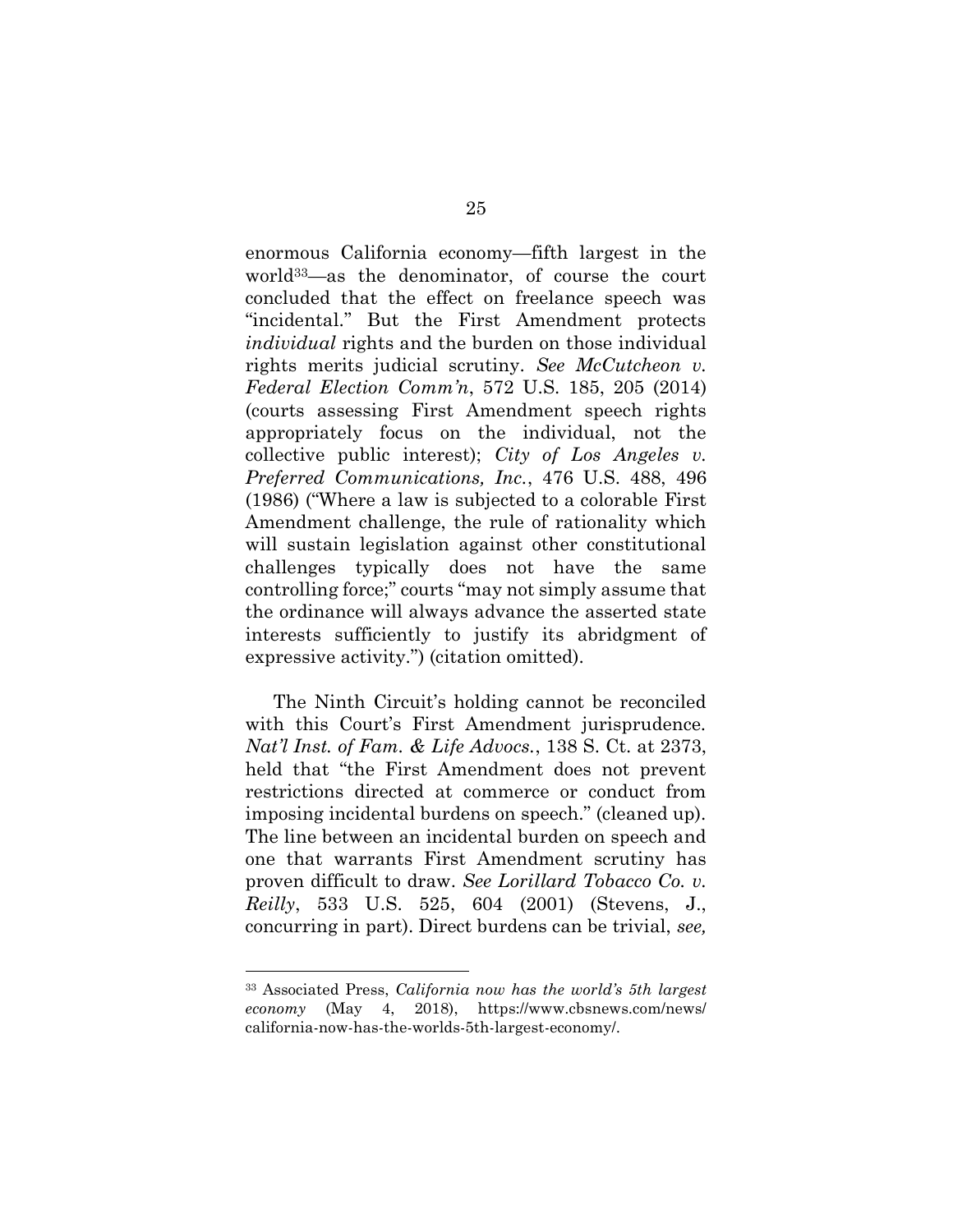enormous California economy—fifth largest in the world[33]—as the denominator, of course the court concluded that the effect on freelance speech was "incidental." But the First Amendment protects *individual* rights and the burden on those individual rights merits judicial scrutiny. *See McCutcheon v. Federal Election Comm'n*, 572 U.S. 185, 205 (2014) (courts assessing First Amendment speech rights appropriately focus on the individual, not the collective public interest); *City of Los Angeles v. Preferred Communications, Inc.*, 476 U.S. 488, 496 (1986) ("Where a law is subjected to a colorable First Amendment challenge, the rule of rationality which will sustain legislation against other constitutional challenges typically does not have the same controlling force;" courts "may not simply assume that the ordinance will always advance the asserted state interests sufficiently to justify its abridgment of expressive activity.") (citation omitted).

The Ninth Circuit's holding cannot be reconciled with this Court's First Amendment jurisprudence. *Nat'l Inst. of Fam. & Life Advocs.*, 138 S. Ct. at 2373, held that "the First Amendment does not prevent restrictions directed at commerce or conduct from imposing incidental burdens on speech." (cleaned up). The line between an incidental burden on speech and one that warrants First Amendment scrutiny has proven difficult to draw. *See Lorillard Tobacco Co. v. Reilly*, 533 U.S. 525, 604 (2001) (Stevens, J., concurring in part). Direct burdens can be trivial, *see,*

---

[33] Associated Press, *California now has the world's 5th largest economy* (May 4, 2018), https://www.cbsnews.com/news/california-now-has-the-worlds-5th-largest-economy/.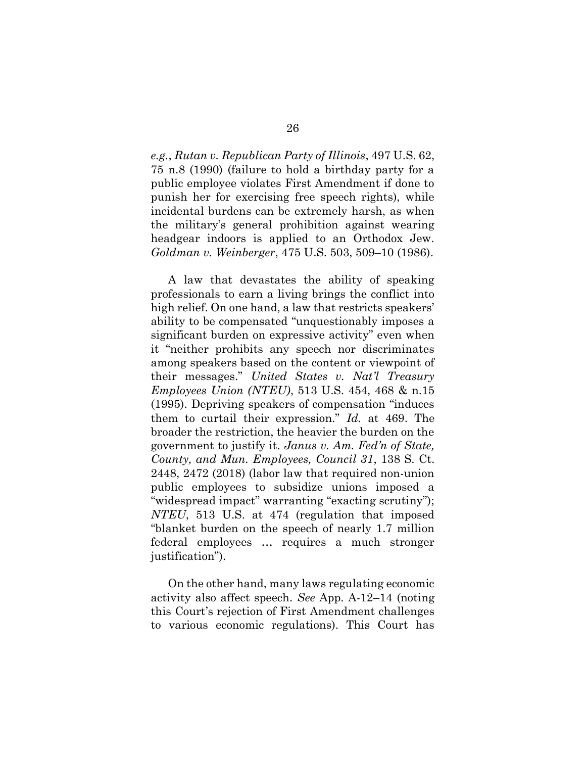*e.g.*, *Rutan v. Republican Party of Illinois*, 497 U.S. 62, 75 n.8 (1990) (failure to hold a birthday party for a public employee violates First Amendment if done to punish her for exercising free speech rights), while incidental burdens can be extremely harsh, as when the military's general prohibition against wearing headgear indoors is applied to an Orthodox Jew. *Goldman v. Weinberger*, 475 U.S. 503, 509–10 (1986).

A law that devastates the ability of speaking professionals to earn a living brings the conflict into high relief. On one hand, a law that restricts speakers' ability to be compensated "unquestionably imposes a significant burden on expressive activity" even when it "neither prohibits any speech nor discriminates among speakers based on the content or viewpoint of their messages." *United States v. Nat'l Treasury Employees Union (NTEU)*, 513 U.S. 454, 468 & n.15 (1995). Depriving speakers of compensation "induces them to curtail their expression." *Id.* at 469. The broader the restriction, the heavier the burden on the government to justify it. *Janus v. Am. Fed'n of State, County, and Mun. Employees, Council 31*, 138 S. Ct. 2448, 2472 (2018) (labor law that required non-union public employees to subsidize unions imposed a "widespread impact" warranting "exacting scrutiny"); *NTEU*, 513 U.S. at 474 (regulation that imposed "blanket burden on the speech of nearly 1.7 million federal employees … requires a much stronger justification").

On the other hand, many laws regulating economic activity also affect speech. *See* App. A-12–14 (noting this Court's rejection of First Amendment challenges to various economic regulations). This Court has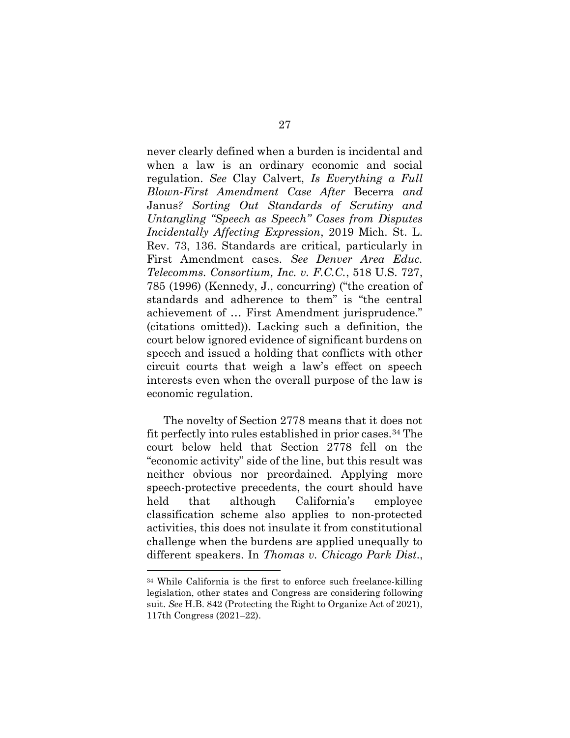never clearly defined when a burden is incidental and when a law is an ordinary economic and social regulation. *See* Clay Calvert, *Is Everything a Full Blown-First Amendment Case After* Becerra *and* Janus*? Sorting Out Standards of Scrutiny and Untangling "Speech as Speech" Cases from Disputes Incidentally Affecting Expression*, 2019 Mich. St. L. Rev. 73, 136. Standards are critical, particularly in First Amendment cases. *See Denver Area Educ. Telecomms. Consortium, Inc. v. F.C.C.*, 518 U.S. 727, 785 (1996) (Kennedy, J., concurring) ("the creation of standards and adherence to them" is "the central achievement of … First Amendment jurisprudence." (citations omitted)). Lacking such a definition, the court below ignored evidence of significant burdens on speech and issued a holding that conflicts with other circuit courts that weigh a law's effect on speech interests even when the overall purpose of the law is economic regulation.

The novelty of Section 2778 means that it does not fit perfectly into rules established in prior cases.[34] The court below held that Section 2778 fell on the "economic activity" side of the line, but this result was neither obvious nor preordained. Applying more speech-protective precedents, the court should have held that although California's employee classification scheme also applies to non-protected activities, this does not insulate it from constitutional challenge when the burdens are applied unequally to different speakers. In *Thomas v. Chicago Park Dist.*,

---

[34] While California is the first to enforce such freelance-killing legislation, other states and Congress are considering following suit. *See* H.B. 842 (Protecting the Right to Organize Act of 2021), 117th Congress (2021–22).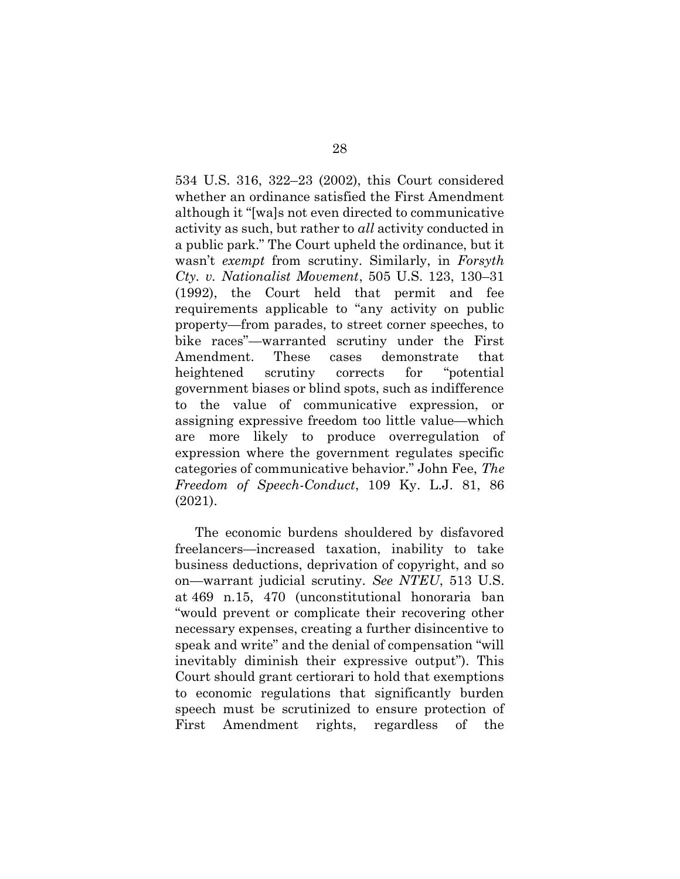534 U.S. 316, 322–23 (2002), this Court considered whether an ordinance satisfied the First Amendment although it "[wa]s not even directed to communicative activity as such, but rather to *all* activity conducted in a public park." The Court upheld the ordinance, but it wasn't *exempt* from scrutiny. Similarly, in *Forsyth Cty. v. Nationalist Movement*, 505 U.S. 123, 130–31 (1992), the Court held that permit and fee requirements applicable to "any activity on public property—from parades, to street corner speeches, to bike races"—warranted scrutiny under the First Amendment. These cases demonstrate that heightened scrutiny corrects for "potential government biases or blind spots, such as indifference to the value of communicative expression, or assigning expressive freedom too little value—which are more likely to produce overregulation of expression where the government regulates specific categories of communicative behavior." John Fee, *The Freedom of Speech-Conduct*, 109 Ky. L.J. 81, 86 (2021).

The economic burdens shouldered by disfavored freelancers—increased taxation, inability to take business deductions, deprivation of copyright, and so on—warrant judicial scrutiny. *See NTEU*, 513 U.S. at 469 n.15, 470 (unconstitutional honoraria ban "would prevent or complicate their recovering other necessary expenses, creating a further disincentive to speak and write" and the denial of compensation "will inevitably diminish their expressive output"). This Court should grant certiorari to hold that exemptions to economic regulations that significantly burden speech must be scrutinized to ensure protection of First Amendment rights, regardless of the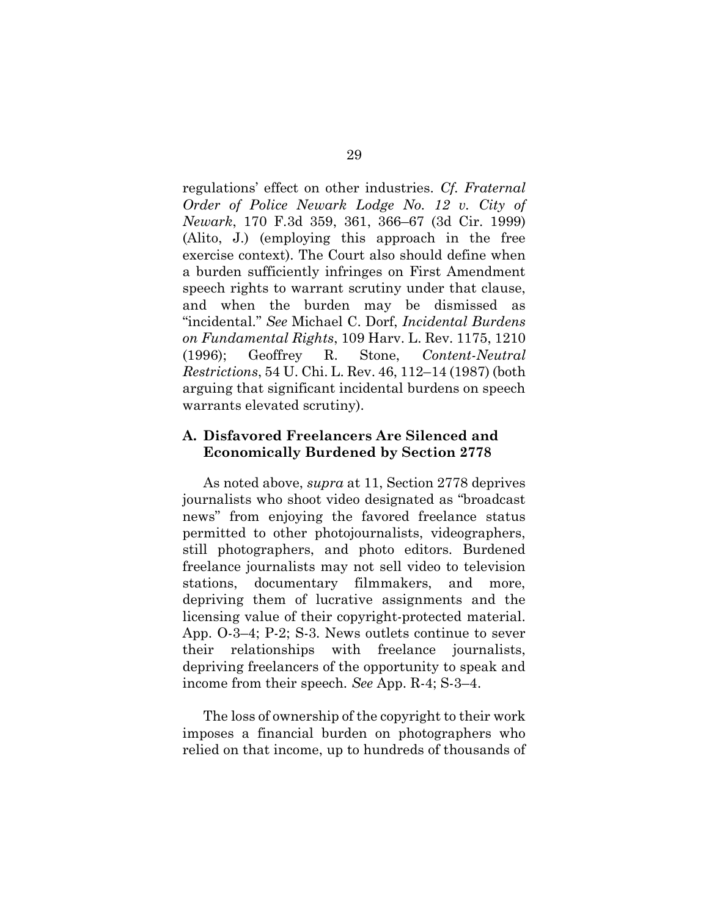regulations' effect on other industries. *Cf. Fraternal Order of Police Newark Lodge No. 12 v. City of Newark*, 170 F.3d 359, 361, 366–67 (3d Cir. 1999) (Alito, J.) (employing this approach in the free exercise context). The Court also should define when a burden sufficiently infringes on First Amendment speech rights to warrant scrutiny under that clause, and when the burden may be dismissed as "incidental." *See* Michael C. Dorf, *Incidental Burdens on Fundamental Rights*, 109 Harv. L. Rev. 1175, 1210 (1996); Geoffrey R. Stone, *Content-Neutral Restrictions*, 54 U. Chi. L. Rev. 46, 112–14 (1987) (both arguing that significant incidental burdens on speech warrants elevated scrutiny).

### A. Disfavored Freelancers Are Silenced and Economically Burdened by Section 2778

As noted above, *supra* at 11, Section 2778 deprives journalists who shoot video designated as "broadcast news" from enjoying the favored freelance status permitted to other photojournalists, videographers, still photographers, and photo editors. Burdened freelance journalists may not sell video to television stations, documentary filmmakers, and more, depriving them of lucrative assignments and the licensing value of their copyright-protected material. App. O-3–4; P-2; S-3. News outlets continue to sever their relationships with freelance journalists, depriving freelancers of the opportunity to speak and income from their speech. *See* App. R-4; S-3–4.

The loss of ownership of the copyright to their work imposes a financial burden on photographers who relied on that income, up to hundreds of thousands of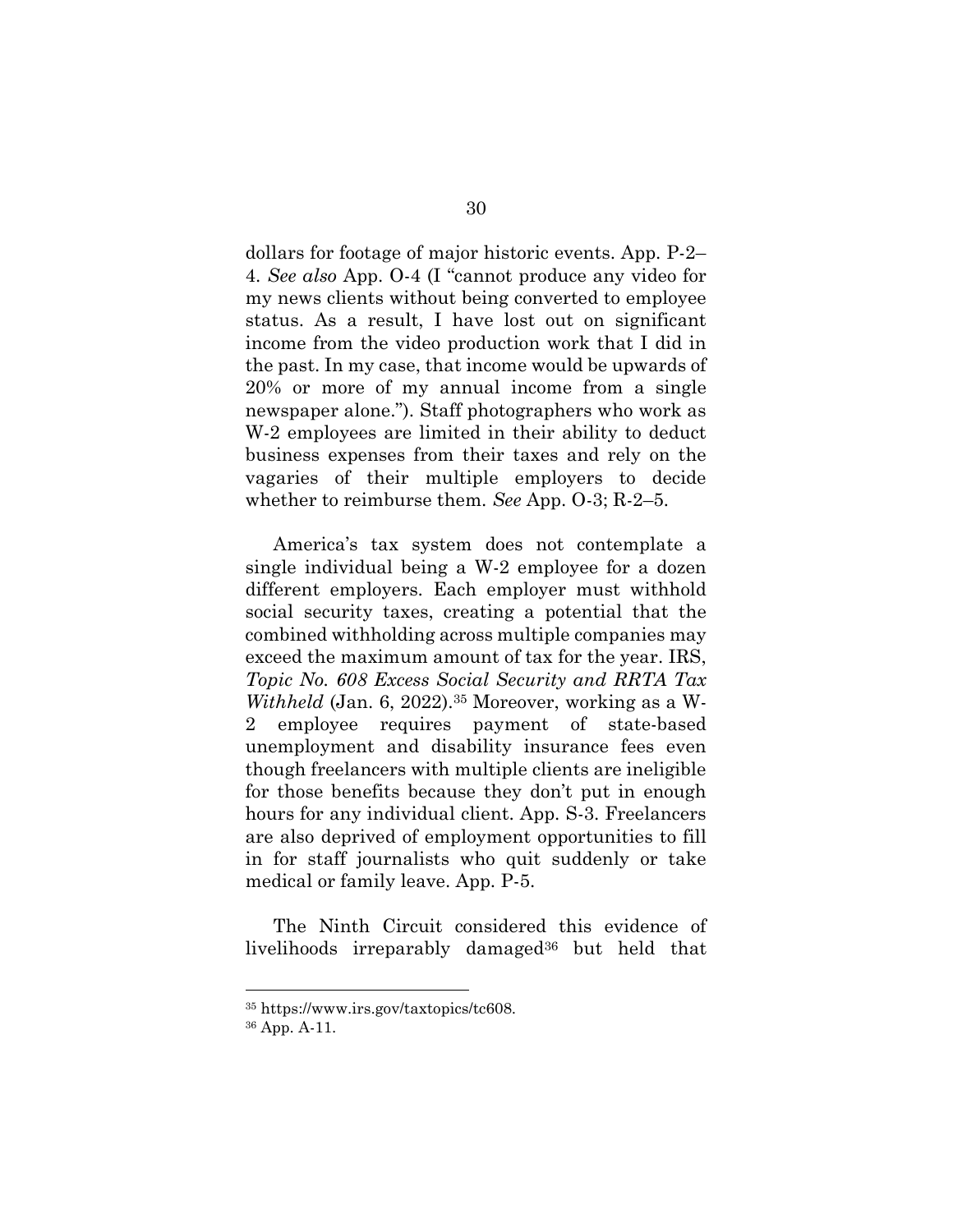dollars for footage of major historic events. App. P-2–4. *See also* App. O-4 (I "cannot produce any video for my news clients without being converted to employee status. As a result, I have lost out on significant income from the video production work that I did in the past. In my case, that income would be upwards of 20% or more of my annual income from a single newspaper alone."). Staff photographers who work as W-2 employees are limited in their ability to deduct business expenses from their taxes and rely on the vagaries of their multiple employers to decide whether to reimburse them. *See* App. O-3; R-2–5.

America's tax system does not contemplate a single individual being a W-2 employee for a dozen different employers. Each employer must withhold social security taxes, creating a potential that the combined withholding across multiple companies may exceed the maximum amount of tax for the year. IRS, *Topic No. 608 Excess Social Security and RRTA Tax Withheld* (Jan. 6, 2022).[35] Moreover, working as a W-2 employee requires payment of state-based unemployment and disability insurance fees even though freelancers with multiple clients are ineligible for those benefits because they don't put in enough hours for any individual client. App. S-3. Freelancers are also deprived of employment opportunities to fill in for staff journalists who quit suddenly or take medical or family leave. App. P-5.

The Ninth Circuit considered this evidence of livelihoods irreparably damaged[36] but held that

---

[35] https://www.irs.gov/taxtopics/tc608.

[36] App. A-11.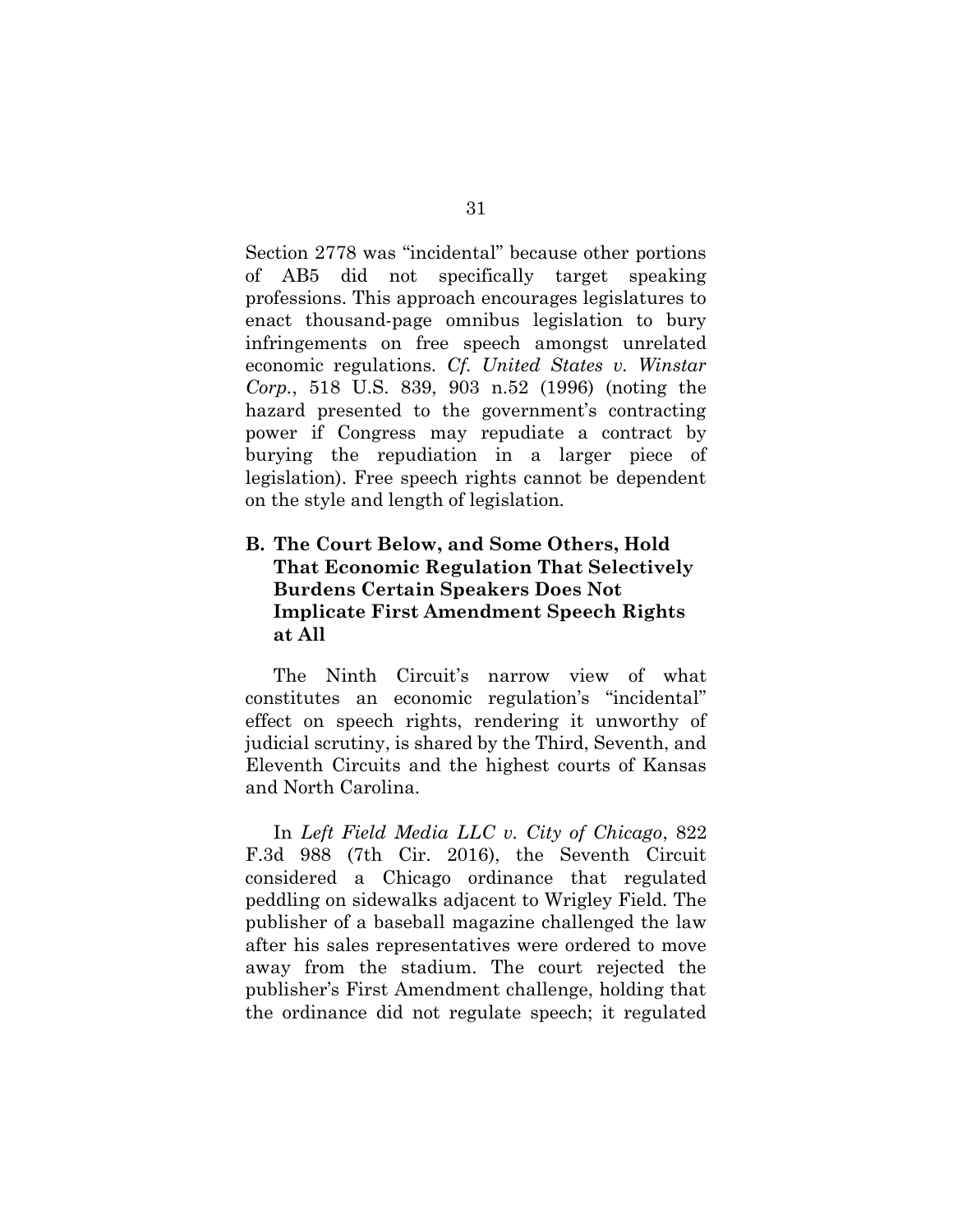Section 2778 was "incidental" because other portions of AB5 did not specifically target speaking professions. This approach encourages legislatures to enact thousand-page omnibus legislation to bury infringements on free speech amongst unrelated economic regulations. *Cf. United States v. Winstar Corp.*, 518 U.S. 839, 903 n.52 (1996) (noting the hazard presented to the government's contracting power if Congress may repudiate a contract by burying the repudiation in a larger piece of legislation). Free speech rights cannot be dependent on the style and length of legislation.

### B. The Court Below, and Some Others, Hold That Economic Regulation That Selectively Burdens Certain Speakers Does Not Implicate First Amendment Speech Rights at All

The Ninth Circuit's narrow view of what constitutes an economic regulation's "incidental" effect on speech rights, rendering it unworthy of judicial scrutiny, is shared by the Third, Seventh, and Eleventh Circuits and the highest courts of Kansas and North Carolina.

In *Left Field Media LLC v. City of Chicago*, 822 F.3d 988 (7th Cir. 2016), the Seventh Circuit considered a Chicago ordinance that regulated peddling on sidewalks adjacent to Wrigley Field. The publisher of a baseball magazine challenged the law after his sales representatives were ordered to move away from the stadium. The court rejected the publisher's First Amendment challenge, holding that the ordinance did not regulate speech; it regulated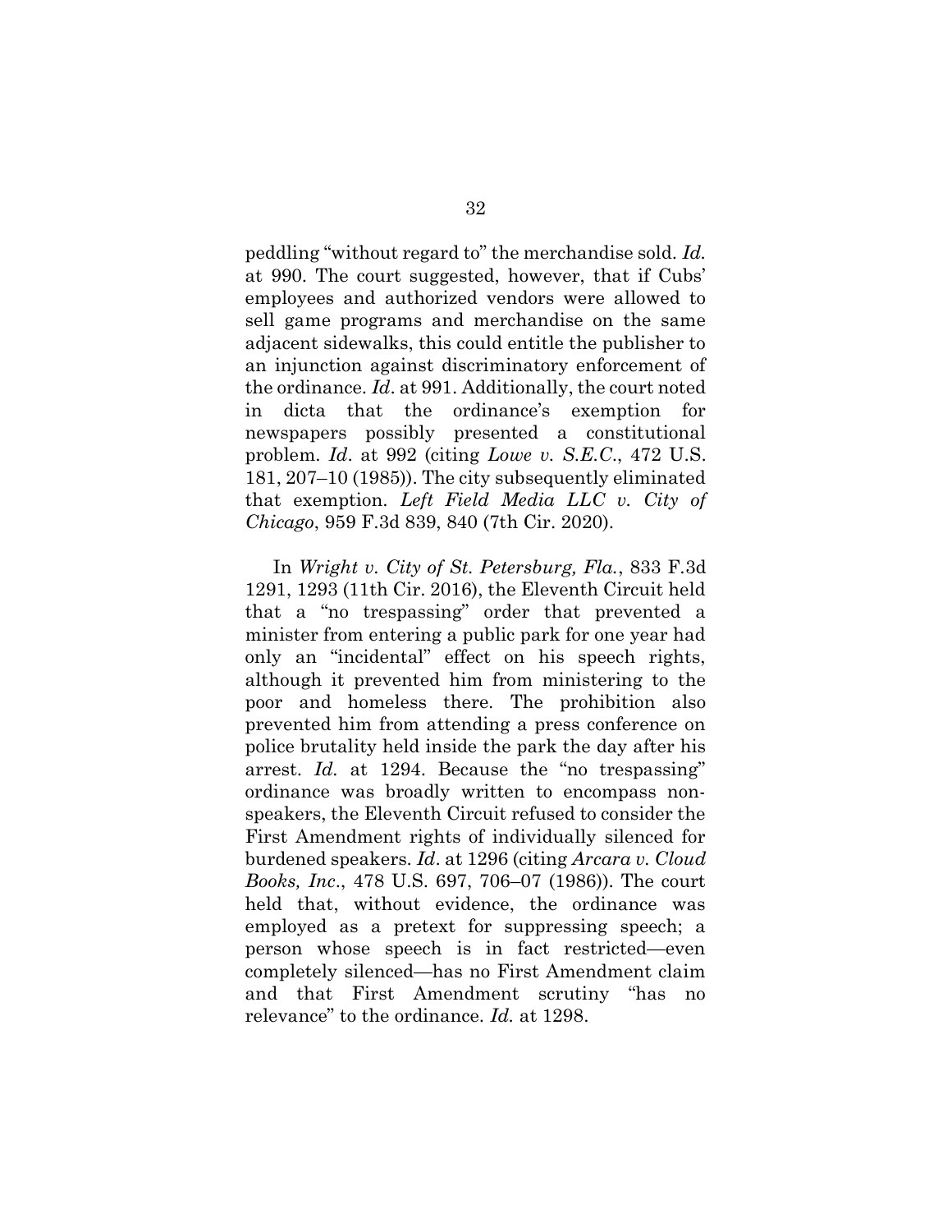peddling "without regard to" the merchandise sold. *Id.* at 990. The court suggested, however, that if Cubs' employees and authorized vendors were allowed to sell game programs and merchandise on the same adjacent sidewalks, this could entitle the publisher to an injunction against discriminatory enforcement of the ordinance. *Id*. at 991. Additionally, the court noted in dicta that the ordinance's exemption for newspapers possibly presented a constitutional problem. *Id*. at 992 (citing *Lowe v. S.E.C.*, 472 U.S. 181, 207–10 (1985)). The city subsequently eliminated that exemption. *Left Field Media LLC v. City of Chicago*, 959 F.3d 839, 840 (7th Cir. 2020).

In *Wright v. City of St. Petersburg, Fla.*, 833 F.3d 1291, 1293 (11th Cir. 2016), the Eleventh Circuit held that a "no trespassing" order that prevented a minister from entering a public park for one year had only an "incidental" effect on his speech rights, although it prevented him from ministering to the poor and homeless there. The prohibition also prevented him from attending a press conference on police brutality held inside the park the day after his arrest. *Id.* at 1294. Because the "no trespassing" ordinance was broadly written to encompass non-speakers, the Eleventh Circuit refused to consider the First Amendment rights of individually silenced for burdened speakers. *Id*. at 1296 (citing *Arcara v. Cloud Books, Inc*., 478 U.S. 697, 706–07 (1986)). The court held that, without evidence, the ordinance was employed as a pretext for suppressing speech; a person whose speech is in fact restricted—even completely silenced—has no First Amendment claim and that First Amendment scrutiny "has no relevance" to the ordinance. *Id.* at 1298.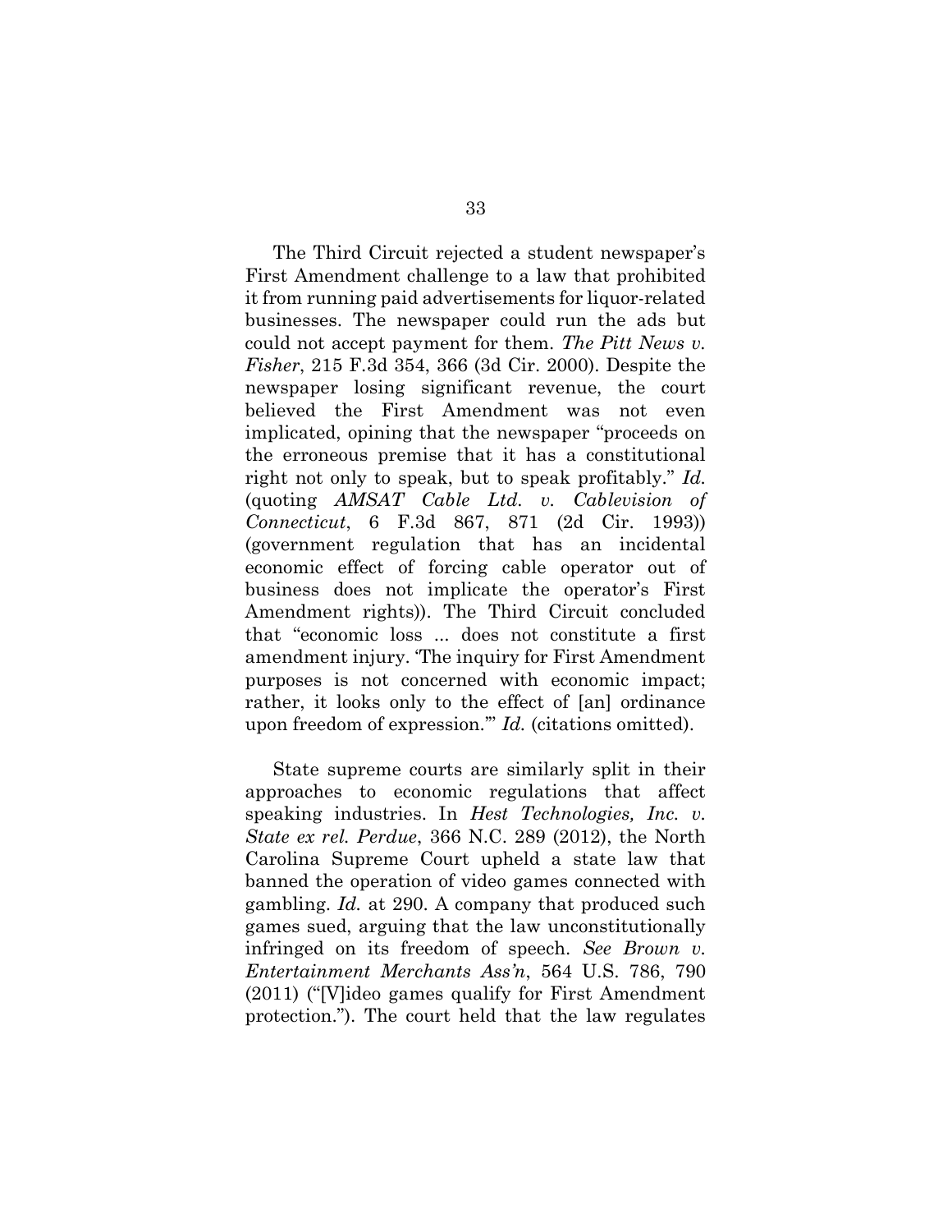The Third Circuit rejected a student newspaper's First Amendment challenge to a law that prohibited it from running paid advertisements for liquor-related businesses. The newspaper could run the ads but could not accept payment for them. *The Pitt News v. Fisher*, 215 F.3d 354, 366 (3d Cir. 2000). Despite the newspaper losing significant revenue, the court believed the First Amendment was not even implicated, opining that the newspaper "proceeds on the erroneous premise that it has a constitutional right not only to speak, but to speak profitably." *Id.* (quoting *AMSAT Cable Ltd. v. Cablevision of Connecticut*, 6 F.3d 867, 871 (2d Cir. 1993)) (government regulation that has an incidental economic effect of forcing cable operator out of business does not implicate the operator's First Amendment rights)). The Third Circuit concluded that "economic loss ... does not constitute a first amendment injury. 'The inquiry for First Amendment purposes is not concerned with economic impact; rather, it looks only to the effect of [an] ordinance upon freedom of expression.'" *Id.* (citations omitted).

State supreme courts are similarly split in their approaches to economic regulations that affect speaking industries. In *Hest Technologies, Inc. v. State ex rel. Perdue*, 366 N.C. 289 (2012), the North Carolina Supreme Court upheld a state law that banned the operation of video games connected with gambling. *Id.* at 290. A company that produced such games sued, arguing that the law unconstitutionally infringed on its freedom of speech. *See Brown v. Entertainment Merchants Ass'n*, 564 U.S. 786, 790 (2011) ("[V]ideo games qualify for First Amendment protection."). The court held that the law regulates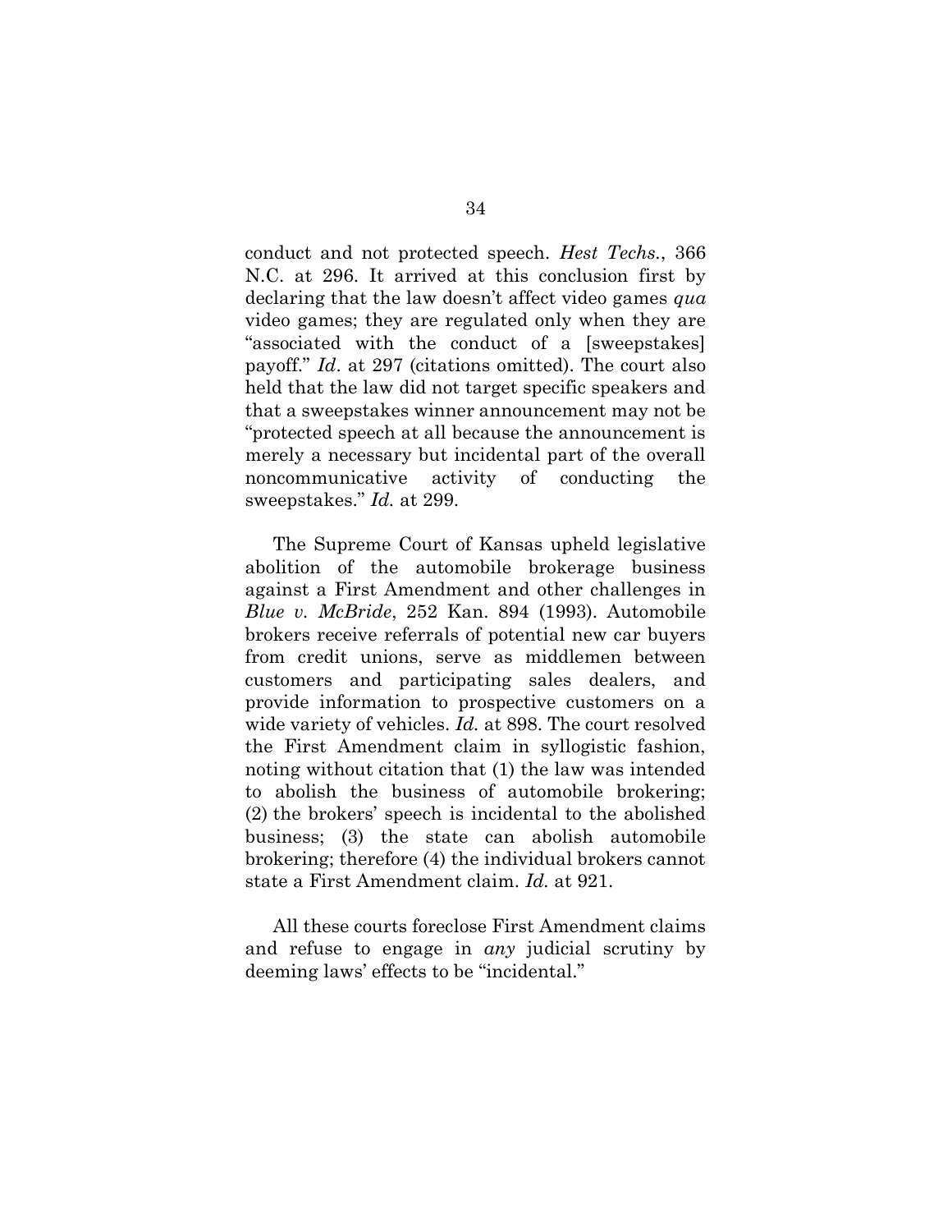conduct and not protected speech. *Hest Techs.*, 366 N.C. at 296. It arrived at this conclusion first by declaring that the law doesn't affect video games *qua* video games; they are regulated only when they are "associated with the conduct of a [sweepstakes] payoff." *Id*. at 297 (citations omitted). The court also held that the law did not target specific speakers and that a sweepstakes winner announcement may not be "protected speech at all because the announcement is merely a necessary but incidental part of the overall noncommunicative activity of conducting the sweepstakes." *Id.* at 299.

The Supreme Court of Kansas upheld legislative abolition of the automobile brokerage business against a First Amendment and other challenges in *Blue v. McBride*, 252 Kan. 894 (1993). Automobile brokers receive referrals of potential new car buyers from credit unions, serve as middlemen between customers and participating sales dealers, and provide information to prospective customers on a wide variety of vehicles. *Id.* at 898. The court resolved the First Amendment claim in syllogistic fashion, noting without citation that (1) the law was intended to abolish the business of automobile brokering; (2) the brokers' speech is incidental to the abolished business; (3) the state can abolish automobile brokering; therefore (4) the individual brokers cannot state a First Amendment claim. *Id.* at 921.

All these courts foreclose First Amendment claims and refuse to engage in *any* judicial scrutiny by deeming laws' effects to be "incidental."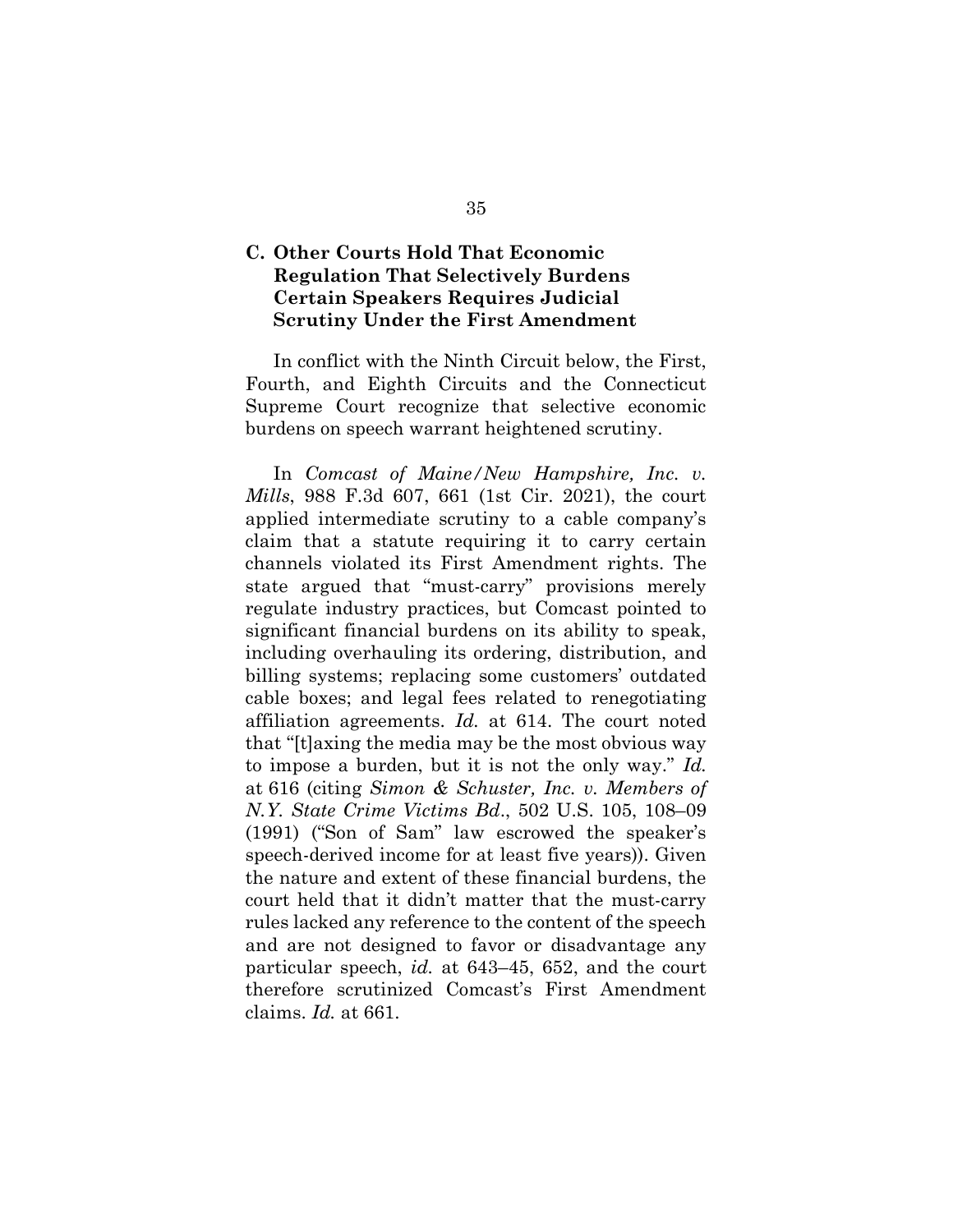### C. Other Courts Hold That Economic Regulation That Selectively Burdens Certain Speakers Requires Judicial Scrutiny Under the First Amendment

In conflict with the Ninth Circuit below, the First, Fourth, and Eighth Circuits and the Connecticut Supreme Court recognize that selective economic burdens on speech warrant heightened scrutiny.

In *Comcast of Maine/New Hampshire, Inc. v. Mills*, 988 F.3d 607, 661 (1st Cir. 2021), the court applied intermediate scrutiny to a cable company's claim that a statute requiring it to carry certain channels violated its First Amendment rights. The state argued that "must-carry" provisions merely regulate industry practices, but Comcast pointed to significant financial burdens on its ability to speak, including overhauling its ordering, distribution, and billing systems; replacing some customers' outdated cable boxes; and legal fees related to renegotiating affiliation agreements. *Id.* at 614. The court noted that "[t]axing the media may be the most obvious way to impose a burden, but it is not the only way." *Id.* at 616 (citing *Simon & Schuster, Inc. v. Members of N.Y. State Crime Victims Bd*., 502 U.S. 105, 108–09 (1991) ("Son of Sam" law escrowed the speaker's speech-derived income for at least five years)). Given the nature and extent of these financial burdens, the court held that it didn't matter that the must-carry rules lacked any reference to the content of the speech and are not designed to favor or disadvantage any particular speech, *id.* at 643–45, 652, and the court therefore scrutinized Comcast's First Amendment claims. *Id.* at 661.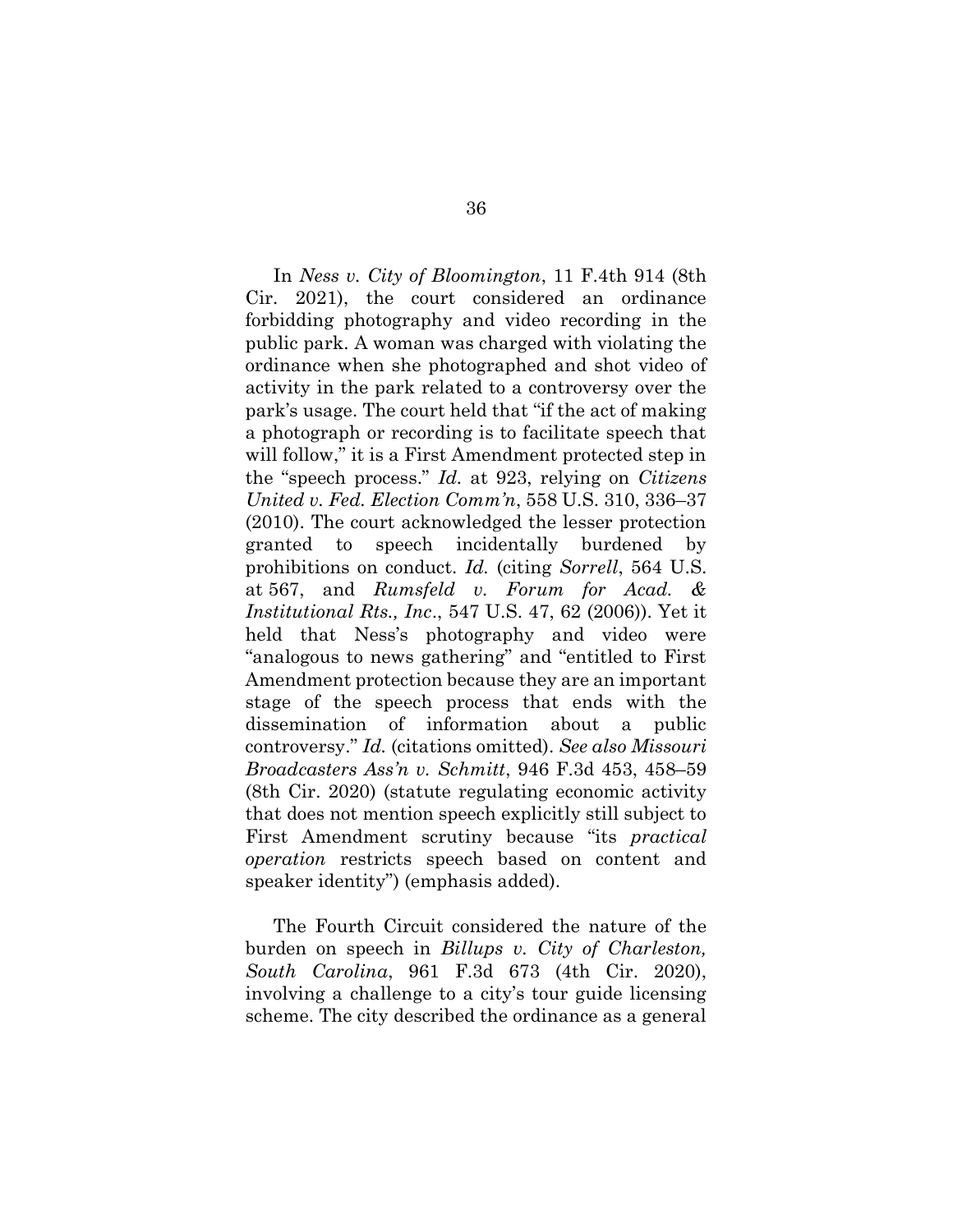In *Ness v. City of Bloomington*, 11 F.4th 914 (8th Cir. 2021), the court considered an ordinance forbidding photography and video recording in the public park. A woman was charged with violating the ordinance when she photographed and shot video of activity in the park related to a controversy over the park's usage. The court held that "if the act of making a photograph or recording is to facilitate speech that will follow," it is a First Amendment protected step in the "speech process." *Id.* at 923, relying on *Citizens United v. Fed. Election Comm'n*, 558 U.S. 310, 336–37 (2010). The court acknowledged the lesser protection granted to speech incidentally burdened by prohibitions on conduct. *Id.* (citing *Sorrell*, 564 U.S. at 567, and *Rumsfeld v. Forum for Acad. & Institutional Rts., Inc*., 547 U.S. 47, 62 (2006)). Yet it held that Ness's photography and video were "analogous to news gathering" and "entitled to First Amendment protection because they are an important stage of the speech process that ends with the dissemination of information about a public controversy." *Id.* (citations omitted). *See also Missouri Broadcasters Ass'n v. Schmitt*, 946 F.3d 453, 458–59 (8th Cir. 2020) (statute regulating economic activity that does not mention speech explicitly still subject to First Amendment scrutiny because "its *practical operation* restricts speech based on content and speaker identity") (emphasis added).

The Fourth Circuit considered the nature of the burden on speech in *Billups v. City of Charleston, South Carolina*, 961 F.3d 673 (4th Cir. 2020), involving a challenge to a city's tour guide licensing scheme. The city described the ordinance as a general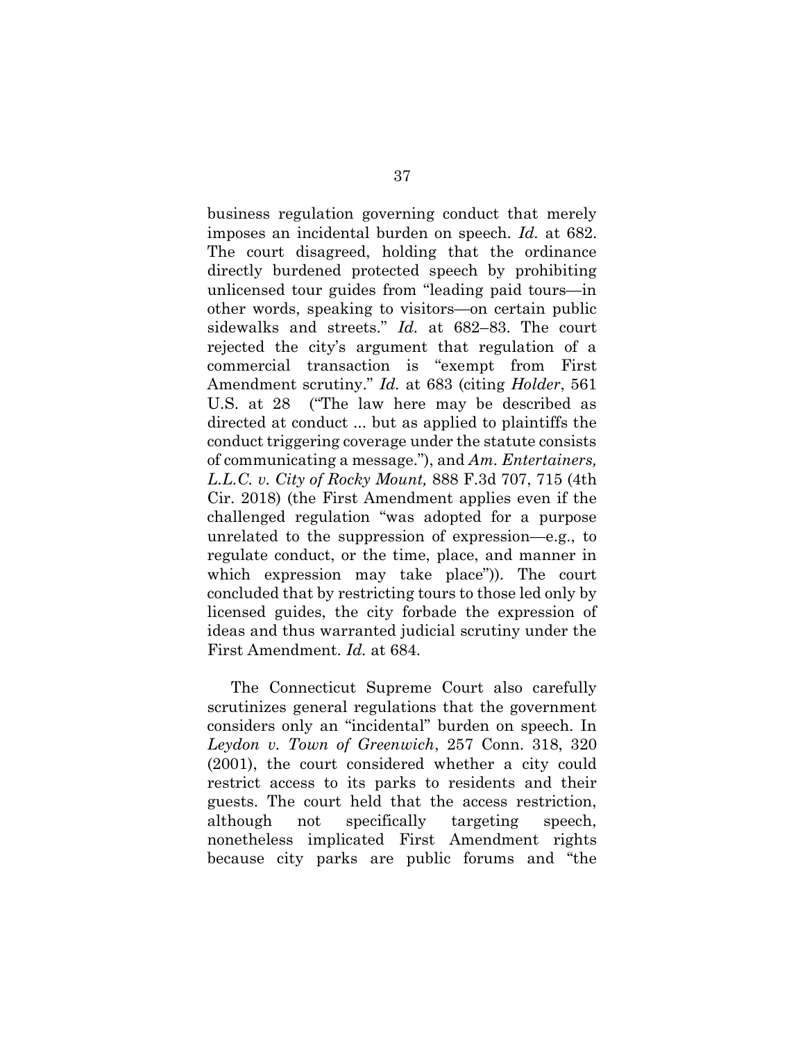business regulation governing conduct that merely imposes an incidental burden on speech. *Id.* at 682. The court disagreed, holding that the ordinance directly burdened protected speech by prohibiting unlicensed tour guides from "leading paid tours—in other words, speaking to visitors—on certain public sidewalks and streets." *Id.* at 682–83. The court rejected the city's argument that regulation of a commercial transaction is "exempt from First Amendment scrutiny." *Id.* at 683 (citing *Holder*, 561 U.S. at 28 ("The law here may be described as directed at conduct ... but as applied to plaintiffs the conduct triggering coverage under the statute consists of communicating a message."), and *Am. Entertainers, L.L.C. v. City of Rocky Mount,* 888 F.3d 707, 715 (4th Cir. 2018) (the First Amendment applies even if the challenged regulation "was adopted for a purpose unrelated to the suppression of expression—e.g., to regulate conduct, or the time, place, and manner in which expression may take place")). The court concluded that by restricting tours to those led only by licensed guides, the city forbade the expression of ideas and thus warranted judicial scrutiny under the First Amendment. *Id.* at 684.

The Connecticut Supreme Court also carefully scrutinizes general regulations that the government considers only an "incidental" burden on speech. In *Leydon v. Town of Greenwich*, 257 Conn. 318, 320 (2001), the court considered whether a city could restrict access to its parks to residents and their guests. The court held that the access restriction, although not specifically targeting speech, nonetheless implicated First Amendment rights because city parks are public forums and "the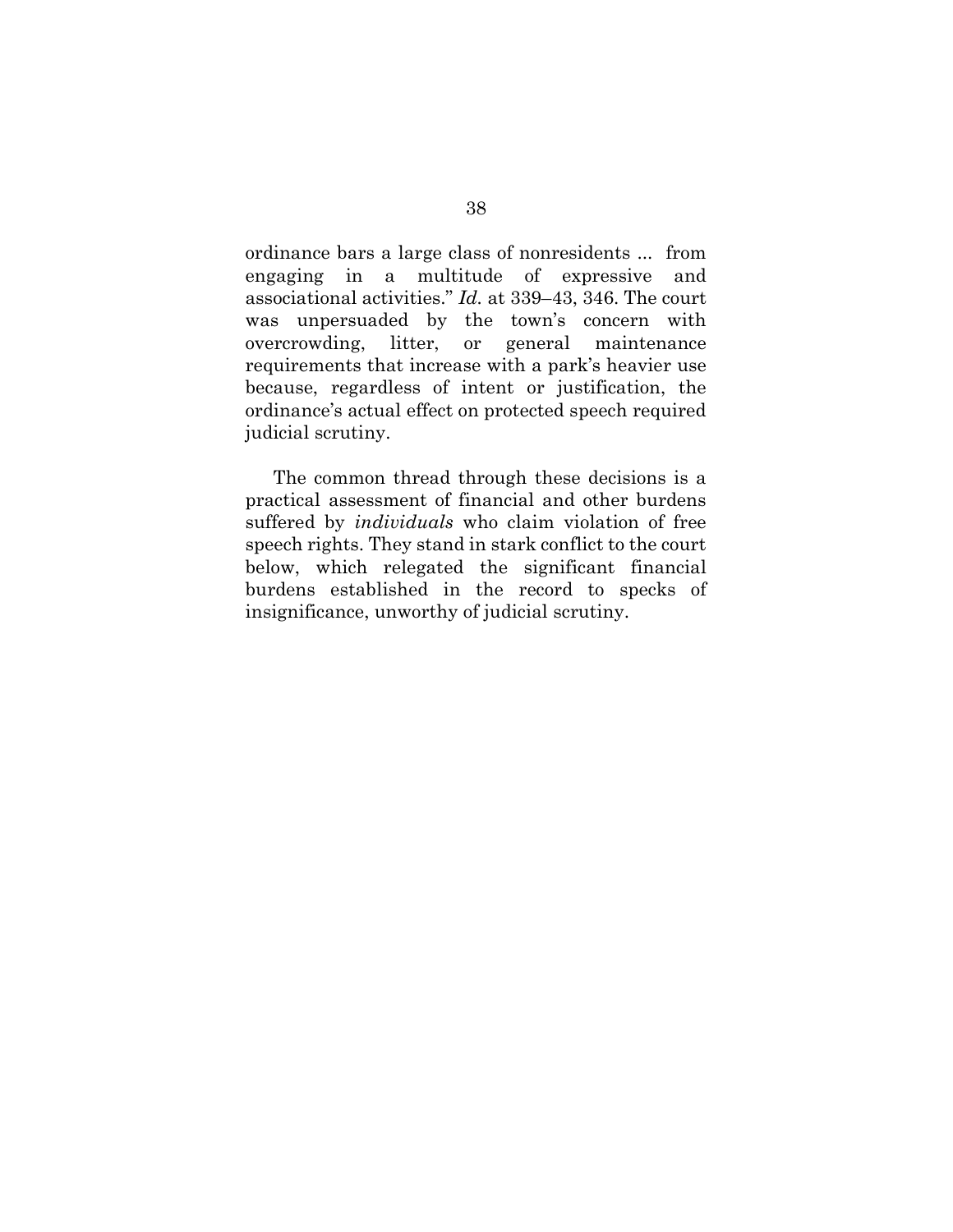ordinance bars a large class of nonresidents ... from engaging in a multitude of expressive and associational activities." *Id.* at 339–43, 346. The court was unpersuaded by the town's concern with overcrowding, litter, or general maintenance requirements that increase with a park's heavier use because, regardless of intent or justification, the ordinance's actual effect on protected speech required judicial scrutiny.

The common thread through these decisions is a practical assessment of financial and other burdens suffered by *individuals* who claim violation of free speech rights. They stand in stark conflict to the court below, which relegated the significant financial burdens established in the record to specks of insignificance, unworthy of judicial scrutiny.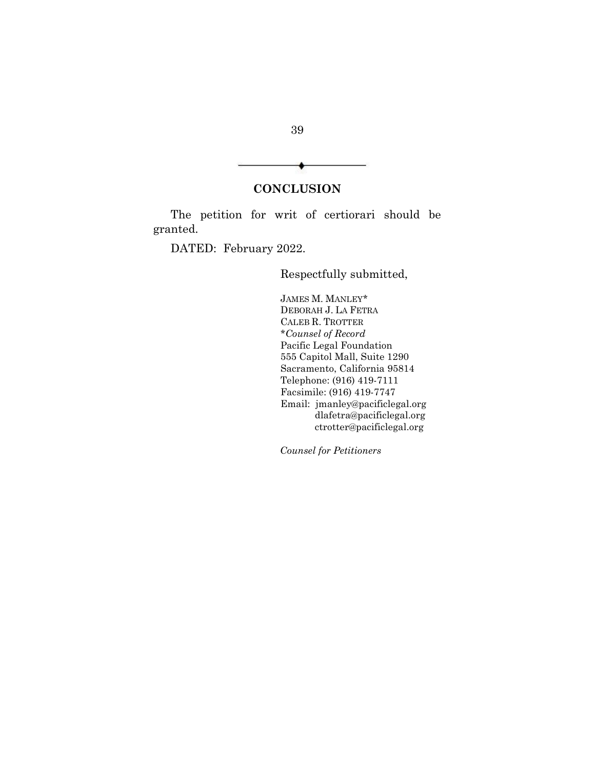## CONCLUSION

The petition for writ of certiorari should be granted.

DATED: February 2022.

Respectfully submitted,

JAMES M. MANLEY*
DEBORAH J. LA FETRA
CALEB R. TROTTER
**Counsel of Record*
Pacific Legal Foundation
555 Capitol Mall, Suite 1290
Sacramento, California 95814
Telephone: (916) 419-7111
Facsimile: (916) 419-7747
Email: jmanley@pacificlegal.org
dlafetra@pacificlegal.org
ctrotter@pacificlegal.org

*Counsel for Petitioners*